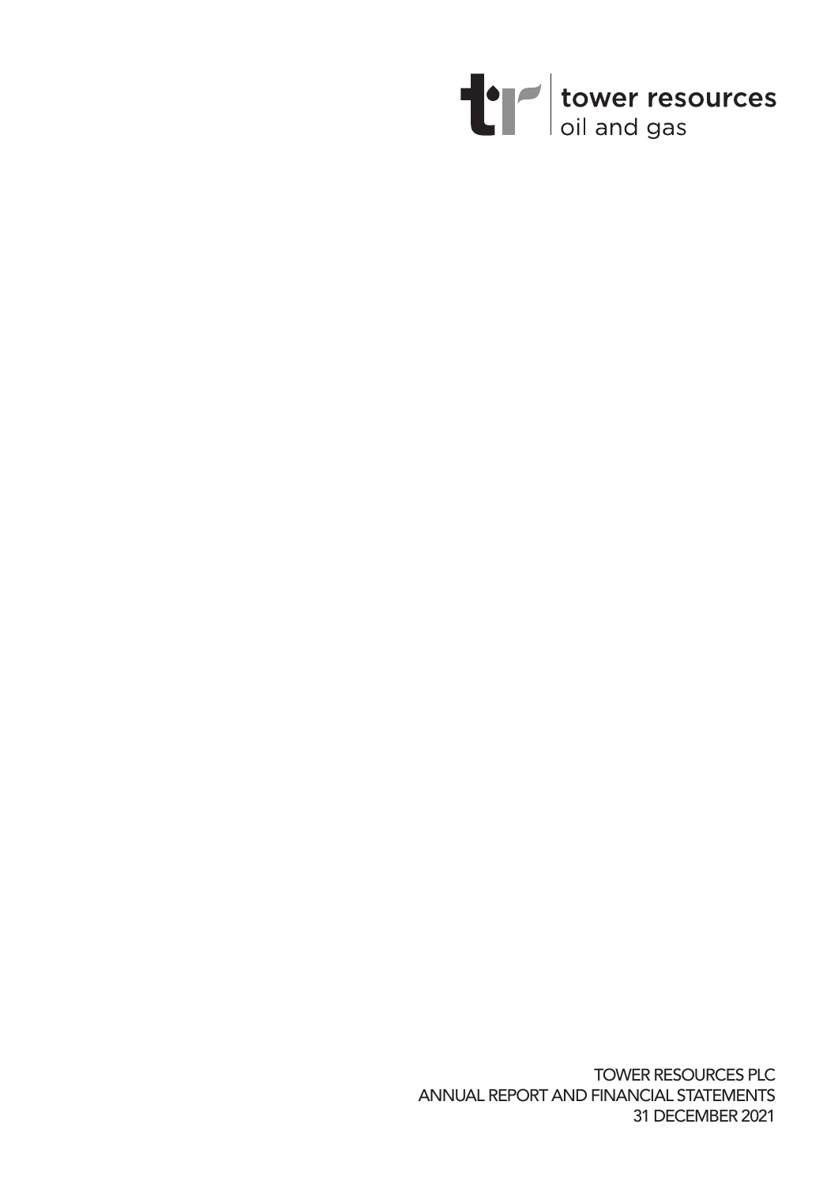tower resources
oil and gas

TOWER RESOURCES PLC
ANNUAL REPORT AND FINANCIAL STATEMENTS
31 DECEMBER 2021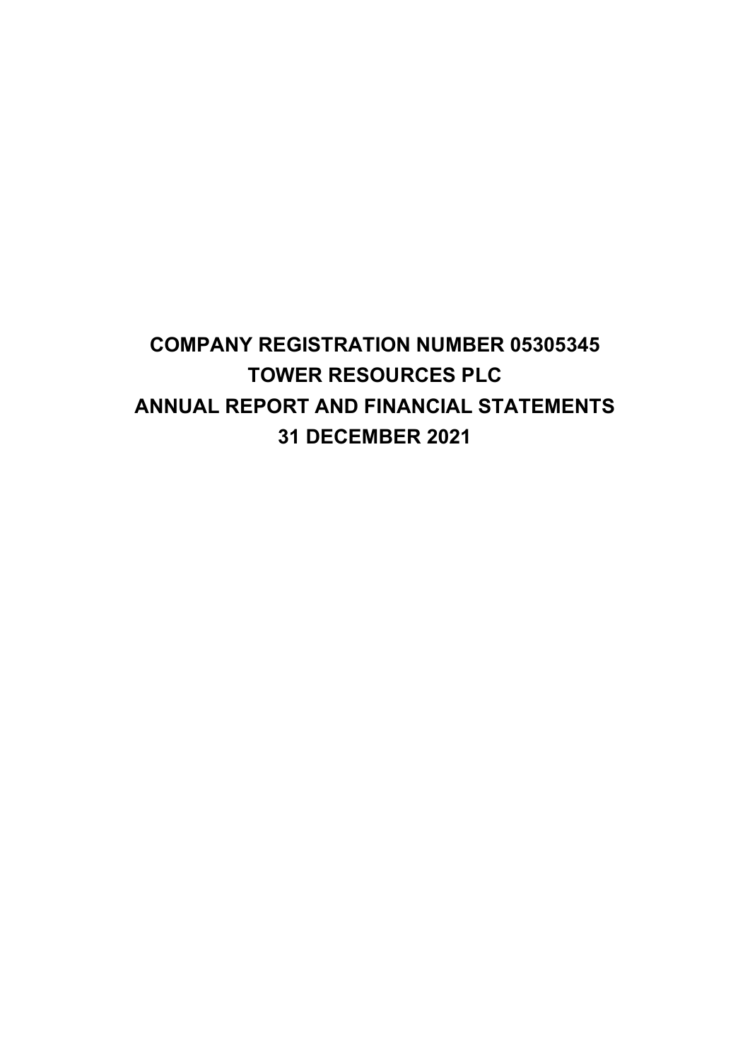# COMPANY REGISTRATION NUMBER 05305345
# TOWER RESOURCES PLC
# ANNUAL REPORT AND FINANCIAL STATEMENTS
# 31 DECEMBER 2021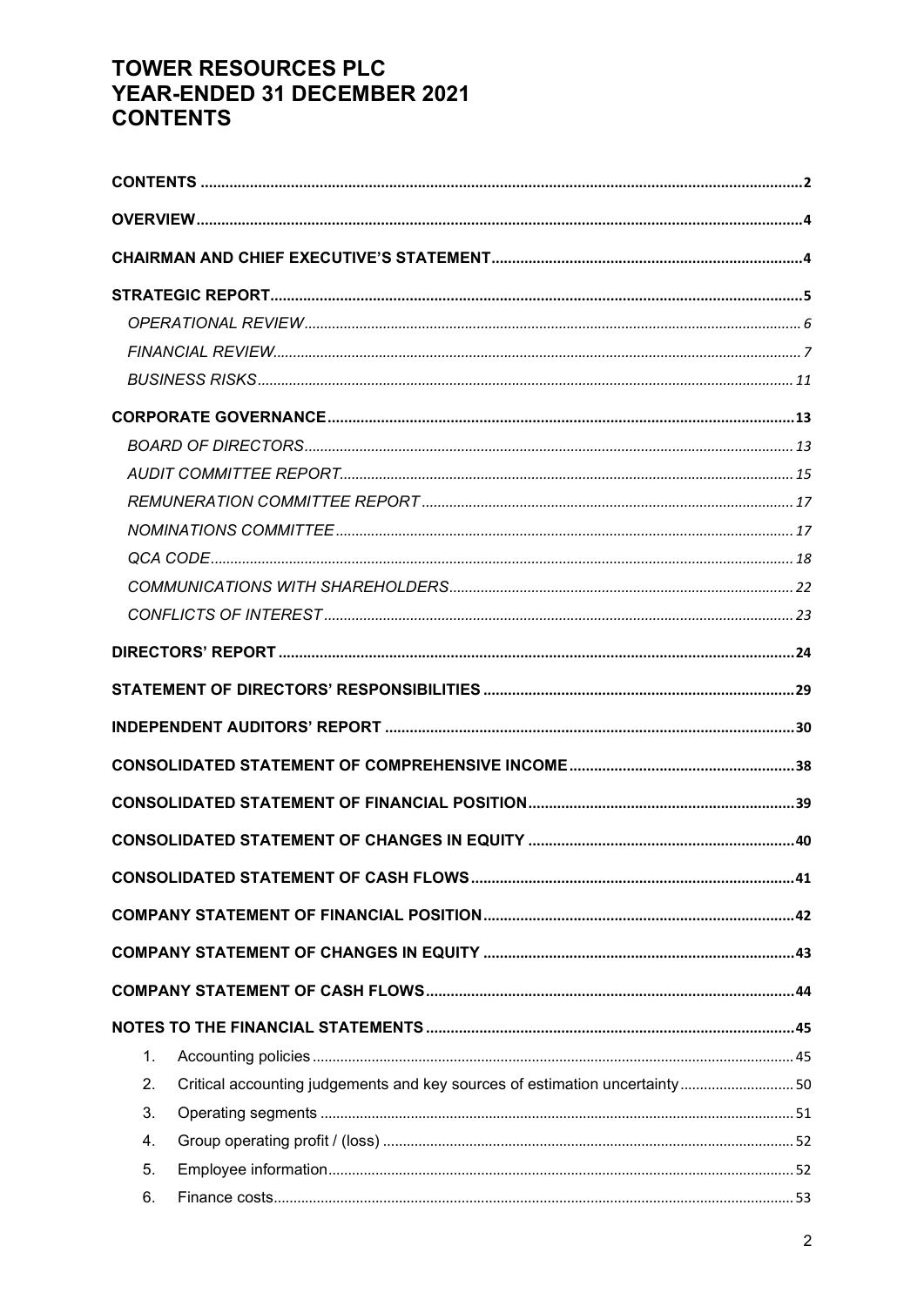# TOWER RESOURCES PLC
# YEAR-ENDED 31 DECEMBER 2021
# CONTENTS

**CONTENTS** .......... 2

**OVERVIEW** .......... 4

**CHAIRMAN AND CHIEF EXECUTIVE'S STATEMENT** .......... 4

**STRATEGIC REPORT** .......... 5

- *OPERATIONAL REVIEW* .......... 6
- *FINANCIAL REVIEW* .......... 7
- *BUSINESS RISKS* .......... 11

**CORPORATE GOVERNANCE** .......... 13

- *BOARD OF DIRECTORS* .......... 13
- *AUDIT COMMITTEE REPORT* .......... 15
- *REMUNERATION COMMITTEE REPORT* .......... 17
- *NOMINATIONS COMMITTEE* .......... 17
- *QCA CODE* .......... 18
- *COMMUNICATIONS WITH SHAREHOLDERS* .......... 22
- *CONFLICTS OF INTEREST* .......... 23

**DIRECTORS' REPORT** .......... 24

**STATEMENT OF DIRECTORS' RESPONSIBILITIES** .......... 29

**INDEPENDENT AUDITORS' REPORT** .......... 30

**CONSOLIDATED STATEMENT OF COMPREHENSIVE INCOME** .......... 38

**CONSOLIDATED STATEMENT OF FINANCIAL POSITION** .......... 39

**CONSOLIDATED STATEMENT OF CHANGES IN EQUITY** .......... 40

**CONSOLIDATED STATEMENT OF CASH FLOWS** .......... 41

**COMPANY STATEMENT OF FINANCIAL POSITION** .......... 42

**COMPANY STATEMENT OF CHANGES IN EQUITY** .......... 43

**COMPANY STATEMENT OF CASH FLOWS** .......... 44

**NOTES TO THE FINANCIAL STATEMENTS** .......... 45

1. Accounting policies .......... 45
2. Critical accounting judgements and key sources of estimation uncertainty .......... 50
3. Operating segments .......... 51
4. Group operating profit / (loss) .......... 52
5. Employee information .......... 52
6. Finance costs .......... 53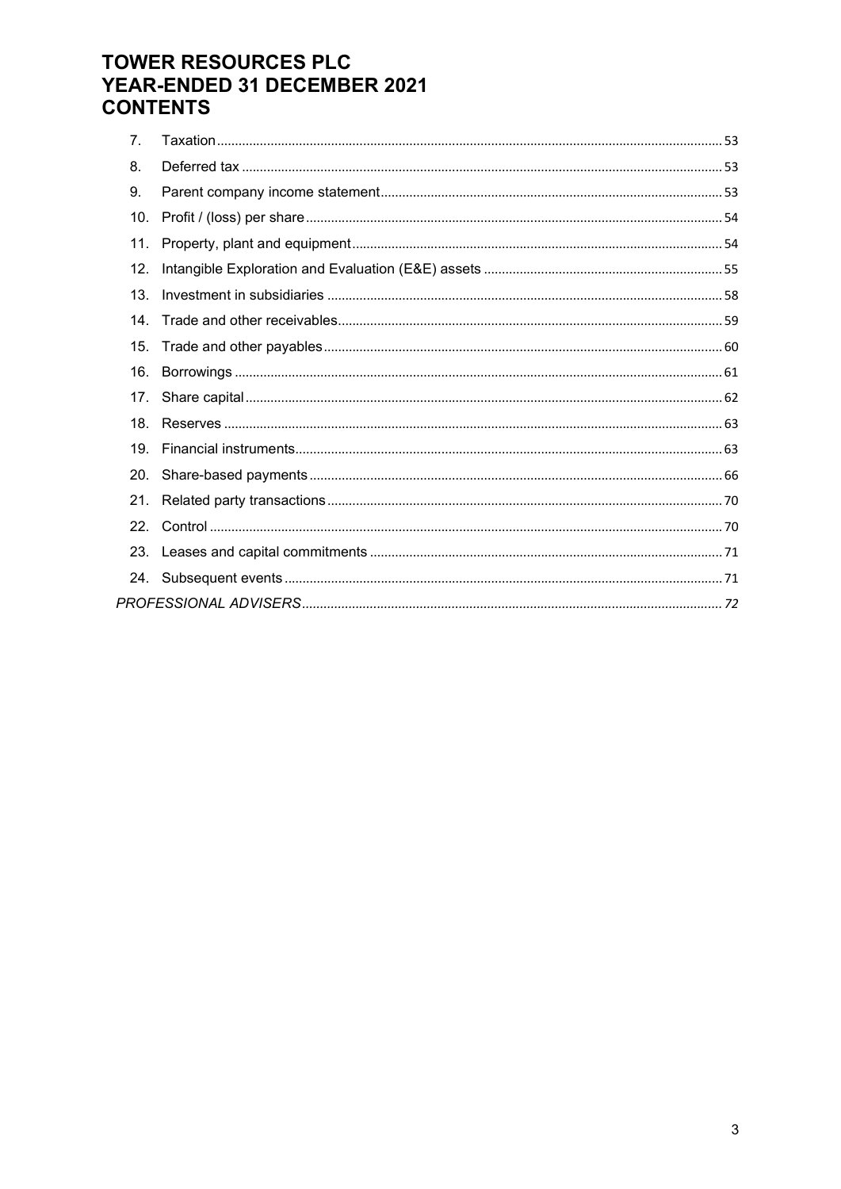# TOWER RESOURCES PLC
# YEAR-ENDED 31 DECEMBER 2021
# CONTENTS

| | | |
|---|---|---|
| 7. | Taxation | 53 |
| 8. | Deferred tax | 53 |
| 9. | Parent company income statement | 53 |
| 10. | Profit / (loss) per share | 54 |
| 11. | Property, plant and equipment | 54 |
| 12. | Intangible Exploration and Evaluation (E&E) assets | 55 |
| 13. | Investment in subsidiaries | 58 |
| 14. | Trade and other receivables | 59 |
| 15. | Trade and other payables | 60 |
| 16. | Borrowings | 61 |
| 17. | Share capital | 62 |
| 18. | Reserves | 63 |
| 19. | Financial instruments | 63 |
| 20. | Share-based payments | 66 |
| 21. | Related party transactions | 70 |
| 22. | Control | 70 |
| 23. | Leases and capital commitments | 71 |
| 24. | Subsequent events | 71 |
| | *PROFESSIONAL ADVISERS* | *72* |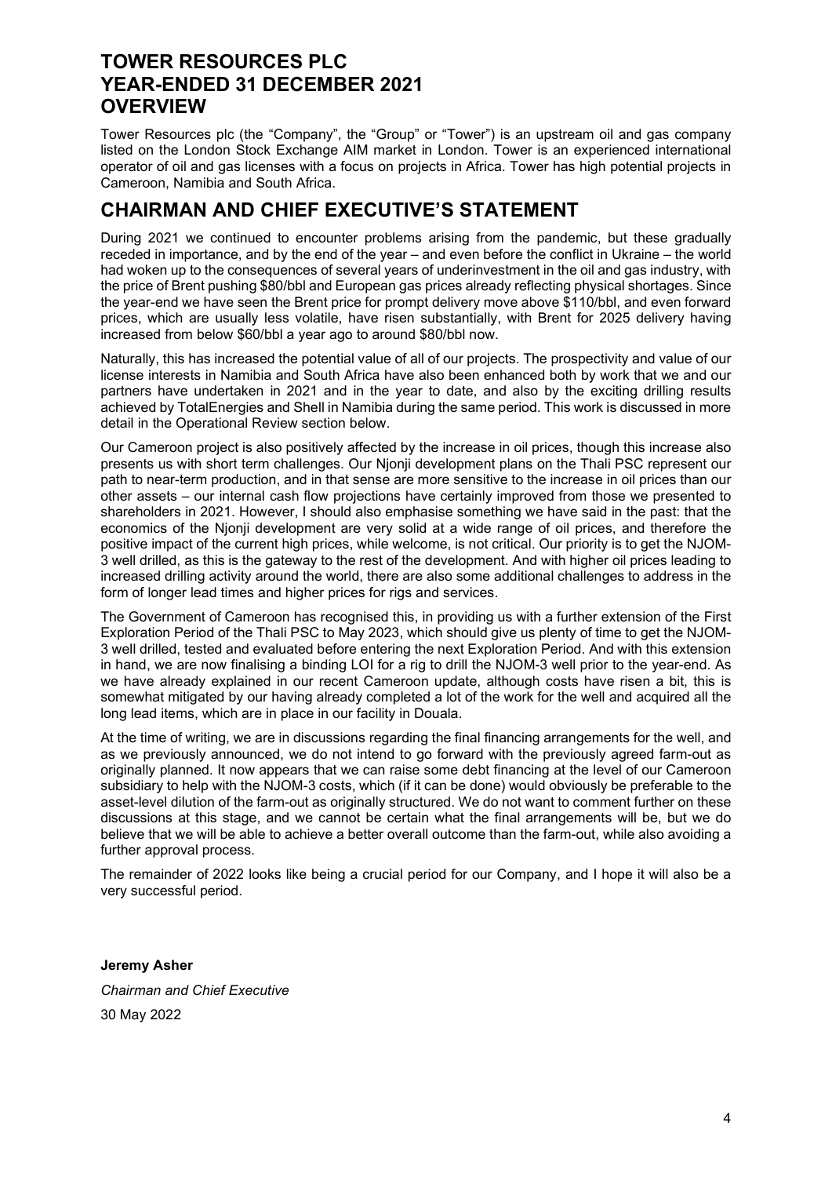# TOWER RESOURCES PLC
# YEAR-ENDED 31 DECEMBER 2021
# OVERVIEW

Tower Resources plc (the "Company", the "Group" or "Tower") is an upstream oil and gas company listed on the London Stock Exchange AIM market in London. Tower is an experienced international operator of oil and gas licenses with a focus on projects in Africa. Tower has high potential projects in Cameroon, Namibia and South Africa.

# CHAIRMAN AND CHIEF EXECUTIVE'S STATEMENT

During 2021 we continued to encounter problems arising from the pandemic, but these gradually receded in importance, and by the end of the year – and even before the conflict in Ukraine – the world had woken up to the consequences of several years of underinvestment in the oil and gas industry, with the price of Brent pushing $80/bbl and European gas prices already reflecting physical shortages. Since the year-end we have seen the Brent price for prompt delivery move above $110/bbl, and even forward prices, which are usually less volatile, have risen substantially, with Brent for 2025 delivery having increased from below $60/bbl a year ago to around $80/bbl now.

Naturally, this has increased the potential value of all of our projects. The prospectivity and value of our license interests in Namibia and South Africa have also been enhanced both by work that we and our partners have undertaken in 2021 and in the year to date, and also by the exciting drilling results achieved by TotalEnergies and Shell in Namibia during the same period. This work is discussed in more detail in the Operational Review section below.

Our Cameroon project is also positively affected by the increase in oil prices, though this increase also presents us with short term challenges. Our Njonji development plans on the Thali PSC represent our path to near-term production, and in that sense are more sensitive to the increase in oil prices than our other assets – our internal cash flow projections have certainly improved from those we presented to shareholders in 2021. However, I should also emphasise something we have said in the past: that the economics of the Njonji development are very solid at a wide range of oil prices, and therefore the positive impact of the current high prices, while welcome, is not critical. Our priority is to get the NJOM-3 well drilled, as this is the gateway to the rest of the development. And with higher oil prices leading to increased drilling activity around the world, there are also some additional challenges to address in the form of longer lead times and higher prices for rigs and services.

The Government of Cameroon has recognised this, in providing us with a further extension of the First Exploration Period of the Thali PSC to May 2023, which should give us plenty of time to get the NJOM-3 well drilled, tested and evaluated before entering the next Exploration Period. And with this extension in hand, we are now finalising a binding LOI for a rig to drill the NJOM-3 well prior to the year-end. As we have already explained in our recent Cameroon update, although costs have risen a bit, this is somewhat mitigated by our having already completed a lot of the work for the well and acquired all the long lead items, which are in place in our facility in Douala.

At the time of writing, we are in discussions regarding the final financing arrangements for the well, and as we previously announced, we do not intend to go forward with the previously agreed farm-out as originally planned. It now appears that we can raise some debt financing at the level of our Cameroon subsidiary to help with the NJOM-3 costs, which (if it can be done) would obviously be preferable to the asset-level dilution of the farm-out as originally structured. We do not want to comment further on these discussions at this stage, and we cannot be certain what the final arrangements will be, but we do believe that we will be able to achieve a better overall outcome than the farm-out, while also avoiding a further approval process.

The remainder of 2022 looks like being a crucial period for our Company, and I hope it will also be a very successful period.

**Jeremy Asher**

*Chairman and Chief Executive*

30 May 2022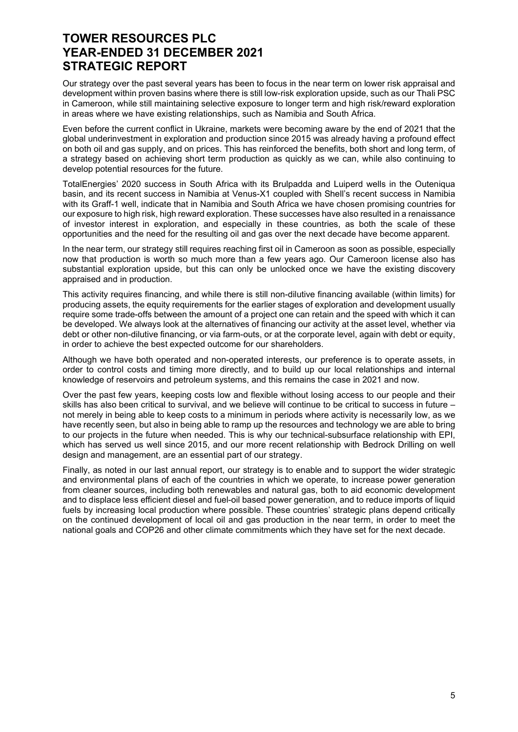# TOWER RESOURCES PLC
# YEAR-ENDED 31 DECEMBER 2021
# STRATEGIC REPORT

Our strategy over the past several years has been to focus in the near term on lower risk appraisal and development within proven basins where there is still low-risk exploration upside, such as our Thali PSC in Cameroon, while still maintaining selective exposure to longer term and high risk/reward exploration in areas where we have existing relationships, such as Namibia and South Africa.

Even before the current conflict in Ukraine, markets were becoming aware by the end of 2021 that the global underinvestment in exploration and production since 2015 was already having a profound effect on both oil and gas supply, and on prices. This has reinforced the benefits, both short and long term, of a strategy based on achieving short term production as quickly as we can, while also continuing to develop potential resources for the future.

TotalEnergies' 2020 success in South Africa with its Brulpadda and Luiperd wells in the Outeniqua basin, and its recent success in Namibia at Venus-X1 coupled with Shell's recent success in Namibia with its Graff-1 well, indicate that in Namibia and South Africa we have chosen promising countries for our exposure to high risk, high reward exploration. These successes have also resulted in a renaissance of investor interest in exploration, and especially in these countries, as both the scale of these opportunities and the need for the resulting oil and gas over the next decade have become apparent.

In the near term, our strategy still requires reaching first oil in Cameroon as soon as possible, especially now that production is worth so much more than a few years ago. Our Cameroon license also has substantial exploration upside, but this can only be unlocked once we have the existing discovery appraised and in production.

This activity requires financing, and while there is still non-dilutive financing available (within limits) for producing assets, the equity requirements for the earlier stages of exploration and development usually require some trade-offs between the amount of a project one can retain and the speed with which it can be developed. We always look at the alternatives of financing our activity at the asset level, whether via debt or other non-dilutive financing, or via farm-outs, or at the corporate level, again with debt or equity, in order to achieve the best expected outcome for our shareholders.

Although we have both operated and non-operated interests, our preference is to operate assets, in order to control costs and timing more directly, and to build up our local relationships and internal knowledge of reservoirs and petroleum systems, and this remains the case in 2021 and now.

Over the past few years, keeping costs low and flexible without losing access to our people and their skills has also been critical to survival, and we believe will continue to be critical to success in future – not merely in being able to keep costs to a minimum in periods where activity is necessarily low, as we have recently seen, but also in being able to ramp up the resources and technology we are able to bring to our projects in the future when needed. This is why our technical-subsurface relationship with EPI, which has served us well since 2015, and our more recent relationship with Bedrock Drilling on well design and management, are an essential part of our strategy.

Finally, as noted in our last annual report, our strategy is to enable and to support the wider strategic and environmental plans of each of the countries in which we operate, to increase power generation from cleaner sources, including both renewables and natural gas, both to aid economic development and to displace less efficient diesel and fuel-oil based power generation, and to reduce imports of liquid fuels by increasing local production where possible. These countries' strategic plans depend critically on the continued development of local oil and gas production in the near term, in order to meet the national goals and COP26 and other climate commitments which they have set for the next decade.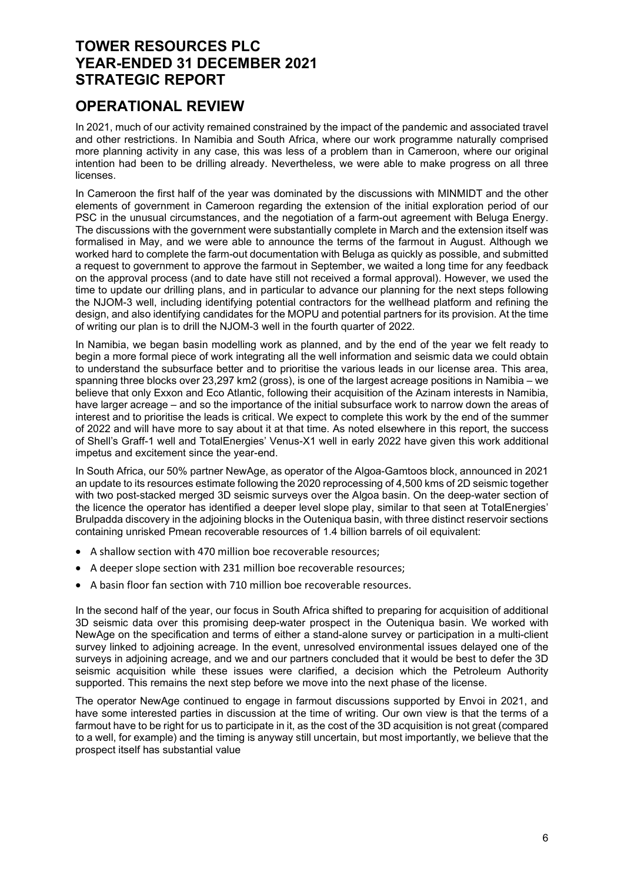# TOWER RESOURCES PLC
# YEAR-ENDED 31 DECEMBER 2021
# STRATEGIC REPORT

## OPERATIONAL REVIEW

In 2021, much of our activity remained constrained by the impact of the pandemic and associated travel and other restrictions. In Namibia and South Africa, where our work programme naturally comprised more planning activity in any case, this was less of a problem than in Cameroon, where our original intention had been to be drilling already. Nevertheless, we were able to make progress on all three licenses.

In Cameroon the first half of the year was dominated by the discussions with MINMIDT and the other elements of government in Cameroon regarding the extension of the initial exploration period of our PSC in the unusual circumstances, and the negotiation of a farm-out agreement with Beluga Energy. The discussions with the government were substantially complete in March and the extension itself was formalised in May, and we were able to announce the terms of the farmout in August. Although we worked hard to complete the farm-out documentation with Beluga as quickly as possible, and submitted a request to government to approve the farmout in September, we waited a long time for any feedback on the approval process (and to date have still not received a formal approval). However, we used the time to update our drilling plans, and in particular to advance our planning for the next steps following the NJOM-3 well, including identifying potential contractors for the wellhead platform and refining the design, and also identifying candidates for the MOPU and potential partners for its provision. At the time of writing our plan is to drill the NJOM-3 well in the fourth quarter of 2022.

In Namibia, we began basin modelling work as planned, and by the end of the year we felt ready to begin a more formal piece of work integrating all the well information and seismic data we could obtain to understand the subsurface better and to prioritise the various leads in our license area. This area, spanning three blocks over 23,297 km2 (gross), is one of the largest acreage positions in Namibia – we believe that only Exxon and Eco Atlantic, following their acquisition of the Azinam interests in Namibia, have larger acreage – and so the importance of the initial subsurface work to narrow down the areas of interest and to prioritise the leads is critical. We expect to complete this work by the end of the summer of 2022 and will have more to say about it at that time. As noted elsewhere in this report, the success of Shell's Graff-1 well and TotalEnergies' Venus-X1 well in early 2022 have given this work additional impetus and excitement since the year-end.

In South Africa, our 50% partner NewAge, as operator of the Algoa-Gamtoos block, announced in 2021 an update to its resources estimate following the 2020 reprocessing of 4,500 kms of 2D seismic together with two post-stacked merged 3D seismic surveys over the Algoa basin. On the deep-water section of the licence the operator has identified a deeper level slope play, similar to that seen at TotalEnergies' Brulpadda discovery in the adjoining blocks in the Outeniqua basin, with three distinct reservoir sections containing unrisked Pmean recoverable resources of 1.4 billion barrels of oil equivalent:

- A shallow section with 470 million boe recoverable resources;
- A deeper slope section with 231 million boe recoverable resources;
- A basin floor fan section with 710 million boe recoverable resources.

In the second half of the year, our focus in South Africa shifted to preparing for acquisition of additional 3D seismic data over this promising deep-water prospect in the Outeniqua basin. We worked with NewAge on the specification and terms of either a stand-alone survey or participation in a multi-client survey linked to adjoining acreage. In the event, unresolved environmental issues delayed one of the surveys in adjoining acreage, and we and our partners concluded that it would be best to defer the 3D seismic acquisition while these issues were clarified, a decision which the Petroleum Authority supported. This remains the next step before we move into the next phase of the license.

The operator NewAge continued to engage in farmout discussions supported by Envoi in 2021, and have some interested parties in discussion at the time of writing. Our own view is that the terms of a farmout have to be right for us to participate in it, as the cost of the 3D acquisition is not great (compared to a well, for example) and the timing is anyway still uncertain, but most importantly, we believe that the prospect itself has substantial value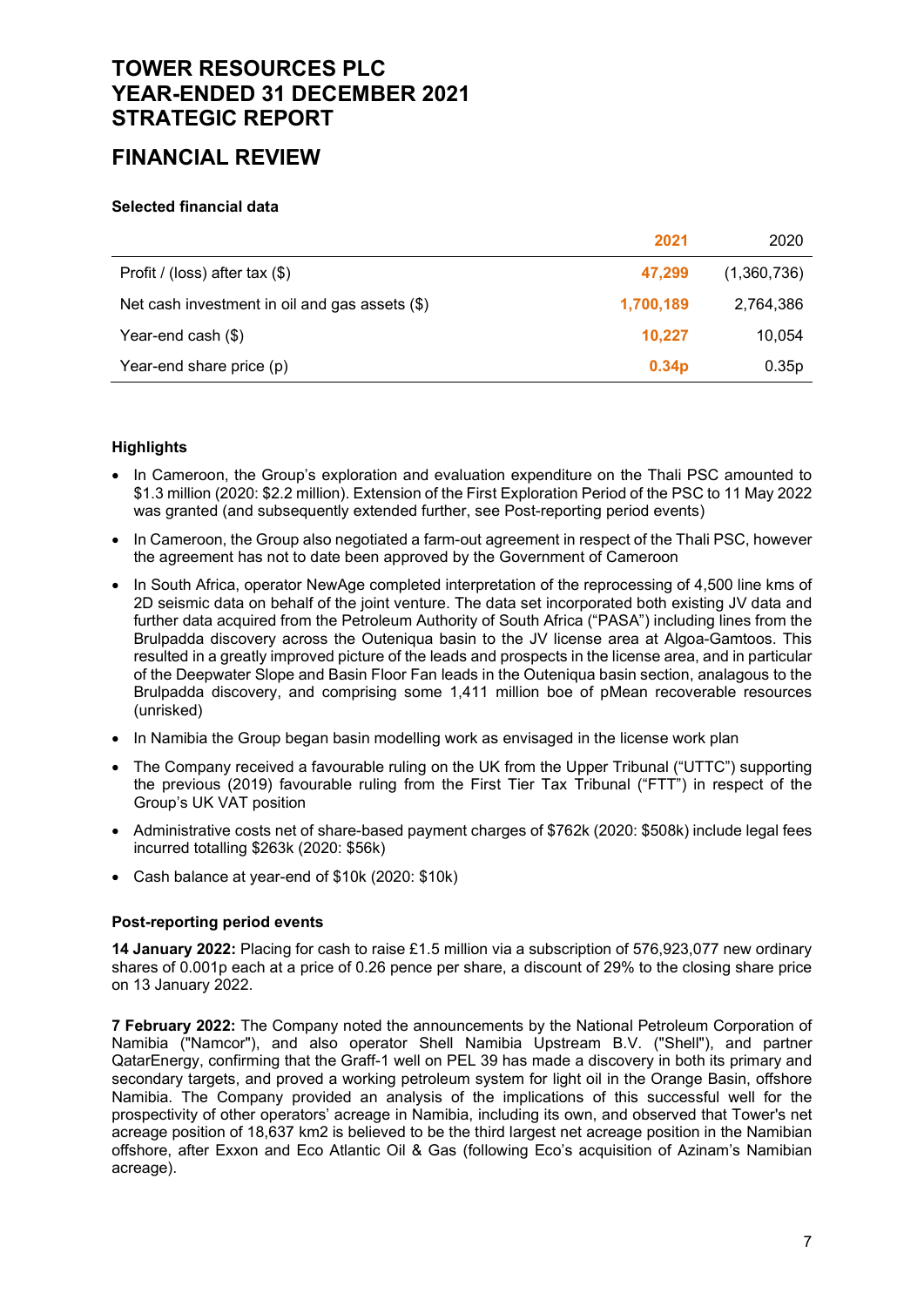# TOWER RESOURCES PLC
# YEAR-ENDED 31 DECEMBER 2021
# STRATEGIC REPORT

## FINANCIAL REVIEW

**Selected financial data**

| | **2021** | 2020 |
|---|---|---|
| Profit / (loss) after tax ($) | **47,299** | (1,360,736) |
| Net cash investment in oil and gas assets ($) | **1,700,189** | 2,764,386 |
| Year-end cash ($) | **10,227** | 10,054 |
| Year-end share price (p) | **0.34p** | 0.35p |

**Highlights**

- In Cameroon, the Group's exploration and evaluation expenditure on the Thali PSC amounted to $1.3 million (2020: $2.2 million). Extension of the First Exploration Period of the PSC to 11 May 2022 was granted (and subsequently extended further, see Post-reporting period events)
- In Cameroon, the Group also negotiated a farm-out agreement in respect of the Thali PSC, however the agreement has not to date been approved by the Government of Cameroon
- In South Africa, operator NewAge completed interpretation of the reprocessing of 4,500 line kms of 2D seismic data on behalf of the joint venture. The data set incorporated both existing JV data and further data acquired from the Petroleum Authority of South Africa ("PASA") including lines from the Brulpadda discovery across the Outeniqua basin to the JV license area at Algoa-Gamtoos. This resulted in a greatly improved picture of the leads and prospects in the license area, and in particular of the Deepwater Slope and Basin Floor Fan leads in the Outeniqua basin section, analagous to the Brulpadda discovery, and comprising some 1,411 million boe of pMean recoverable resources (unrisked)
- In Namibia the Group began basin modelling work as envisaged in the license work plan
- The Company received a favourable ruling on the UK from the Upper Tribunal ("UTTC") supporting the previous (2019) favourable ruling from the First Tier Tax Tribunal ("FTT") in respect of the Group's UK VAT position
- Administrative costs net of share-based payment charges of $762k (2020: $508k) include legal fees incurred totalling $263k (2020: $56k)
- Cash balance at year-end of $10k (2020: $10k)

**Post-reporting period events**

**14 January 2022:** Placing for cash to raise £1.5 million via a subscription of 576,923,077 new ordinary shares of 0.001p each at a price of 0.26 pence per share, a discount of 29% to the closing share price on 13 January 2022.

**7 February 2022:** The Company noted the announcements by the National Petroleum Corporation of Namibia ("Namcor"), and also operator Shell Namibia Upstream B.V. ("Shell"), and partner QatarEnergy, confirming that the Graff-1 well on PEL 39 has made a discovery in both its primary and secondary targets, and proved a working petroleum system for light oil in the Orange Basin, offshore Namibia. The Company provided an analysis of the implications of this successful well for the prospectivity of other operators' acreage in Namibia, including its own, and observed that Tower's net acreage position of 18,637 km2 is believed to be the third largest net acreage position in the Namibian offshore, after Exxon and Eco Atlantic Oil & Gas (following Eco's acquisition of Azinam's Namibian acreage).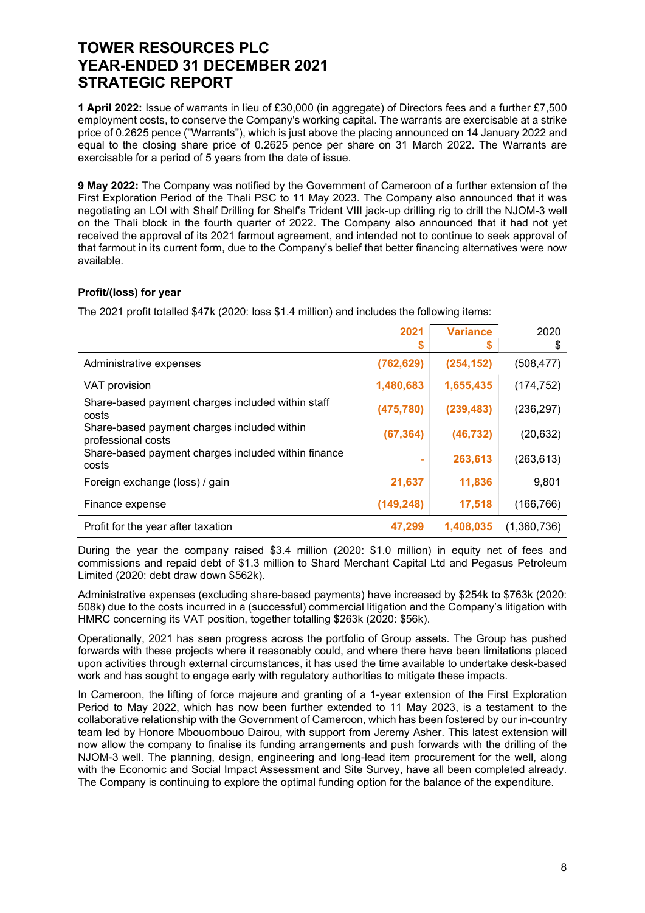# TOWER RESOURCES PLC
# YEAR-ENDED 31 DECEMBER 2021
# STRATEGIC REPORT

**1 April 2022:** Issue of warrants in lieu of £30,000 (in aggregate) of Directors fees and a further £7,500 employment costs, to conserve the Company's working capital. The warrants are exercisable at a strike price of 0.2625 pence ("Warrants"), which is just above the placing announced on 14 January 2022 and equal to the closing share price of 0.2625 pence per share on 31 March 2022. The Warrants are exercisable for a period of 5 years from the date of issue.

**9 May 2022:** The Company was notified by the Government of Cameroon of a further extension of the First Exploration Period of the Thali PSC to 11 May 2023. The Company also announced that it was negotiating an LOI with Shelf Drilling for Shelf's Trident VIII jack-up drilling rig to drill the NJOM-3 well on the Thali block in the fourth quarter of 2022. The Company also announced that it had not yet received the approval of its 2021 farmout agreement, and intended not to continue to seek approval of that farmout in its current form, due to the Company's belief that better financing alternatives were now available.

### Profit/(loss) for year

The 2021 profit totalled $47k (2020: loss $1.4 million) and includes the following items:

| | 2021<br>$ | Variance<br>$ | 2020<br>$ |
|---|---|---|---|
| Administrative expenses | (762,629) | (254,152) | (508,477) |
| VAT provision | 1,480,683 | 1,655,435 | (174,752) |
| Share-based payment charges included within staff costs | (475,780) | (239,483) | (236,297) |
| Share-based payment charges included within professional costs | (67,364) | (46,732) | (20,632) |
| Share-based payment charges included within finance costs | - | 263,613 | (263,613) |
| Foreign exchange (loss) / gain | 21,637 | 11,836 | 9,801 |
| Finance expense | (149,248) | 17,518 | (166,766) |
| Profit for the year after taxation | 47,299 | 1,408,035 | (1,360,736) |

During the year the company raised $3.4 million (2020: $1.0 million) in equity net of fees and commissions and repaid debt of $1.3 million to Shard Merchant Capital Ltd and Pegasus Petroleum Limited (2020: debt draw down $562k).

Administrative expenses (excluding share-based payments) have increased by $254k to $763k (2020: 508k) due to the costs incurred in a (successful) commercial litigation and the Company's litigation with HMRC concerning its VAT position, together totalling $263k (2020: $56k).

Operationally, 2021 has seen progress across the portfolio of Group assets. The Group has pushed forwards with these projects where it reasonably could, and where there have been limitations placed upon activities through external circumstances, it has used the time available to undertake desk-based work and has sought to engage early with regulatory authorities to mitigate these impacts.

In Cameroon, the lifting of force majeure and granting of a 1-year extension of the First Exploration Period to May 2022, which has now been further extended to 11 May 2023, is a testament to the collaborative relationship with the Government of Cameroon, which has been fostered by our in-country team led by Honore Mbouombouo Dairou, with support from Jeremy Asher. This latest extension will now allow the company to finalise its funding arrangements and push forwards with the drilling of the NJOM-3 well. The planning, design, engineering and long-lead item procurement for the well, along with the Economic and Social Impact Assessment and Site Survey, have all been completed already. The Company is continuing to explore the optimal funding option for the balance of the expenditure.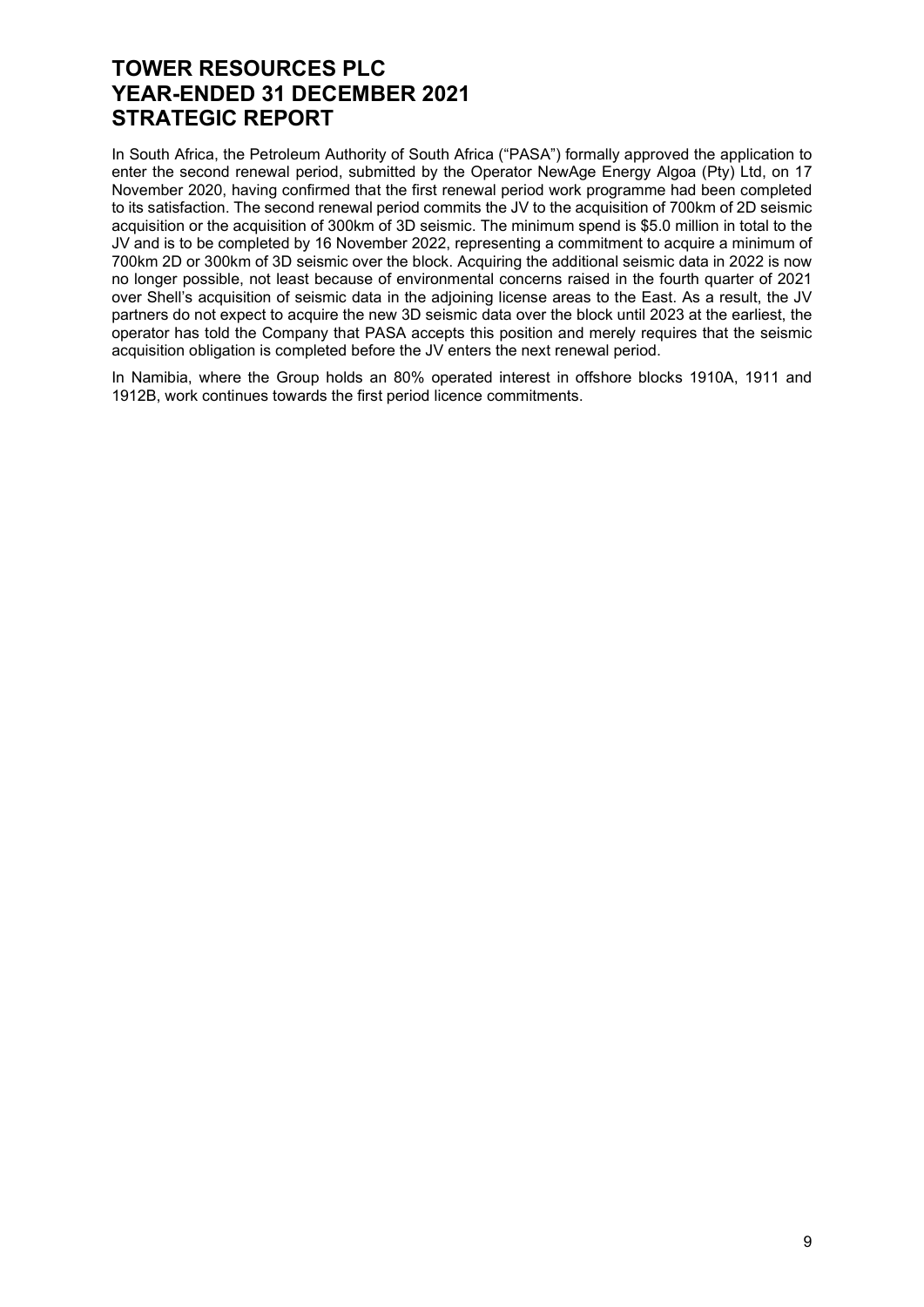# TOWER RESOURCES PLC
# YEAR-ENDED 31 DECEMBER 2021
# STRATEGIC REPORT

In South Africa, the Petroleum Authority of South Africa ("PASA") formally approved the application to enter the second renewal period, submitted by the Operator NewAge Energy Algoa (Pty) Ltd, on 17 November 2020, having confirmed that the first renewal period work programme had been completed to its satisfaction. The second renewal period commits the JV to the acquisition of 700km of 2D seismic acquisition or the acquisition of 300km of 3D seismic. The minimum spend is $5.0 million in total to the JV and is to be completed by 16 November 2022, representing a commitment to acquire a minimum of 700km 2D or 300km of 3D seismic over the block. Acquiring the additional seismic data in 2022 is now no longer possible, not least because of environmental concerns raised in the fourth quarter of 2021 over Shell's acquisition of seismic data in the adjoining license areas to the East. As a result, the JV partners do not expect to acquire the new 3D seismic data over the block until 2023 at the earliest, the operator has told the Company that PASA accepts this position and merely requires that the seismic acquisition obligation is completed before the JV enters the next renewal period.

In Namibia, where the Group holds an 80% operated interest in offshore blocks 1910A, 1911 and 1912B, work continues towards the first period licence commitments.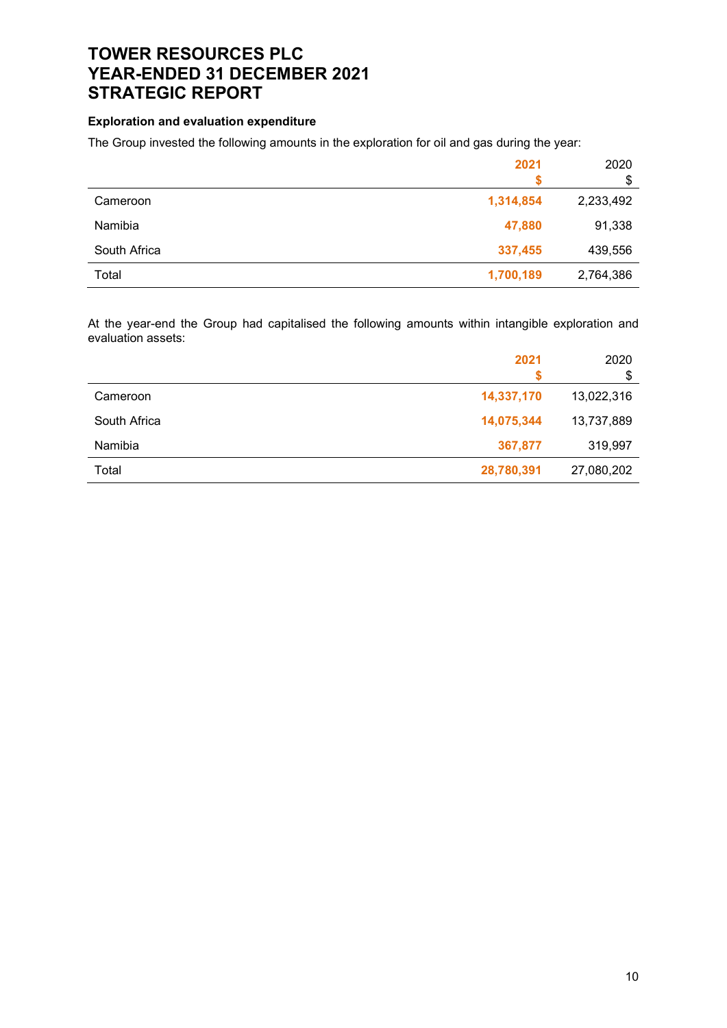# TOWER RESOURCES PLC
# YEAR-ENDED 31 DECEMBER 2021
# STRATEGIC REPORT

### Exploration and evaluation expenditure

The Group invested the following amounts in the exploration for oil and gas during the year:

| | **2021** **$** | 2020 $ |
|---|---|---|
| Cameroon | **1,314,854** | 2,233,492 |
| Namibia | **47,880** | 91,338 |
| South Africa | **337,455** | 439,556 |
| Total | **1,700,189** | 2,764,386 |

At the year-end the Group had capitalised the following amounts within intangible exploration and evaluation assets:

| | **2021** **$** | 2020 $ |
|---|---|---|
| Cameroon | **14,337,170** | 13,022,316 |
| South Africa | **14,075,344** | 13,737,889 |
| Namibia | **367,877** | 319,997 |
| Total | **28,780,391** | 27,080,202 |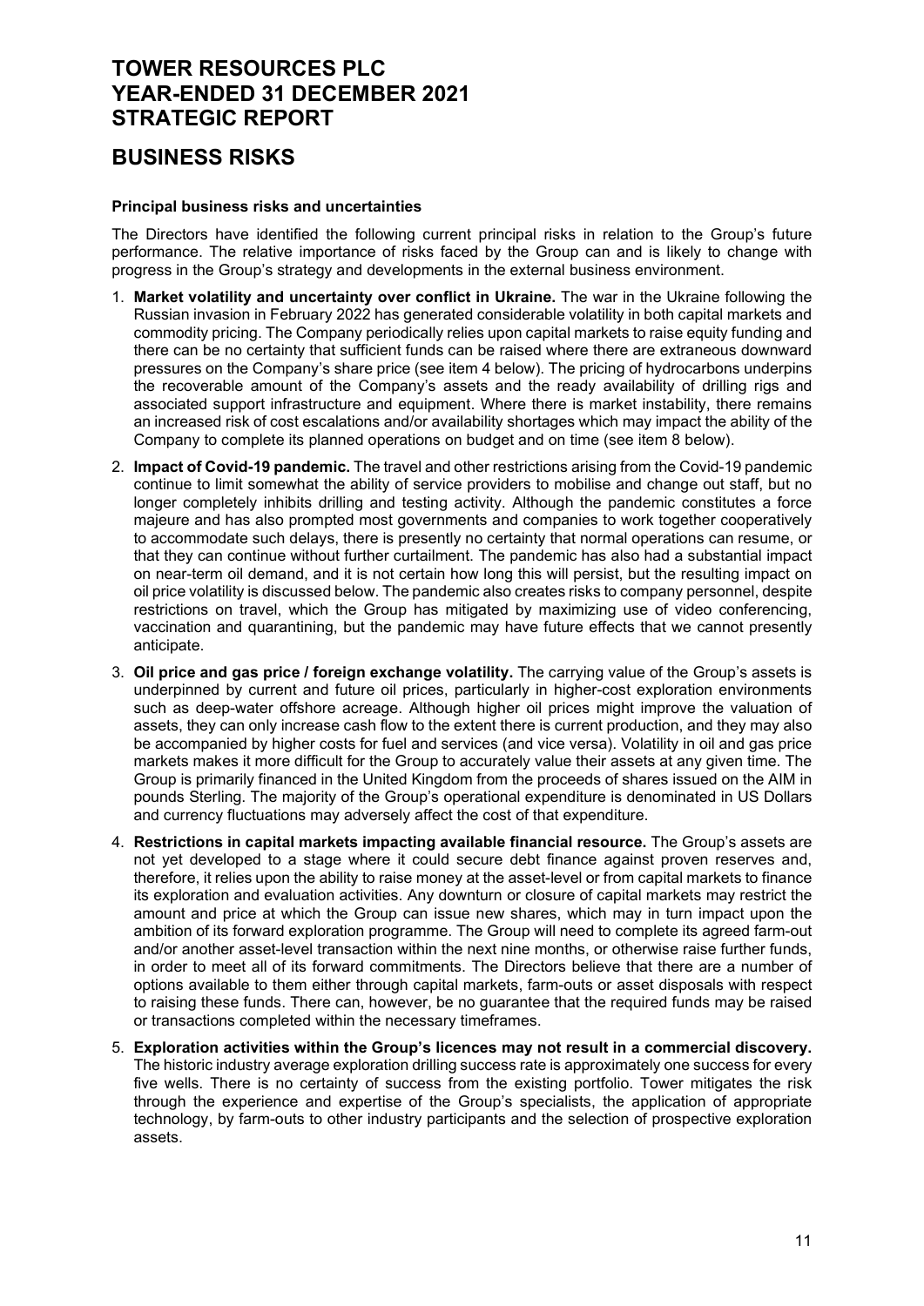# TOWER RESOURCES PLC
# YEAR-ENDED 31 DECEMBER 2021
# STRATEGIC REPORT

## BUSINESS RISKS

### Principal business risks and uncertainties

The Directors have identified the following current principal risks in relation to the Group's future performance. The relative importance of risks faced by the Group can and is likely to change with progress in the Group's strategy and developments in the external business environment.

1. **Market volatility and uncertainty over conflict in Ukraine.** The war in the Ukraine following the Russian invasion in February 2022 has generated considerable volatility in both capital markets and commodity pricing. The Company periodically relies upon capital markets to raise equity funding and there can be no certainty that sufficient funds can be raised where there are extraneous downward pressures on the Company's share price (see item 4 below). The pricing of hydrocarbons underpins the recoverable amount of the Company's assets and the ready availability of drilling rigs and associated support infrastructure and equipment. Where there is market instability, there remains an increased risk of cost escalations and/or availability shortages which may impact the ability of the Company to complete its planned operations on budget and on time (see item 8 below).
2. **Impact of Covid-19 pandemic.** The travel and other restrictions arising from the Covid-19 pandemic continue to limit somewhat the ability of service providers to mobilise and change out staff, but no longer completely inhibits drilling and testing activity. Although the pandemic constitutes a force majeure and has also prompted most governments and companies to work together cooperatively to accommodate such delays, there is presently no certainty that normal operations can resume, or that they can continue without further curtailment. The pandemic has also had a substantial impact on near-term oil demand, and it is not certain how long this will persist, but the resulting impact on oil price volatility is discussed below. The pandemic also creates risks to company personnel, despite restrictions on travel, which the Group has mitigated by maximizing use of video conferencing, vaccination and quarantining, but the pandemic may have future effects that we cannot presently anticipate.
3. **Oil price and gas price / foreign exchange volatility.** The carrying value of the Group's assets is underpinned by current and future oil prices, particularly in higher-cost exploration environments such as deep-water offshore acreage. Although higher oil prices might improve the valuation of assets, they can only increase cash flow to the extent there is current production, and they may also be accompanied by higher costs for fuel and services (and vice versa). Volatility in oil and gas price markets makes it more difficult for the Group to accurately value their assets at any given time. The Group is primarily financed in the United Kingdom from the proceeds of shares issued on the AIM in pounds Sterling. The majority of the Group's operational expenditure is denominated in US Dollars and currency fluctuations may adversely affect the cost of that expenditure.
4. **Restrictions in capital markets impacting available financial resource.** The Group's assets are not yet developed to a stage where it could secure debt finance against proven reserves and, therefore, it relies upon the ability to raise money at the asset-level or from capital markets to finance its exploration and evaluation activities. Any downturn or closure of capital markets may restrict the amount and price at which the Group can issue new shares, which may in turn impact upon the ambition of its forward exploration programme. The Group will need to complete its agreed farm-out and/or another asset-level transaction within the next nine months, or otherwise raise further funds, in order to meet all of its forward commitments. The Directors believe that there are a number of options available to them either through capital markets, farm-outs or asset disposals with respect to raising these funds. There can, however, be no guarantee that the required funds may be raised or transactions completed within the necessary timeframes.
5. **Exploration activities within the Group's licences may not result in a commercial discovery.** The historic industry average exploration drilling success rate is approximately one success for every five wells. There is no certainty of success from the existing portfolio. Tower mitigates the risk through the experience and expertise of the Group's specialists, the application of appropriate technology, by farm-outs to other industry participants and the selection of prospective exploration assets.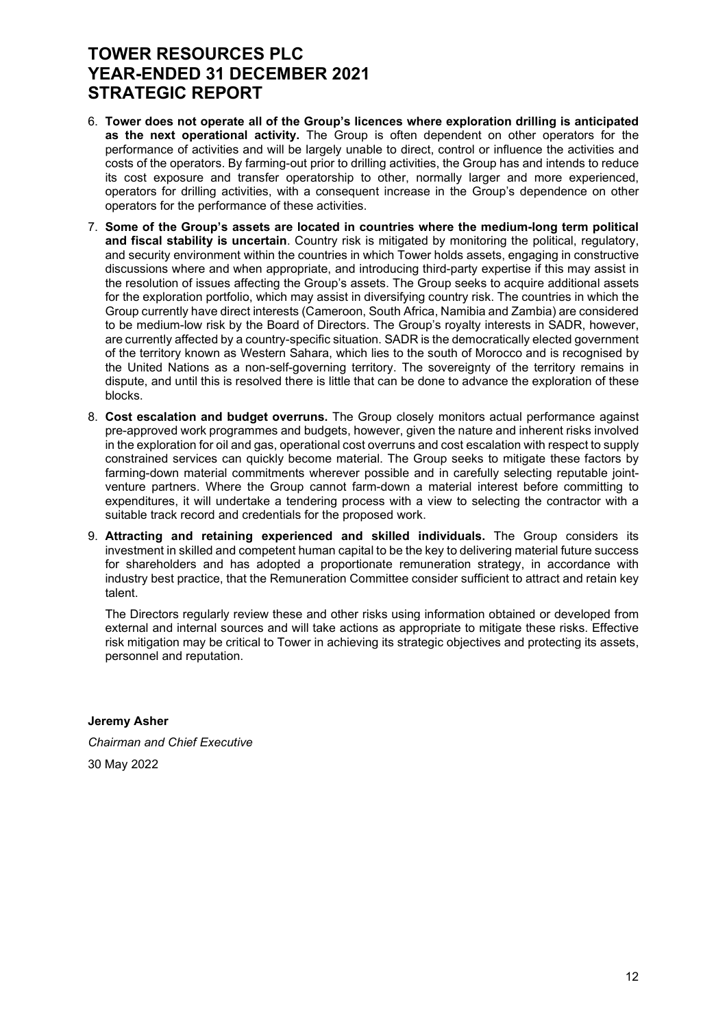# TOWER RESOURCES PLC
# YEAR-ENDED 31 DECEMBER 2021
# STRATEGIC REPORT

6. **Tower does not operate all of the Group's licences where exploration drilling is anticipated as the next operational activity.** The Group is often dependent on other operators for the performance of activities and will be largely unable to direct, control or influence the activities and costs of the operators. By farming-out prior to drilling activities, the Group has and intends to reduce its cost exposure and transfer operatorship to other, normally larger and more experienced, operators for drilling activities, with a consequent increase in the Group's dependence on other operators for the performance of these activities.

7. **Some of the Group's assets are located in countries where the medium-long term political and fiscal stability is uncertain**. Country risk is mitigated by monitoring the political, regulatory, and security environment within the countries in which Tower holds assets, engaging in constructive discussions where and when appropriate, and introducing third-party expertise if this may assist in the resolution of issues affecting the Group's assets. The Group seeks to acquire additional assets for the exploration portfolio, which may assist in diversifying country risk. The countries in which the Group currently have direct interests (Cameroon, South Africa, Namibia and Zambia) are considered to be medium-low risk by the Board of Directors. The Group's royalty interests in SADR, however, are currently affected by a country-specific situation. SADR is the democratically elected government of the territory known as Western Sahara, which lies to the south of Morocco and is recognised by the United Nations as a non-self-governing territory. The sovereignty of the territory remains in dispute, and until this is resolved there is little that can be done to advance the exploration of these blocks.

8. **Cost escalation and budget overruns.** The Group closely monitors actual performance against pre-approved work programmes and budgets, however, given the nature and inherent risks involved in the exploration for oil and gas, operational cost overruns and cost escalation with respect to supply constrained services can quickly become material. The Group seeks to mitigate these factors by farming-down material commitments wherever possible and in carefully selecting reputable joint-venture partners. Where the Group cannot farm-down a material interest before committing to expenditures, it will undertake a tendering process with a view to selecting the contractor with a suitable track record and credentials for the proposed work.

9. **Attracting and retaining experienced and skilled individuals.** The Group considers its investment in skilled and competent human capital to be the key to delivering material future success for shareholders and has adopted a proportionate remuneration strategy, in accordance with industry best practice, that the Remuneration Committee consider sufficient to attract and retain key talent.

   The Directors regularly review these and other risks using information obtained or developed from external and internal sources and will take actions as appropriate to mitigate these risks. Effective risk mitigation may be critical to Tower in achieving its strategic objectives and protecting its assets, personnel and reputation.

**Jeremy Asher**

*Chairman and Chief Executive*

30 May 2022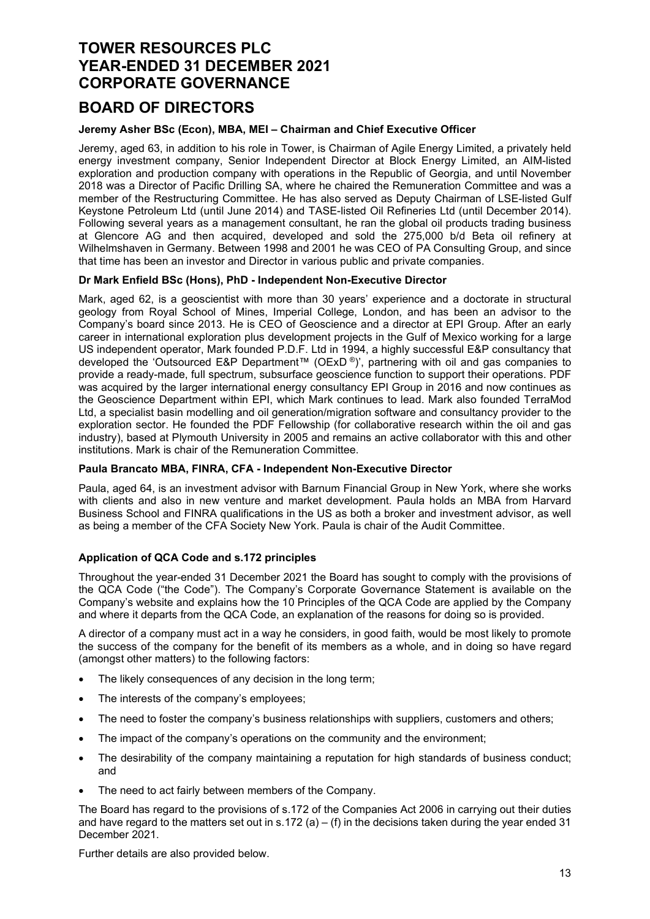# TOWER RESOURCES PLC
# YEAR-ENDED 31 DECEMBER 2021
# CORPORATE GOVERNANCE

# BOARD OF DIRECTORS

**Jeremy Asher BSc (Econ), MBA, MEI – Chairman and Chief Executive Officer**

Jeremy, aged 63, in addition to his role in Tower, is Chairman of Agile Energy Limited, a privately held energy investment company, Senior Independent Director at Block Energy Limited, an AIM-listed exploration and production company with operations in the Republic of Georgia, and until November 2018 was a Director of Pacific Drilling SA, where he chaired the Remuneration Committee and was a member of the Restructuring Committee. He has also served as Deputy Chairman of LSE-listed Gulf Keystone Petroleum Ltd (until June 2014) and TASE-listed Oil Refineries Ltd (until December 2014). Following several years as a management consultant, he ran the global oil products trading business at Glencore AG and then acquired, developed and sold the 275,000 b/d Beta oil refinery at Wilhelmshaven in Germany. Between 1998 and 2001 he was CEO of PA Consulting Group, and since that time has been an investor and Director in various public and private companies.

**Dr Mark Enfield BSc (Hons), PhD - Independent Non-Executive Director**

Mark, aged 62, is a geoscientist with more than 30 years' experience and a doctorate in structural geology from Royal School of Mines, Imperial College, London, and has been an advisor to the Company's board since 2013. He is CEO of Geoscience and a director at EPI Group. After an early career in international exploration plus development projects in the Gulf of Mexico working for a large US independent operator, Mark founded P.D.F. Ltd in 1994, a highly successful E&P consultancy that developed the 'Outsourced E&P Department™ (OExD ®)', partnering with oil and gas companies to provide a ready-made, full spectrum, subsurface geoscience function to support their operations. PDF was acquired by the larger international energy consultancy EPI Group in 2016 and now continues as the Geoscience Department within EPI, which Mark continues to lead. Mark also founded TerraMod Ltd, a specialist basin modelling and oil generation/migration software and consultancy provider to the exploration sector. He founded the PDF Fellowship (for collaborative research within the oil and gas industry), based at Plymouth University in 2005 and remains an active collaborator with this and other institutions. Mark is chair of the Remuneration Committee.

**Paula Brancato MBA, FINRA, CFA - Independent Non-Executive Director**

Paula, aged 64, is an investment advisor with Barnum Financial Group in New York, where she works with clients and also in new venture and market development. Paula holds an MBA from Harvard Business School and FINRA qualifications in the US as both a broker and investment advisor, as well as being a member of the CFA Society New York. Paula is chair of the Audit Committee.

**Application of QCA Code and s.172 principles**

Throughout the year-ended 31 December 2021 the Board has sought to comply with the provisions of the QCA Code ("the Code"). The Company's Corporate Governance Statement is available on the Company's website and explains how the 10 Principles of the QCA Code are applied by the Company and where it departs from the QCA Code, an explanation of the reasons for doing so is provided.

A director of a company must act in a way he considers, in good faith, would be most likely to promote the success of the company for the benefit of its members as a whole, and in doing so have regard (amongst other matters) to the following factors:

- The likely consequences of any decision in the long term;
- The interests of the company's employees;
- The need to foster the company's business relationships with suppliers, customers and others;
- The impact of the company's operations on the community and the environment;
- The desirability of the company maintaining a reputation for high standards of business conduct; and
- The need to act fairly between members of the Company.

The Board has regard to the provisions of s.172 of the Companies Act 2006 in carrying out their duties and have regard to the matters set out in s.172 (a) – (f) in the decisions taken during the year ended 31 December 2021.

Further details are also provided below.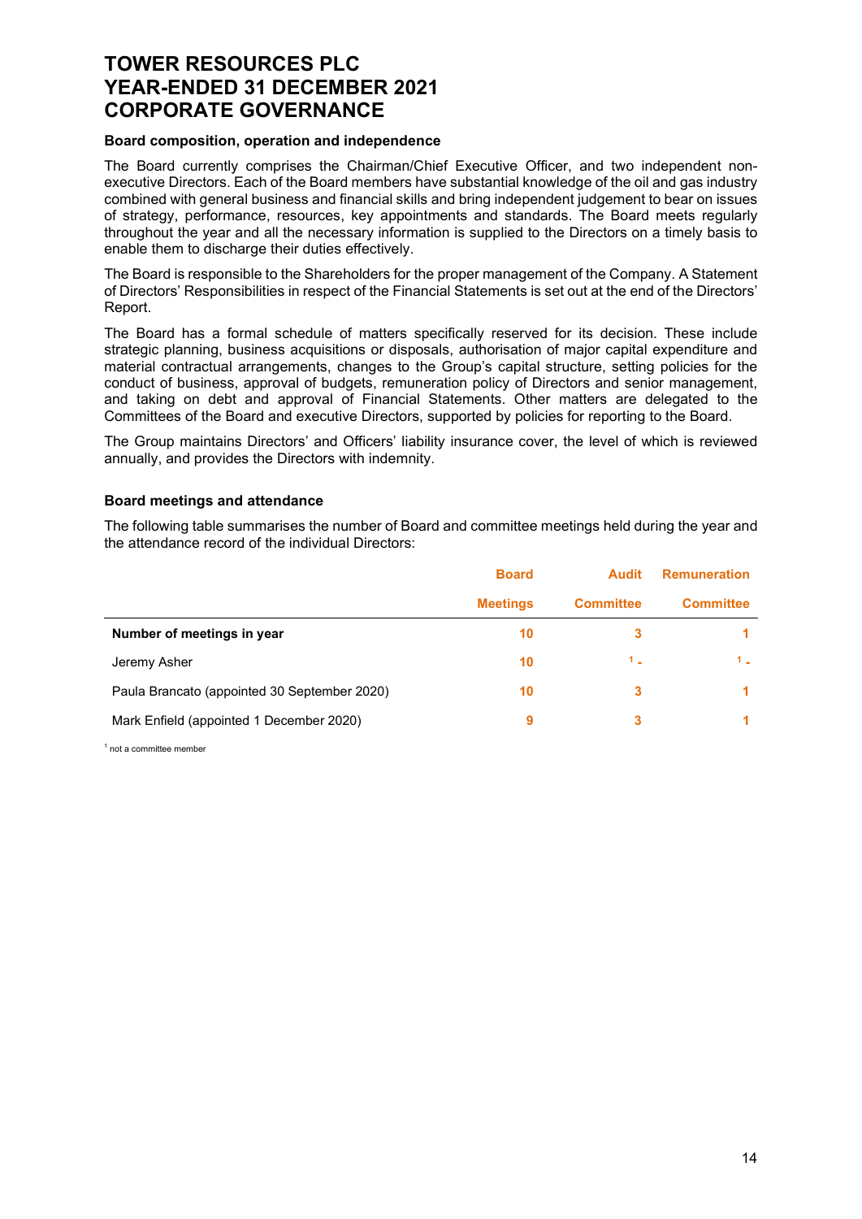# TOWER RESOURCES PLC
# YEAR-ENDED 31 DECEMBER 2021
# CORPORATE GOVERNANCE

**Board composition, operation and independence**

The Board currently comprises the Chairman/Chief Executive Officer, and two independent non-executive Directors. Each of the Board members have substantial knowledge of the oil and gas industry combined with general business and financial skills and bring independent judgement to bear on issues of strategy, performance, resources, key appointments and standards. The Board meets regularly throughout the year and all the necessary information is supplied to the Directors on a timely basis to enable them to discharge their duties effectively.

The Board is responsible to the Shareholders for the proper management of the Company. A Statement of Directors' Responsibilities in respect of the Financial Statements is set out at the end of the Directors' Report.

The Board has a formal schedule of matters specifically reserved for its decision. These include strategic planning, business acquisitions or disposals, authorisation of major capital expenditure and material contractual arrangements, changes to the Group's capital structure, setting policies for the conduct of business, approval of budgets, remuneration policy of Directors and senior management, and taking on debt and approval of Financial Statements. Other matters are delegated to the Committees of the Board and executive Directors, supported by policies for reporting to the Board.

The Group maintains Directors' and Officers' liability insurance cover, the level of which is reviewed annually, and provides the Directors with indemnity.

**Board meetings and attendance**

The following table summarises the number of Board and committee meetings held during the year and the attendance record of the individual Directors:

| | Board Meetings | Audit Committee | Remuneration Committee |
|---|---|---|---|
| **Number of meetings in year** | 10 | 3 | 1 |
| Jeremy Asher | 10 | [1] - | [1] - |
| Paula Brancato (appointed 30 September 2020) | 10 | 3 | 1 |
| Mark Enfield (appointed 1 December 2020) | 9 | 3 | 1 |

[1] not a committee member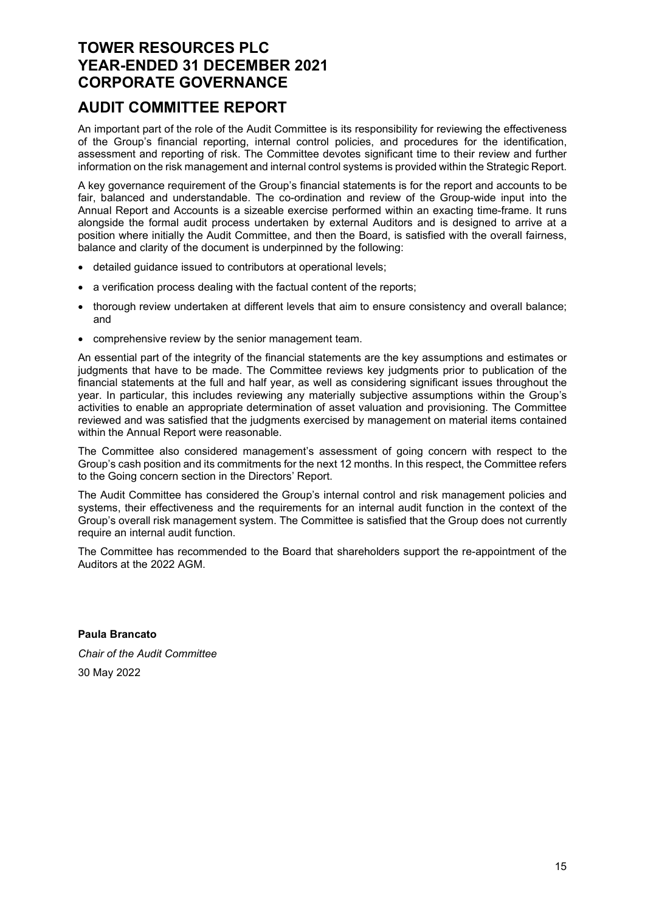# TOWER RESOURCES PLC
# YEAR-ENDED 31 DECEMBER 2021
# CORPORATE GOVERNANCE

## AUDIT COMMITTEE REPORT

An important part of the role of the Audit Committee is its responsibility for reviewing the effectiveness of the Group's financial reporting, internal control policies, and procedures for the identification, assessment and reporting of risk. The Committee devotes significant time to their review and further information on the risk management and internal control systems is provided within the Strategic Report.

A key governance requirement of the Group's financial statements is for the report and accounts to be fair, balanced and understandable. The co-ordination and review of the Group-wide input into the Annual Report and Accounts is a sizeable exercise performed within an exacting time-frame. It runs alongside the formal audit process undertaken by external Auditors and is designed to arrive at a position where initially the Audit Committee, and then the Board, is satisfied with the overall fairness, balance and clarity of the document is underpinned by the following:

- detailed guidance issued to contributors at operational levels;
- a verification process dealing with the factual content of the reports;
- thorough review undertaken at different levels that aim to ensure consistency and overall balance; and
- comprehensive review by the senior management team.

An essential part of the integrity of the financial statements are the key assumptions and estimates or judgments that have to be made. The Committee reviews key judgments prior to publication of the financial statements at the full and half year, as well as considering significant issues throughout the year. In particular, this includes reviewing any materially subjective assumptions within the Group's activities to enable an appropriate determination of asset valuation and provisioning. The Committee reviewed and was satisfied that the judgments exercised by management on material items contained within the Annual Report were reasonable.

The Committee also considered management's assessment of going concern with respect to the Group's cash position and its commitments for the next 12 months. In this respect, the Committee refers to the Going concern section in the Directors' Report.

The Audit Committee has considered the Group's internal control and risk management policies and systems, their effectiveness and the requirements for an internal audit function in the context of the Group's overall risk management system. The Committee is satisfied that the Group does not currently require an internal audit function.

The Committee has recommended to the Board that shareholders support the re-appointment of the Auditors at the 2022 AGM.

**Paula Brancato**

*Chair of the Audit Committee*

30 May 2022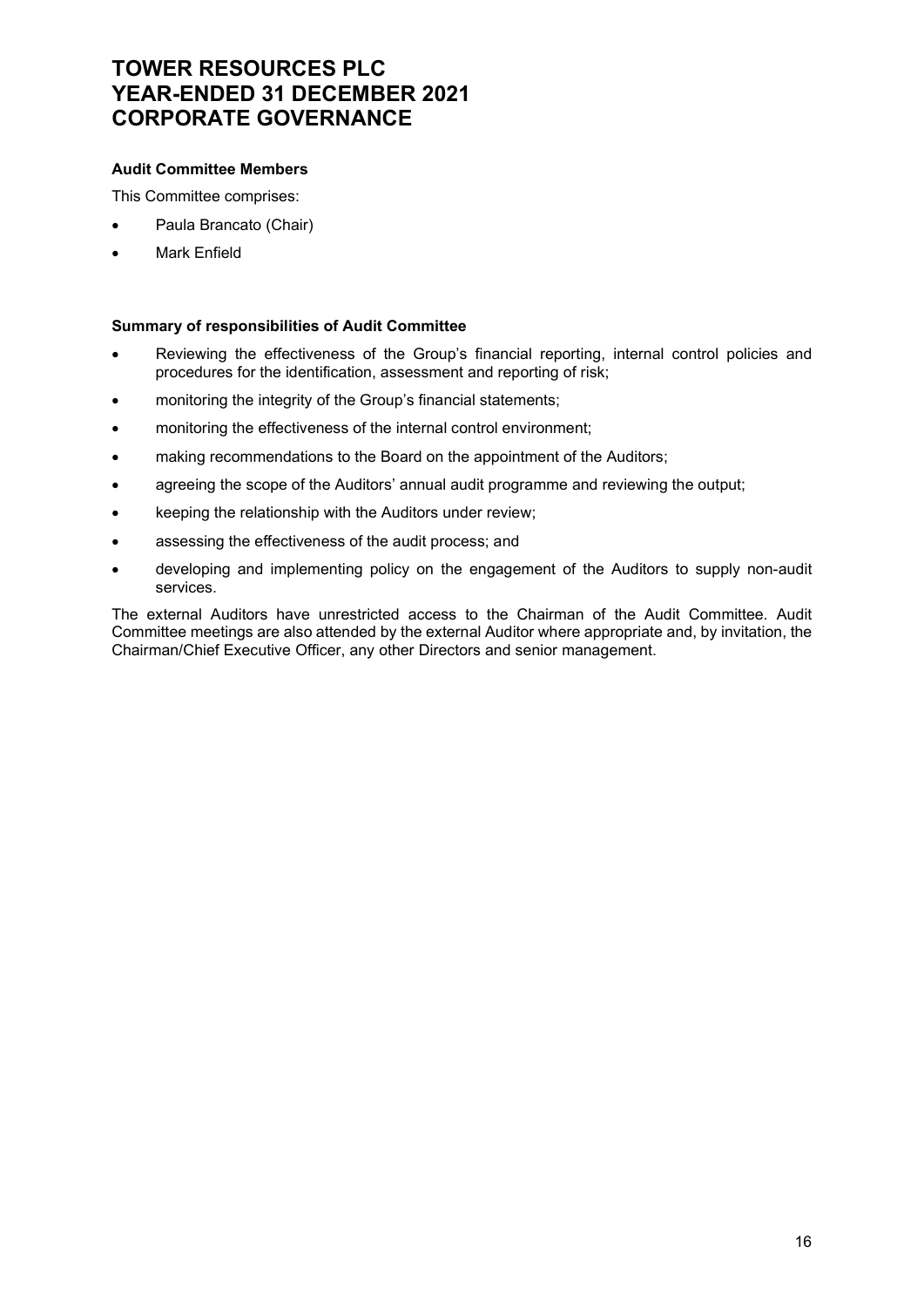# TOWER RESOURCES PLC
# YEAR-ENDED 31 DECEMBER 2021
# CORPORATE GOVERNANCE

**Audit Committee Members**

This Committee comprises:

- Paula Brancato (Chair)
- Mark Enfield

**Summary of responsibilities of Audit Committee**

- Reviewing the effectiveness of the Group's financial reporting, internal control policies and procedures for the identification, assessment and reporting of risk;
- monitoring the integrity of the Group's financial statements;
- monitoring the effectiveness of the internal control environment;
- making recommendations to the Board on the appointment of the Auditors;
- agreeing the scope of the Auditors' annual audit programme and reviewing the output;
- keeping the relationship with the Auditors under review;
- assessing the effectiveness of the audit process; and
- developing and implementing policy on the engagement of the Auditors to supply non-audit services.

The external Auditors have unrestricted access to the Chairman of the Audit Committee. Audit Committee meetings are also attended by the external Auditor where appropriate and, by invitation, the Chairman/Chief Executive Officer, any other Directors and senior management.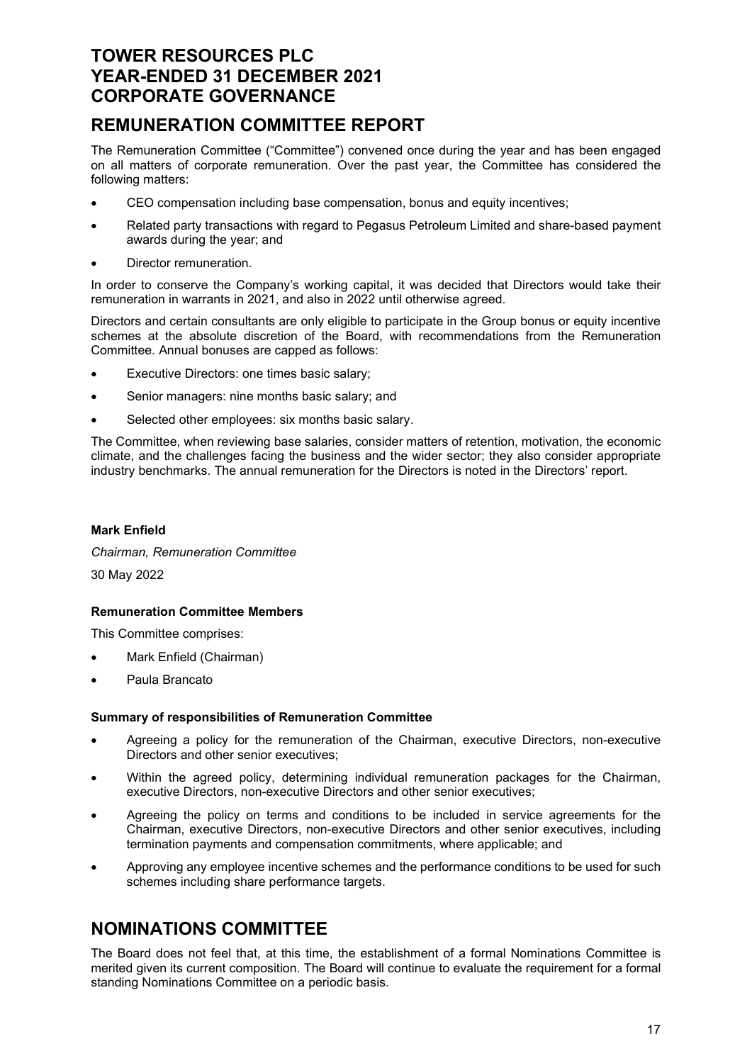# TOWER RESOURCES PLC
# YEAR-ENDED 31 DECEMBER 2021
# CORPORATE GOVERNANCE

## REMUNERATION COMMITTEE REPORT

The Remuneration Committee ("Committee") convened once during the year and has been engaged on all matters of corporate remuneration. Over the past year, the Committee has considered the following matters:

- CEO compensation including base compensation, bonus and equity incentives;
- Related party transactions with regard to Pegasus Petroleum Limited and share-based payment awards during the year; and
- Director remuneration.

In order to conserve the Company's working capital, it was decided that Directors would take their remuneration in warrants in 2021, and also in 2022 until otherwise agreed.

Directors and certain consultants are only eligible to participate in the Group bonus or equity incentive schemes at the absolute discretion of the Board, with recommendations from the Remuneration Committee. Annual bonuses are capped as follows:

- Executive Directors: one times basic salary;
- Senior managers: nine months basic salary; and
- Selected other employees: six months basic salary.

The Committee, when reviewing base salaries, consider matters of retention, motivation, the economic climate, and the challenges facing the business and the wider sector; they also consider appropriate industry benchmarks. The annual remuneration for the Directors is noted in the Directors' report.

**Mark Enfield**

*Chairman, Remuneration Committee*

30 May 2022

### Remuneration Committee Members

This Committee comprises:

- Mark Enfield (Chairman)
- Paula Brancato

### Summary of responsibilities of Remuneration Committee

- Agreeing a policy for the remuneration of the Chairman, executive Directors, non-executive Directors and other senior executives;
- Within the agreed policy, determining individual remuneration packages for the Chairman, executive Directors, non-executive Directors and other senior executives;
- Agreeing the policy on terms and conditions to be included in service agreements for the Chairman, executive Directors, non-executive Directors and other senior executives, including termination payments and compensation commitments, where applicable; and
- Approving any employee incentive schemes and the performance conditions to be used for such schemes including share performance targets.

## NOMINATIONS COMMITTEE

The Board does not feel that, at this time, the establishment of a formal Nominations Committee is merited given its current composition. The Board will continue to evaluate the requirement for a formal standing Nominations Committee on a periodic basis.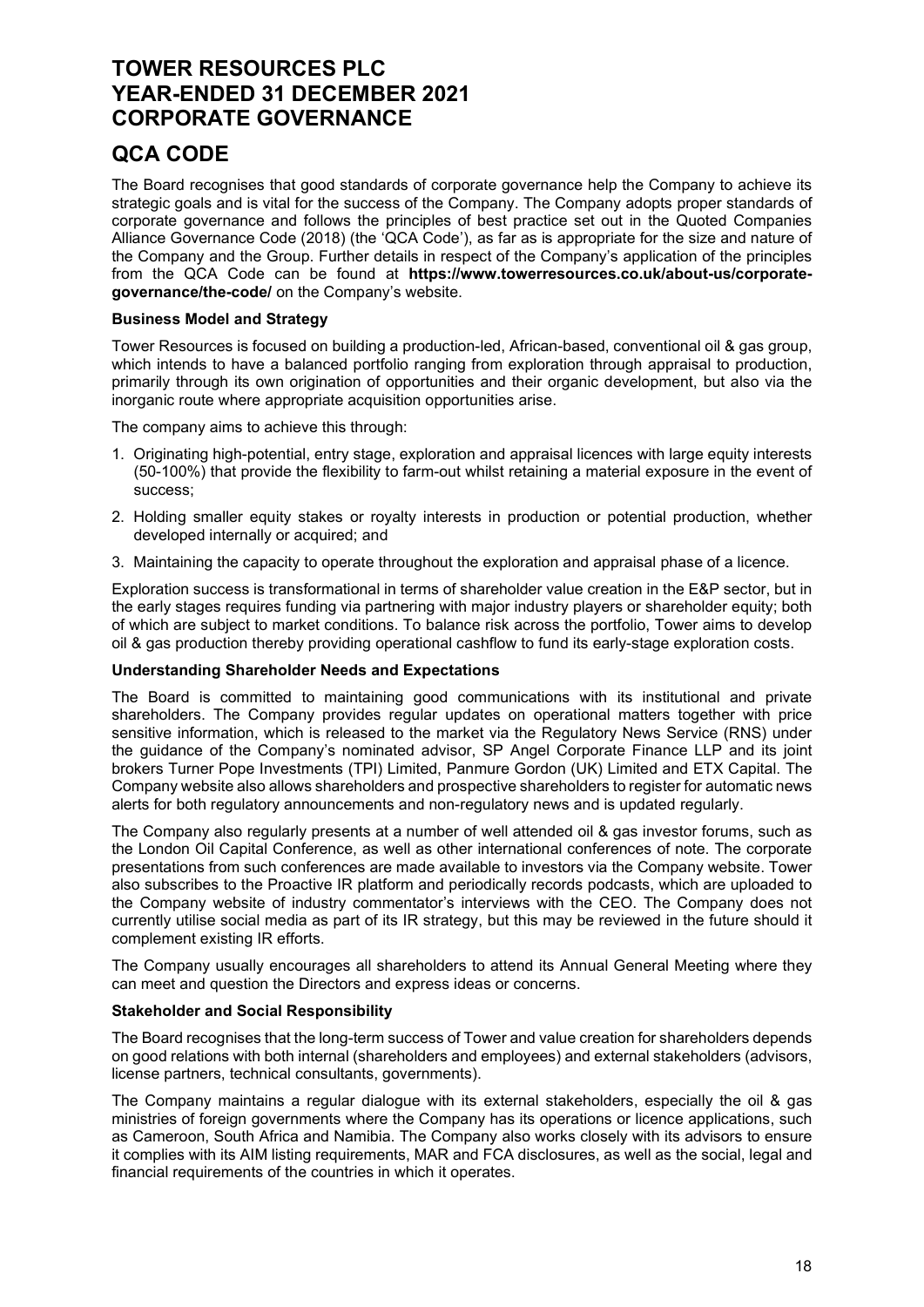# TOWER RESOURCES PLC
# YEAR-ENDED 31 DECEMBER 2021
# CORPORATE GOVERNANCE

## QCA CODE

The Board recognises that good standards of corporate governance help the Company to achieve its strategic goals and is vital for the success of the Company. The Company adopts proper standards of corporate governance and follows the principles of best practice set out in the Quoted Companies Alliance Governance Code (2018) (the 'QCA Code'), as far as is appropriate for the size and nature of the Company and the Group. Further details in respect of the Company's application of the principles from the QCA Code can be found at **https://www.towerresources.co.uk/about-us/corporate-governance/the-code/** on the Company's website.

**Business Model and Strategy**

Tower Resources is focused on building a production-led, African-based, conventional oil & gas group, which intends to have a balanced portfolio ranging from exploration through appraisal to production, primarily through its own origination of opportunities and their organic development, but also via the inorganic route where appropriate acquisition opportunities arise.

The company aims to achieve this through:

1. Originating high-potential, entry stage, exploration and appraisal licences with large equity interests (50-100%) that provide the flexibility to farm-out whilst retaining a material exposure in the event of success;
2. Holding smaller equity stakes or royalty interests in production or potential production, whether developed internally or acquired; and
3. Maintaining the capacity to operate throughout the exploration and appraisal phase of a licence.

Exploration success is transformational in terms of shareholder value creation in the E&P sector, but in the early stages requires funding via partnering with major industry players or shareholder equity; both of which are subject to market conditions. To balance risk across the portfolio, Tower aims to develop oil & gas production thereby providing operational cashflow to fund its early-stage exploration costs.

**Understanding Shareholder Needs and Expectations**

The Board is committed to maintaining good communications with its institutional and private shareholders. The Company provides regular updates on operational matters together with price sensitive information, which is released to the market via the Regulatory News Service (RNS) under the guidance of the Company's nominated advisor, SP Angel Corporate Finance LLP and its joint brokers Turner Pope Investments (TPI) Limited, Panmure Gordon (UK) Limited and ETX Capital. The Company website also allows shareholders and prospective shareholders to register for automatic news alerts for both regulatory announcements and non-regulatory news and is updated regularly.

The Company also regularly presents at a number of well attended oil & gas investor forums, such as the London Oil Capital Conference, as well as other international conferences of note. The corporate presentations from such conferences are made available to investors via the Company website. Tower also subscribes to the Proactive IR platform and periodically records podcasts, which are uploaded to the Company website of industry commentator's interviews with the CEO. The Company does not currently utilise social media as part of its IR strategy, but this may be reviewed in the future should it complement existing IR efforts.

The Company usually encourages all shareholders to attend its Annual General Meeting where they can meet and question the Directors and express ideas or concerns.

**Stakeholder and Social Responsibility**

The Board recognises that the long-term success of Tower and value creation for shareholders depends on good relations with both internal (shareholders and employees) and external stakeholders (advisors, license partners, technical consultants, governments).

The Company maintains a regular dialogue with its external stakeholders, especially the oil & gas ministries of foreign governments where the Company has its operations or licence applications, such as Cameroon, South Africa and Namibia. The Company also works closely with its advisors to ensure it complies with its AIM listing requirements, MAR and FCA disclosures, as well as the social, legal and financial requirements of the countries in which it operates.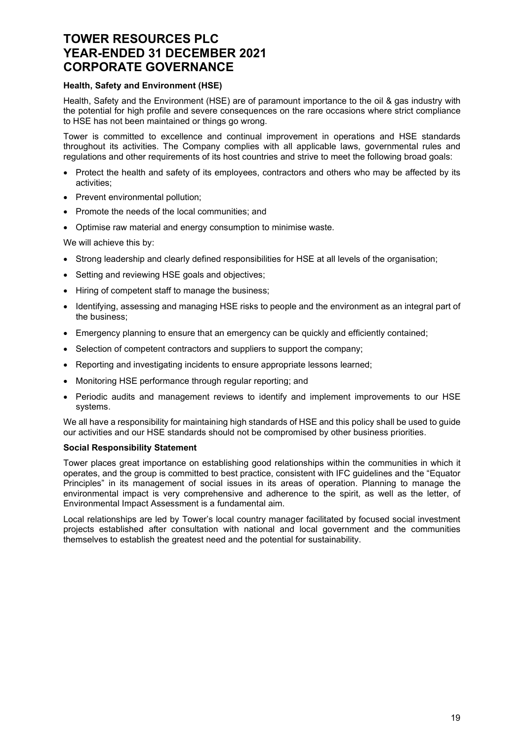# TOWER RESOURCES PLC
# YEAR-ENDED 31 DECEMBER 2021
# CORPORATE GOVERNANCE

**Health, Safety and Environment (HSE)**

Health, Safety and the Environment (HSE) are of paramount importance to the oil & gas industry with the potential for high profile and severe consequences on the rare occasions where strict compliance to HSE has not been maintained or things go wrong.

Tower is committed to excellence and continual improvement in operations and HSE standards throughout its activities. The Company complies with all applicable laws, governmental rules and regulations and other requirements of its host countries and strive to meet the following broad goals:

- Protect the health and safety of its employees, contractors and others who may be affected by its activities;
- Prevent environmental pollution;
- Promote the needs of the local communities; and
- Optimise raw material and energy consumption to minimise waste.

We will achieve this by:

- Strong leadership and clearly defined responsibilities for HSE at all levels of the organisation;
- Setting and reviewing HSE goals and objectives;
- Hiring of competent staff to manage the business;
- Identifying, assessing and managing HSE risks to people and the environment as an integral part of the business;
- Emergency planning to ensure that an emergency can be quickly and efficiently contained;
- Selection of competent contractors and suppliers to support the company;
- Reporting and investigating incidents to ensure appropriate lessons learned;
- Monitoring HSE performance through regular reporting; and
- Periodic audits and management reviews to identify and implement improvements to our HSE systems.

We all have a responsibility for maintaining high standards of HSE and this policy shall be used to guide our activities and our HSE standards should not be compromised by other business priorities.

**Social Responsibility Statement**

Tower places great importance on establishing good relationships within the communities in which it operates, and the group is committed to best practice, consistent with IFC guidelines and the "Equator Principles" in its management of social issues in its areas of operation. Planning to manage the environmental impact is very comprehensive and adherence to the spirit, as well as the letter, of Environmental Impact Assessment is a fundamental aim.

Local relationships are led by Tower's local country manager facilitated by focused social investment projects established after consultation with national and local government and the communities themselves to establish the greatest need and the potential for sustainability.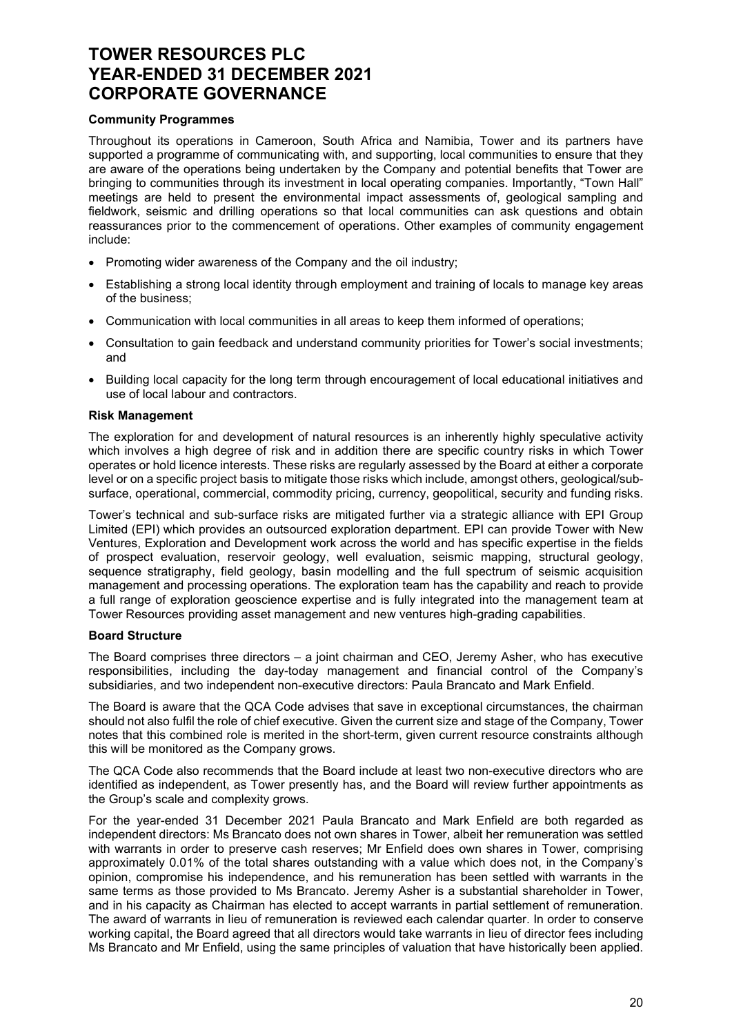# TOWER RESOURCES PLC
# YEAR-ENDED 31 DECEMBER 2021
# CORPORATE GOVERNANCE

**Community Programmes**

Throughout its operations in Cameroon, South Africa and Namibia, Tower and its partners have supported a programme of communicating with, and supporting, local communities to ensure that they are aware of the operations being undertaken by the Company and potential benefits that Tower are bringing to communities through its investment in local operating companies. Importantly, "Town Hall" meetings are held to present the environmental impact assessments of, geological sampling and fieldwork, seismic and drilling operations so that local communities can ask questions and obtain reassurances prior to the commencement of operations. Other examples of community engagement include:

- Promoting wider awareness of the Company and the oil industry;
- Establishing a strong local identity through employment and training of locals to manage key areas of the business;
- Communication with local communities in all areas to keep them informed of operations;
- Consultation to gain feedback and understand community priorities for Tower's social investments; and
- Building local capacity for the long term through encouragement of local educational initiatives and use of local labour and contractors.

**Risk Management**

The exploration for and development of natural resources is an inherently highly speculative activity which involves a high degree of risk and in addition there are specific country risks in which Tower operates or hold licence interests. These risks are regularly assessed by the Board at either a corporate level or on a specific project basis to mitigate those risks which include, amongst others, geological/sub-surface, operational, commercial, commodity pricing, currency, geopolitical, security and funding risks.

Tower's technical and sub-surface risks are mitigated further via a strategic alliance with EPI Group Limited (EPI) which provides an outsourced exploration department. EPI can provide Tower with New Ventures, Exploration and Development work across the world and has specific expertise in the fields of prospect evaluation, reservoir geology, well evaluation, seismic mapping, structural geology, sequence stratigraphy, field geology, basin modelling and the full spectrum of seismic acquisition management and processing operations. The exploration team has the capability and reach to provide a full range of exploration geoscience expertise and is fully integrated into the management team at Tower Resources providing asset management and new ventures high-grading capabilities.

**Board Structure**

The Board comprises three directors – a joint chairman and CEO, Jeremy Asher, who has executive responsibilities, including the day-today management and financial control of the Company's subsidiaries, and two independent non-executive directors: Paula Brancato and Mark Enfield.

The Board is aware that the QCA Code advises that save in exceptional circumstances, the chairman should not also fulfil the role of chief executive. Given the current size and stage of the Company, Tower notes that this combined role is merited in the short-term, given current resource constraints although this will be monitored as the Company grows.

The QCA Code also recommends that the Board include at least two non-executive directors who are identified as independent, as Tower presently has, and the Board will review further appointments as the Group's scale and complexity grows.

For the year-ended 31 December 2021 Paula Brancato and Mark Enfield are both regarded as independent directors: Ms Brancato does not own shares in Tower, albeit her remuneration was settled with warrants in order to preserve cash reserves; Mr Enfield does own shares in Tower, comprising approximately 0.01% of the total shares outstanding with a value which does not, in the Company's opinion, compromise his independence, and his remuneration has been settled with warrants in the same terms as those provided to Ms Brancato. Jeremy Asher is a substantial shareholder in Tower, and in his capacity as Chairman has elected to accept warrants in partial settlement of remuneration. The award of warrants in lieu of remuneration is reviewed each calendar quarter. In order to conserve working capital, the Board agreed that all directors would take warrants in lieu of director fees including Ms Brancato and Mr Enfield, using the same principles of valuation that have historically been applied.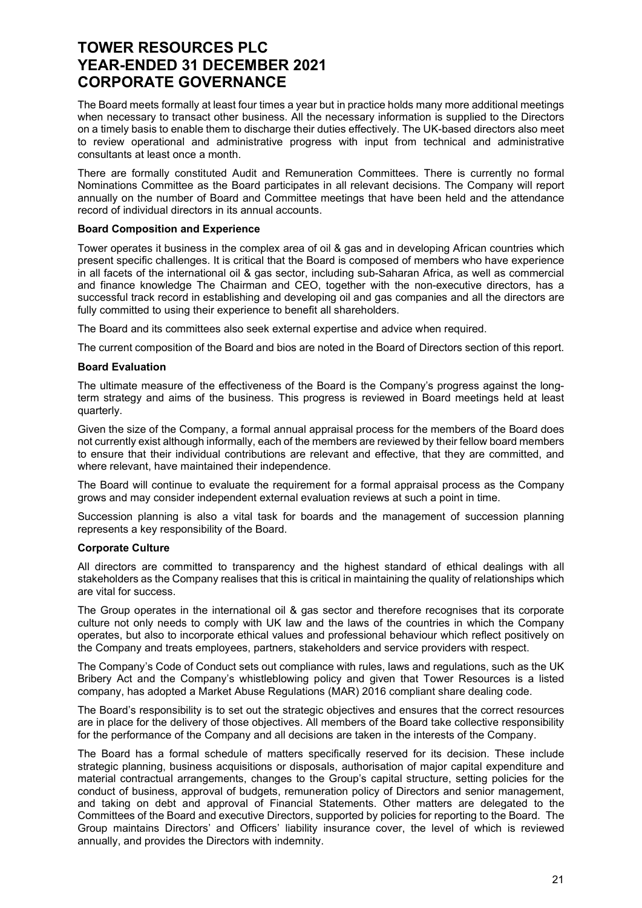# TOWER RESOURCES PLC
# YEAR-ENDED 31 DECEMBER 2021
# CORPORATE GOVERNANCE

The Board meets formally at least four times a year but in practice holds many more additional meetings when necessary to transact other business. All the necessary information is supplied to the Directors on a timely basis to enable them to discharge their duties effectively. The UK-based directors also meet to review operational and administrative progress with input from technical and administrative consultants at least once a month.

There are formally constituted Audit and Remuneration Committees. There is currently no formal Nominations Committee as the Board participates in all relevant decisions. The Company will report annually on the number of Board and Committee meetings that have been held and the attendance record of individual directors in its annual accounts.

**Board Composition and Experience**

Tower operates it business in the complex area of oil & gas and in developing African countries which present specific challenges. It is critical that the Board is composed of members who have experience in all facets of the international oil & gas sector, including sub-Saharan Africa, as well as commercial and finance knowledge The Chairman and CEO, together with the non-executive directors, has a successful track record in establishing and developing oil and gas companies and all the directors are fully committed to using their experience to benefit all shareholders.

The Board and its committees also seek external expertise and advice when required.

The current composition of the Board and bios are noted in the Board of Directors section of this report.

**Board Evaluation**

The ultimate measure of the effectiveness of the Board is the Company's progress against the long-term strategy and aims of the business. This progress is reviewed in Board meetings held at least quarterly.

Given the size of the Company, a formal annual appraisal process for the members of the Board does not currently exist although informally, each of the members are reviewed by their fellow board members to ensure that their individual contributions are relevant and effective, that they are committed, and where relevant, have maintained their independence.

The Board will continue to evaluate the requirement for a formal appraisal process as the Company grows and may consider independent external evaluation reviews at such a point in time.

Succession planning is also a vital task for boards and the management of succession planning represents a key responsibility of the Board.

**Corporate Culture**

All directors are committed to transparency and the highest standard of ethical dealings with all stakeholders as the Company realises that this is critical in maintaining the quality of relationships which are vital for success.

The Group operates in the international oil & gas sector and therefore recognises that its corporate culture not only needs to comply with UK law and the laws of the countries in which the Company operates, but also to incorporate ethical values and professional behaviour which reflect positively on the Company and treats employees, partners, stakeholders and service providers with respect.

The Company's Code of Conduct sets out compliance with rules, laws and regulations, such as the UK Bribery Act and the Company's whistleblowing policy and given that Tower Resources is a listed company, has adopted a Market Abuse Regulations (MAR) 2016 compliant share dealing code.

The Board's responsibility is to set out the strategic objectives and ensures that the correct resources are in place for the delivery of those objectives. All members of the Board take collective responsibility for the performance of the Company and all decisions are taken in the interests of the Company.

The Board has a formal schedule of matters specifically reserved for its decision. These include strategic planning, business acquisitions or disposals, authorisation of major capital expenditure and material contractual arrangements, changes to the Group's capital structure, setting policies for the conduct of business, approval of budgets, remuneration policy of Directors and senior management, and taking on debt and approval of Financial Statements. Other matters are delegated to the Committees of the Board and executive Directors, supported by policies for reporting to the Board. The Group maintains Directors' and Officers' liability insurance cover, the level of which is reviewed annually, and provides the Directors with indemnity.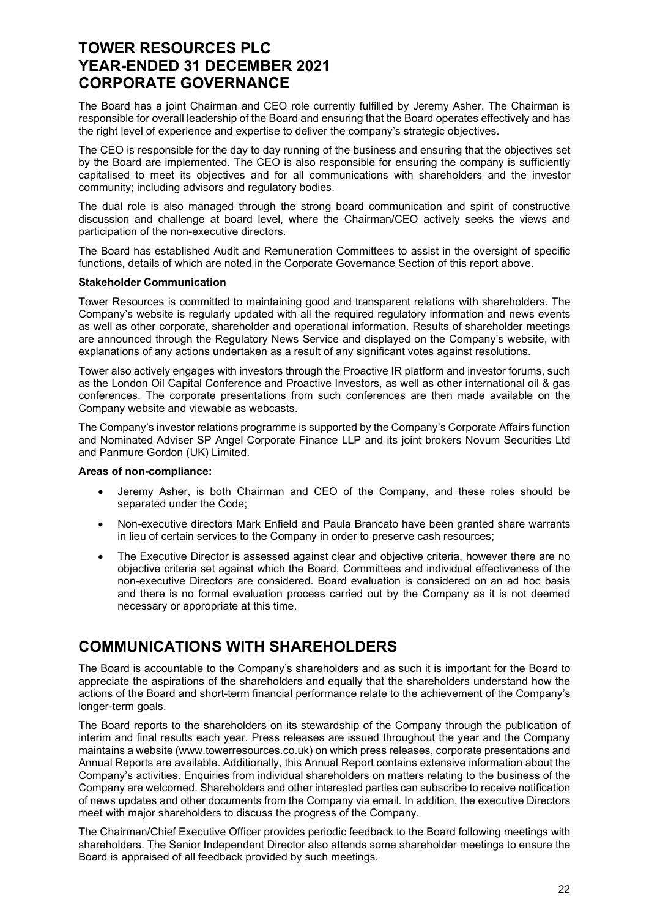# TOWER RESOURCES PLC
# YEAR-ENDED 31 DECEMBER 2021
# CORPORATE GOVERNANCE

The Board has a joint Chairman and CEO role currently fulfilled by Jeremy Asher. The Chairman is responsible for overall leadership of the Board and ensuring that the Board operates effectively and has the right level of experience and expertise to deliver the company's strategic objectives.

The CEO is responsible for the day to day running of the business and ensuring that the objectives set by the Board are implemented. The CEO is also responsible for ensuring the company is sufficiently capitalised to meet its objectives and for all communications with shareholders and the investor community; including advisors and regulatory bodies.

The dual role is also managed through the strong board communication and spirit of constructive discussion and challenge at board level, where the Chairman/CEO actively seeks the views and participation of the non-executive directors.

The Board has established Audit and Remuneration Committees to assist in the oversight of specific functions, details of which are noted in the Corporate Governance Section of this report above.

**Stakeholder Communication**

Tower Resources is committed to maintaining good and transparent relations with shareholders. The Company's website is regularly updated with all the required regulatory information and news events as well as other corporate, shareholder and operational information. Results of shareholder meetings are announced through the Regulatory News Service and displayed on the Company's website, with explanations of any actions undertaken as a result of any significant votes against resolutions.

Tower also actively engages with investors through the Proactive IR platform and investor forums, such as the London Oil Capital Conference and Proactive Investors, as well as other international oil & gas conferences. The corporate presentations from such conferences are then made available on the Company website and viewable as webcasts.

The Company's investor relations programme is supported by the Company's Corporate Affairs function and Nominated Adviser SP Angel Corporate Finance LLP and its joint brokers Novum Securities Ltd and Panmure Gordon (UK) Limited.

**Areas of non-compliance:**

- Jeremy Asher, is both Chairman and CEO of the Company, and these roles should be separated under the Code;
- Non-executive directors Mark Enfield and Paula Brancato have been granted share warrants in lieu of certain services to the Company in order to preserve cash resources;
- The Executive Director is assessed against clear and objective criteria, however there are no objective criteria set against which the Board, Committees and individual effectiveness of the non-executive Directors are considered. Board evaluation is considered on an ad hoc basis and there is no formal evaluation process carried out by the Company as it is not deemed necessary or appropriate at this time.

# COMMUNICATIONS WITH SHAREHOLDERS

The Board is accountable to the Company's shareholders and as such it is important for the Board to appreciate the aspirations of the shareholders and equally that the shareholders understand how the actions of the Board and short-term financial performance relate to the achievement of the Company's longer-term goals.

The Board reports to the shareholders on its stewardship of the Company through the publication of interim and final results each year. Press releases are issued throughout the year and the Company maintains a website (www.towerresources.co.uk) on which press releases, corporate presentations and Annual Reports are available. Additionally, this Annual Report contains extensive information about the Company's activities. Enquiries from individual shareholders on matters relating to the business of the Company are welcomed. Shareholders and other interested parties can subscribe to receive notification of news updates and other documents from the Company via email. In addition, the executive Directors meet with major shareholders to discuss the progress of the Company.

The Chairman/Chief Executive Officer provides periodic feedback to the Board following meetings with shareholders. The Senior Independent Director also attends some shareholder meetings to ensure the Board is appraised of all feedback provided by such meetings.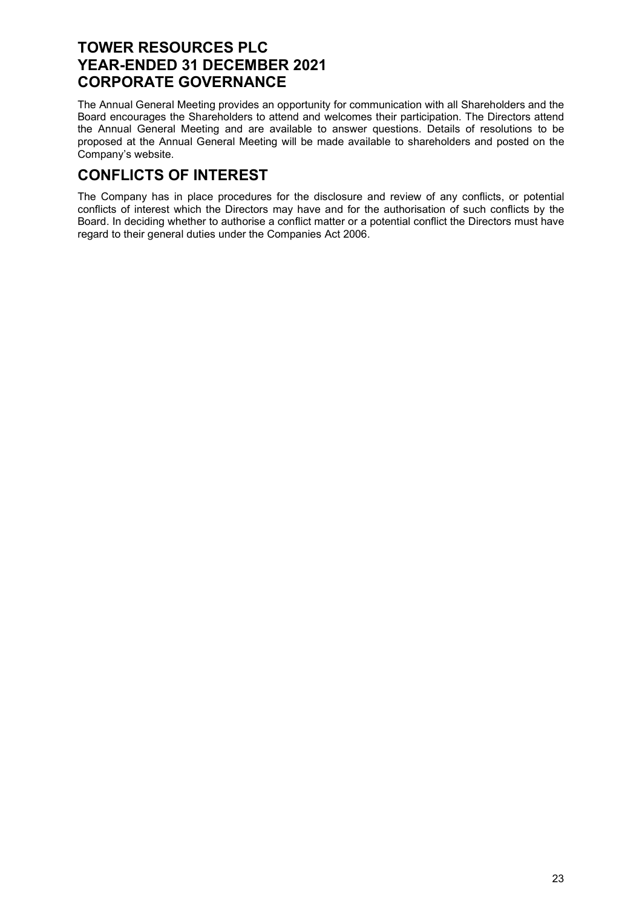# TOWER RESOURCES PLC
# YEAR-ENDED 31 DECEMBER 2021
# CORPORATE GOVERNANCE

The Annual General Meeting provides an opportunity for communication with all Shareholders and the Board encourages the Shareholders to attend and welcomes their participation. The Directors attend the Annual General Meeting and are available to answer questions. Details of resolutions to be proposed at the Annual General Meeting will be made available to shareholders and posted on the Company's website.

## CONFLICTS OF INTEREST

The Company has in place procedures for the disclosure and review of any conflicts, or potential conflicts of interest which the Directors may have and for the authorisation of such conflicts by the Board. In deciding whether to authorise a conflict matter or a potential conflict the Directors must have regard to their general duties under the Companies Act 2006.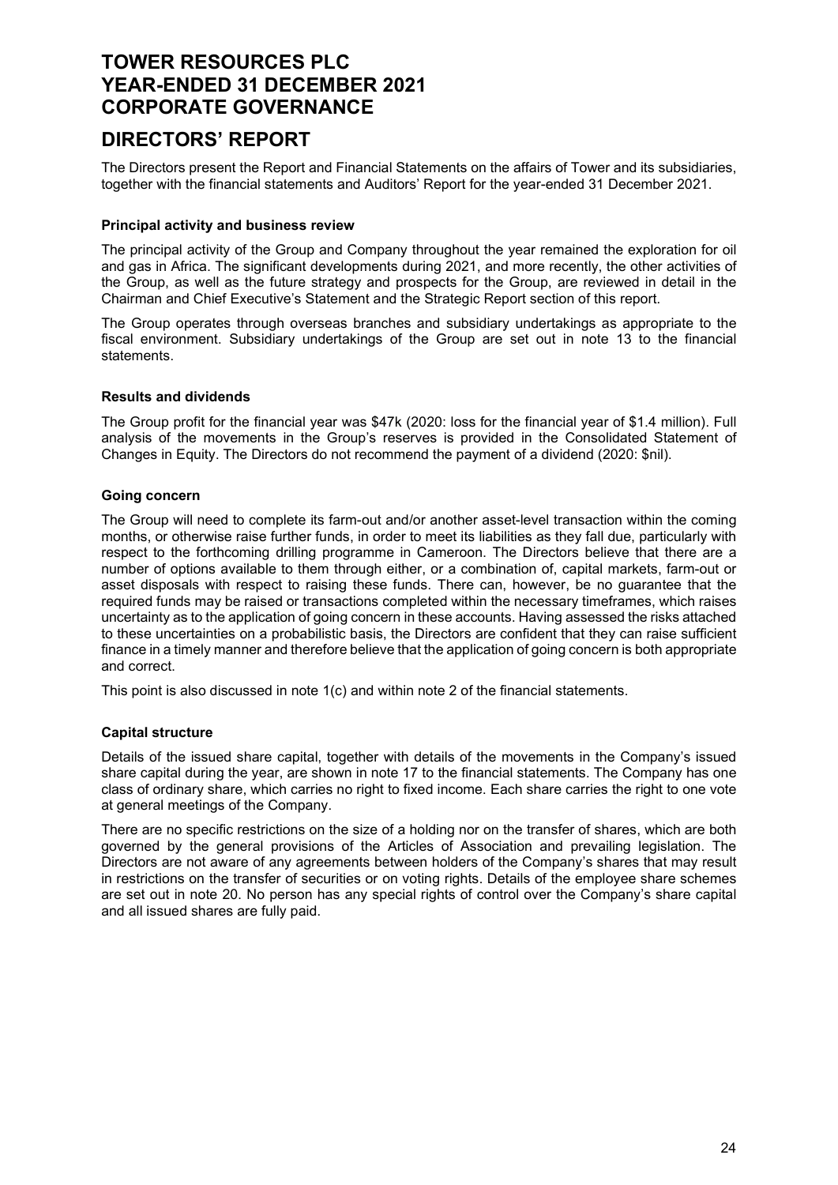# TOWER RESOURCES PLC
# YEAR-ENDED 31 DECEMBER 2021
# CORPORATE GOVERNANCE

## DIRECTORS' REPORT

The Directors present the Report and Financial Statements on the affairs of Tower and its subsidiaries, together with the financial statements and Auditors' Report for the year-ended 31 December 2021.

### Principal activity and business review

The principal activity of the Group and Company throughout the year remained the exploration for oil and gas in Africa. The significant developments during 2021, and more recently, the other activities of the Group, as well as the future strategy and prospects for the Group, are reviewed in detail in the Chairman and Chief Executive's Statement and the Strategic Report section of this report.

The Group operates through overseas branches and subsidiary undertakings as appropriate to the fiscal environment. Subsidiary undertakings of the Group are set out in note 13 to the financial statements.

### Results and dividends

The Group profit for the financial year was $47k (2020: loss for the financial year of $1.4 million). Full analysis of the movements in the Group's reserves is provided in the Consolidated Statement of Changes in Equity. The Directors do not recommend the payment of a dividend (2020: $nil).

### Going concern

The Group will need to complete its farm-out and/or another asset-level transaction within the coming months, or otherwise raise further funds, in order to meet its liabilities as they fall due, particularly with respect to the forthcoming drilling programme in Cameroon. The Directors believe that there are a number of options available to them through either, or a combination of, capital markets, farm-out or asset disposals with respect to raising these funds. There can, however, be no guarantee that the required funds may be raised or transactions completed within the necessary timeframes, which raises uncertainty as to the application of going concern in these accounts. Having assessed the risks attached to these uncertainties on a probabilistic basis, the Directors are confident that they can raise sufficient finance in a timely manner and therefore believe that the application of going concern is both appropriate and correct.

This point is also discussed in note 1(c) and within note 2 of the financial statements.

### Capital structure

Details of the issued share capital, together with details of the movements in the Company's issued share capital during the year, are shown in note 17 to the financial statements. The Company has one class of ordinary share, which carries no right to fixed income. Each share carries the right to one vote at general meetings of the Company.

There are no specific restrictions on the size of a holding nor on the transfer of shares, which are both governed by the general provisions of the Articles of Association and prevailing legislation. The Directors are not aware of any agreements between holders of the Company's shares that may result in restrictions on the transfer of securities or on voting rights. Details of the employee share schemes are set out in note 20. No person has any special rights of control over the Company's share capital and all issued shares are fully paid.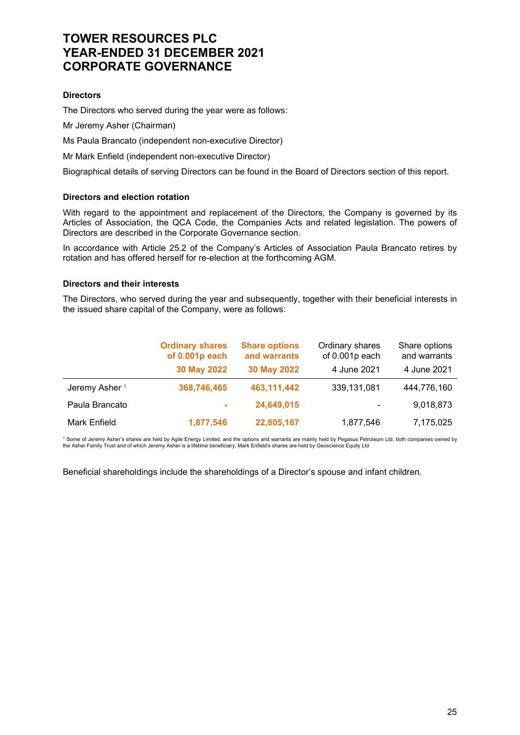# TOWER RESOURCES PLC
# YEAR-ENDED 31 DECEMBER 2021
# CORPORATE GOVERNANCE

**Directors**

The Directors who served during the year were as follows:

Mr Jeremy Asher (Chairman)

Ms Paula Brancato (independent non-executive Director)

Mr Mark Enfield (independent non-executive Director)

Biographical details of serving Directors can be found in the Board of Directors section of this report.

**Directors and election rotation**

With regard to the appointment and replacement of the Directors, the Company is governed by its Articles of Association, the QCA Code, the Companies Acts and related legislation. The powers of Directors are described in the Corporate Governance section.

In accordance with Article 25.2 of the Company's Articles of Association Paula Brancato retires by rotation and has offered herself for re-election at the forthcoming AGM.

**Directors and their interests**

The Directors, who served during the year and subsequently, together with their beneficial interests in the issued share capital of the Company, were as follows:

| | **Ordinary shares of 0.001p each** | **Share options and warrants** | Ordinary shares of 0.001p each | Share options and warrants |
|---|---|---|---|---|
| | **30 May 2022** | **30 May 2022** | 4 June 2021 | 4 June 2021 |
| Jeremy Asher [1] | **368,746,465** | **463,111,442** | 339,131,081 | 444,776,160 |
| Paula Brancato | **-** | **24,649,015** | - | 9,018,873 |
| Mark Enfield | **1,877,546** | **22,805,167** | 1,877,546 | 7,175,025 |

[1] Some of Jeremy Asher's shares are held by Agile Energy Limited, and the options and warrants are mainly held by Pegasus Petroleum Ltd, both companies owned by the Asher Family Trust and of which Jeremy Asher is a lifetime beneficiary; Mark Enfield's shares are held by Geoscience Equity Ltd

Beneficial shareholdings include the shareholdings of a Director's spouse and infant children.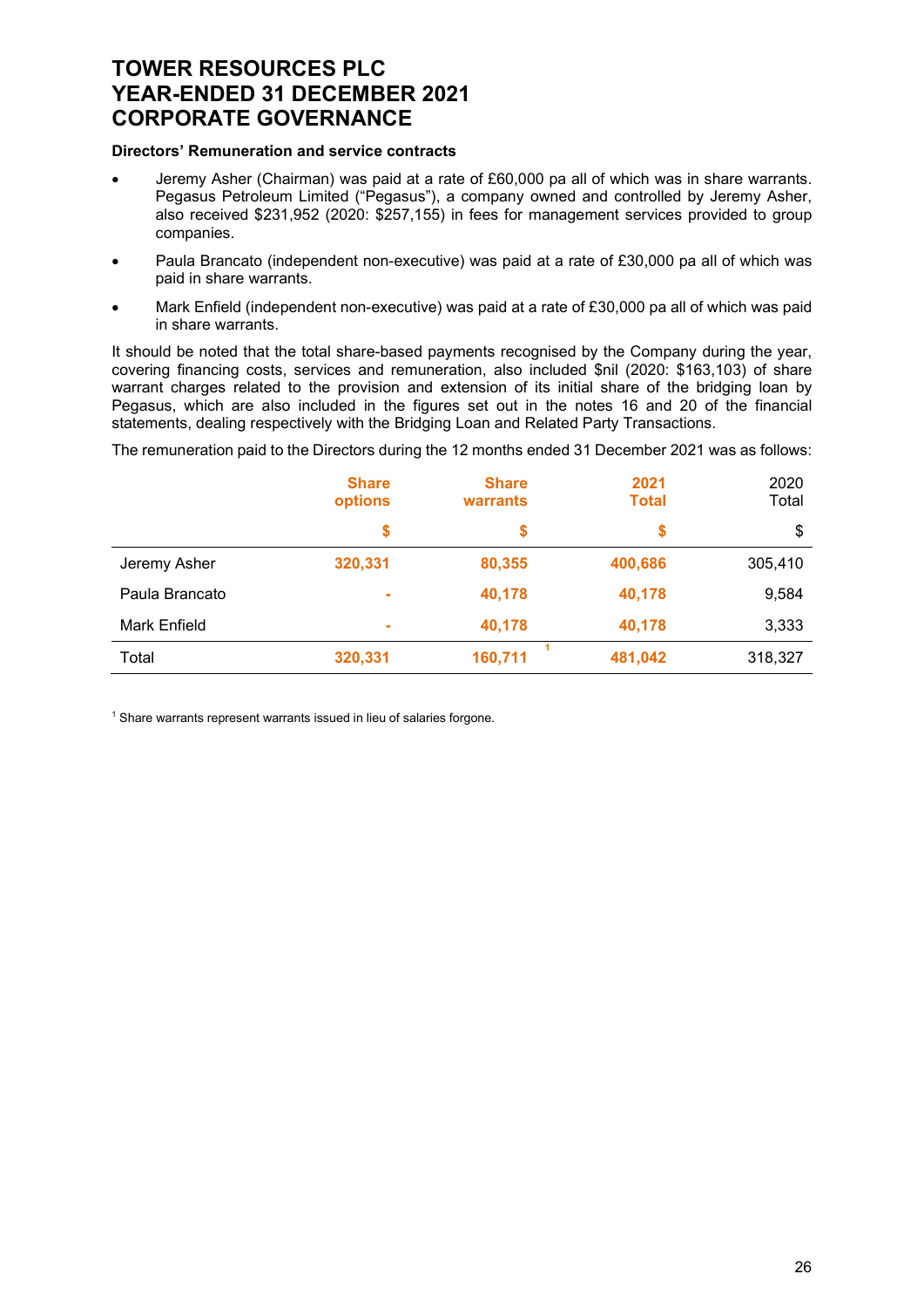# TOWER RESOURCES PLC
# YEAR-ENDED 31 DECEMBER 2021
# CORPORATE GOVERNANCE

**Directors' Remuneration and service contracts**

- Jeremy Asher (Chairman) was paid at a rate of £60,000 pa all of which was in share warrants. Pegasus Petroleum Limited ("Pegasus"), a company owned and controlled by Jeremy Asher, also received $231,952 (2020: $257,155) in fees for management services provided to group companies.
- Paula Brancato (independent non-executive) was paid at a rate of £30,000 pa all of which was paid in share warrants.
- Mark Enfield (independent non-executive) was paid at a rate of £30,000 pa all of which was paid in share warrants.

It should be noted that the total share-based payments recognised by the Company during the year, covering financing costs, services and remuneration, also included $nil (2020: $163,103) of share warrant charges related to the provision and extension of its initial share of the bridging loan by Pegasus, which are also included in the figures set out in the notes 16 and 20 of the financial statements, dealing respectively with the Bridging Loan and Related Party Transactions.

The remuneration paid to the Directors during the 12 months ended 31 December 2021 was as follows:

| | Share options | Share warrants | 2021 Total | 2020 Total |
|---|---|---|---|---|
| | $ | $ | $ | $ |
| Jeremy Asher | 320,331 | 80,355 | 400,686 | 305,410 |
| Paula Brancato | - | 40,178 | 40,178 | 9,584 |
| Mark Enfield | - | 40,178 | 40,178 | 3,333 |
| Total | 320,331 | 160,711 [1] | 481,042 | 318,327 |

[1] Share warrants represent warrants issued in lieu of salaries forgone.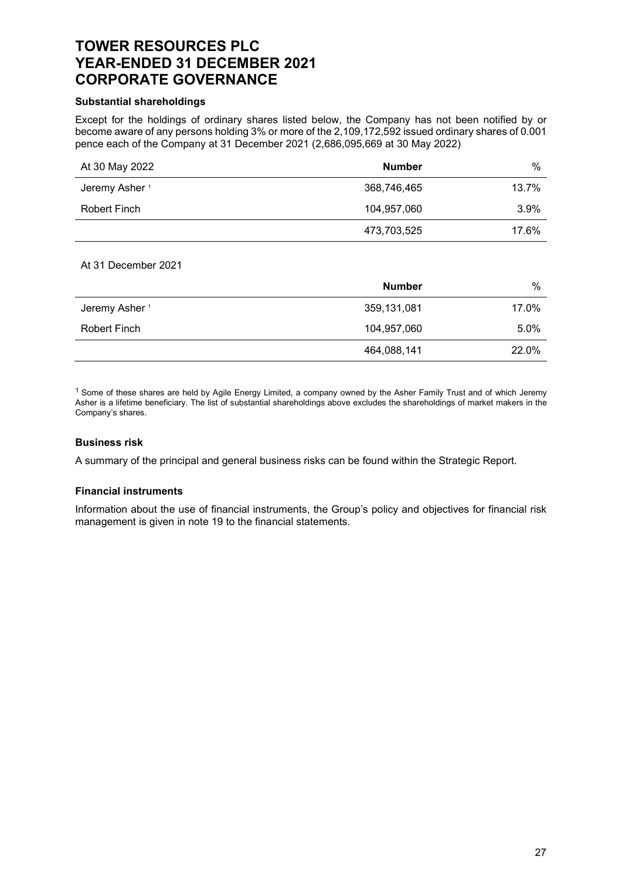# TOWER RESOURCES PLC
# YEAR-ENDED 31 DECEMBER 2021
# CORPORATE GOVERNANCE

### Substantial shareholdings

Except for the holdings of ordinary shares listed below, the Company has not been notified by or become aware of any persons holding 3% or more of the 2,109,172,592 issued ordinary shares of 0.001 pence each of the Company at 31 December 2021 (2,686,095,669 at 30 May 2022)

| At 30 May 2022 | **Number** | % |
|---|---|---|
| Jeremy Asher [1] | 368,746,465 | 13.7% |
| Robert Finch | 104,957,060 | 3.9% |
| | 473,703,525 | 17.6% |

At 31 December 2021

| | **Number** | % |
|---|---|---|
| Jeremy Asher [1] | 359,131,081 | 17.0% |
| Robert Finch | 104,957,060 | 5.0% |
| | 464,088,141 | 22.0% |

[1] Some of these shares are held by Agile Energy Limited, a company owned by the Asher Family Trust and of which Jeremy Asher is a lifetime beneficiary. The list of substantial shareholdings above excludes the shareholdings of market makers in the Company's shares.

### Business risk

A summary of the principal and general business risks can be found within the Strategic Report.

### Financial instruments

Information about the use of financial instruments, the Group's policy and objectives for financial risk management is given in note 19 to the financial statements.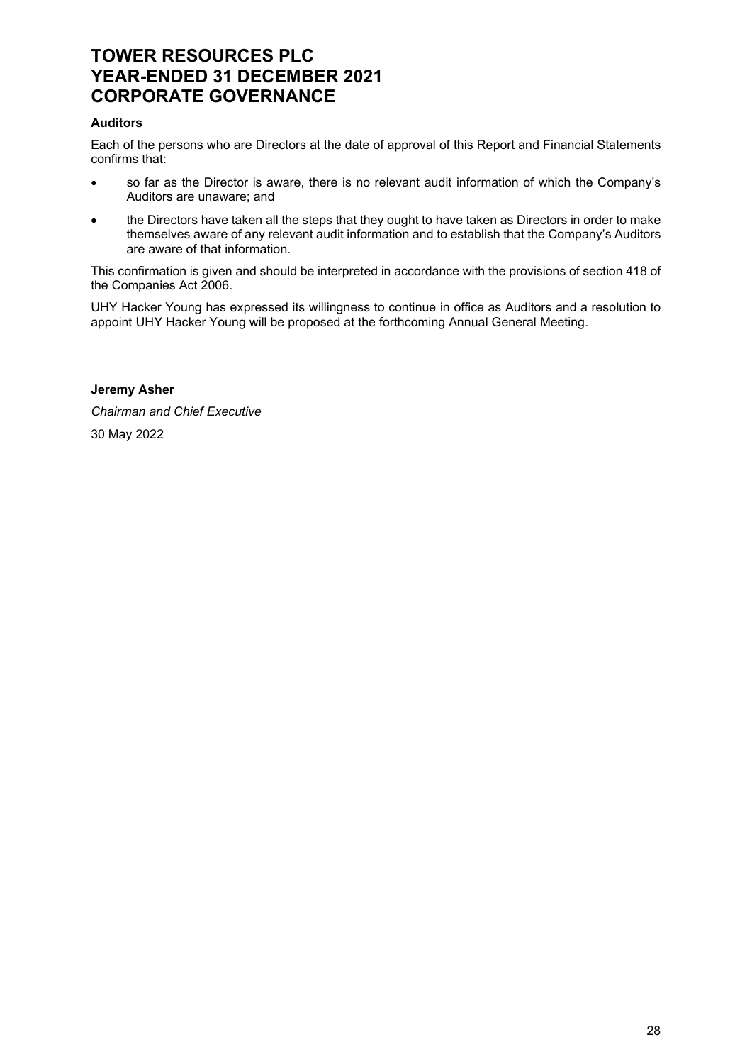# TOWER RESOURCES PLC
# YEAR-ENDED 31 DECEMBER 2021
# CORPORATE GOVERNANCE

**Auditors**

Each of the persons who are Directors at the date of approval of this Report and Financial Statements confirms that:

- so far as the Director is aware, there is no relevant audit information of which the Company's Auditors are unaware; and
- the Directors have taken all the steps that they ought to have taken as Directors in order to make themselves aware of any relevant audit information and to establish that the Company's Auditors are aware of that information.

This confirmation is given and should be interpreted in accordance with the provisions of section 418 of the Companies Act 2006.

UHY Hacker Young has expressed its willingness to continue in office as Auditors and a resolution to appoint UHY Hacker Young will be proposed at the forthcoming Annual General Meeting.

**Jeremy Asher**

*Chairman and Chief Executive*

30 May 2022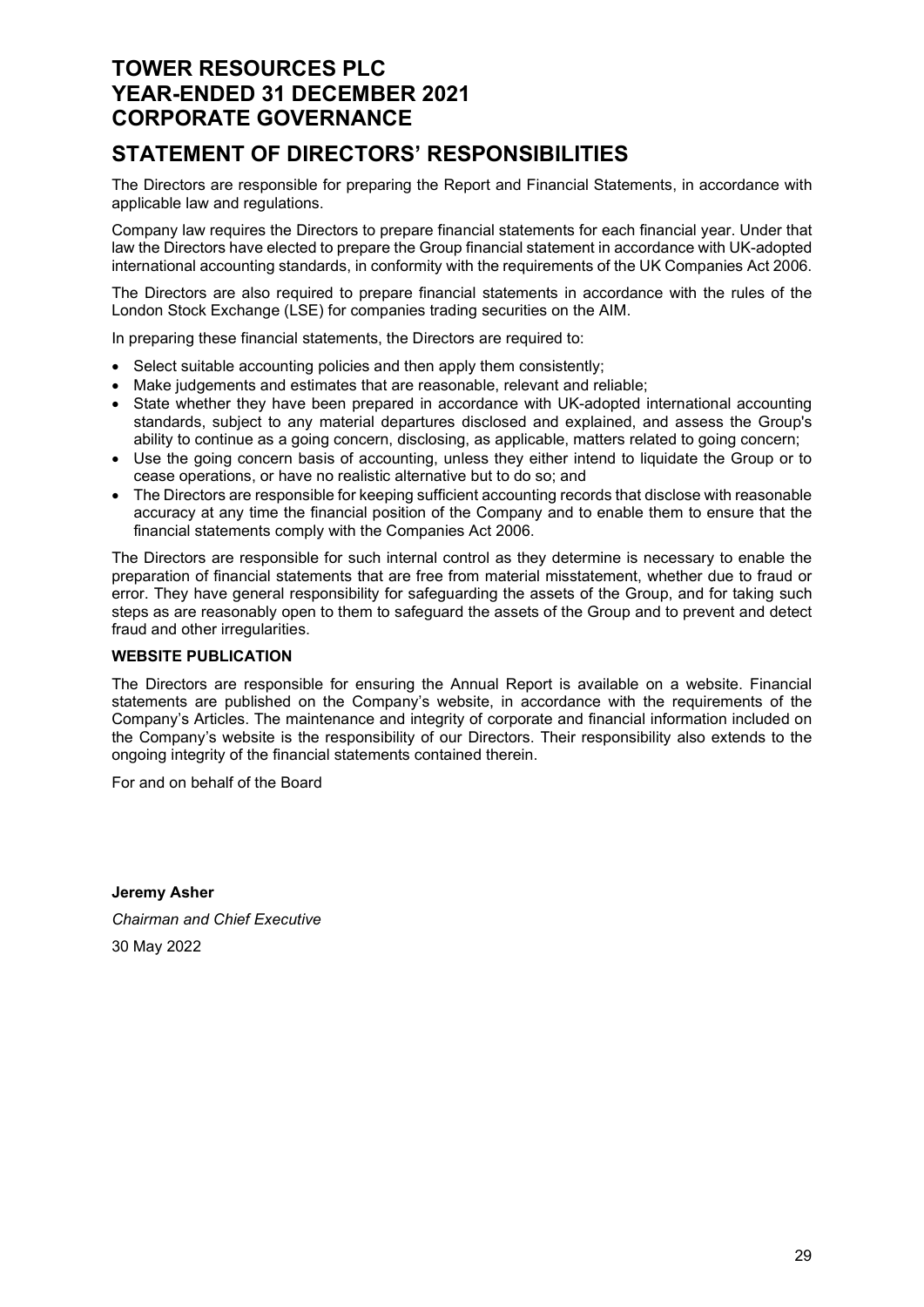# TOWER RESOURCES PLC
# YEAR-ENDED 31 DECEMBER 2021
# CORPORATE GOVERNANCE

## STATEMENT OF DIRECTORS' RESPONSIBILITIES

The Directors are responsible for preparing the Report and Financial Statements, in accordance with applicable law and regulations.

Company law requires the Directors to prepare financial statements for each financial year. Under that law the Directors have elected to prepare the Group financial statement in accordance with UK-adopted international accounting standards, in conformity with the requirements of the UK Companies Act 2006.

The Directors are also required to prepare financial statements in accordance with the rules of the London Stock Exchange (LSE) for companies trading securities on the AIM.

In preparing these financial statements, the Directors are required to:

- Select suitable accounting policies and then apply them consistently;
- Make judgements and estimates that are reasonable, relevant and reliable;
- State whether they have been prepared in accordance with UK-adopted international accounting standards, subject to any material departures disclosed and explained, and assess the Group's ability to continue as a going concern, disclosing, as applicable, matters related to going concern;
- Use the going concern basis of accounting, unless they either intend to liquidate the Group or to cease operations, or have no realistic alternative but to do so; and
- The Directors are responsible for keeping sufficient accounting records that disclose with reasonable accuracy at any time the financial position of the Company and to enable them to ensure that the financial statements comply with the Companies Act 2006.

The Directors are responsible for such internal control as they determine is necessary to enable the preparation of financial statements that are free from material misstatement, whether due to fraud or error. They have general responsibility for safeguarding the assets of the Group, and for taking such steps as are reasonably open to them to safeguard the assets of the Group and to prevent and detect fraud and other irregularities.

### WEBSITE PUBLICATION

The Directors are responsible for ensuring the Annual Report is available on a website. Financial statements are published on the Company's website, in accordance with the requirements of the Company's Articles. The maintenance and integrity of corporate and financial information included on the Company's website is the responsibility of our Directors. Their responsibility also extends to the ongoing integrity of the financial statements contained therein.

For and on behalf of the Board

**Jeremy Asher**

*Chairman and Chief Executive*

30 May 2022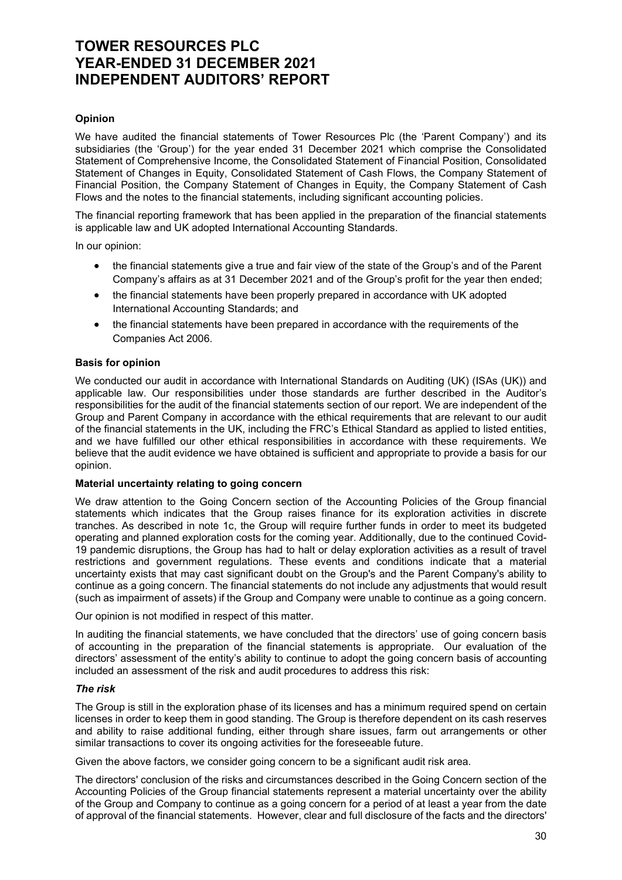# TOWER RESOURCES PLC
# YEAR-ENDED 31 DECEMBER 2021
# INDEPENDENT AUDITORS' REPORT

**Opinion**

We have audited the financial statements of Tower Resources Plc (the 'Parent Company') and its subsidiaries (the 'Group') for the year ended 31 December 2021 which comprise the Consolidated Statement of Comprehensive Income, the Consolidated Statement of Financial Position, Consolidated Statement of Changes in Equity, Consolidated Statement of Cash Flows, the Company Statement of Financial Position, the Company Statement of Changes in Equity, the Company Statement of Cash Flows and the notes to the financial statements, including significant accounting policies.

The financial reporting framework that has been applied in the preparation of the financial statements is applicable law and UK adopted International Accounting Standards.

In our opinion:

- the financial statements give a true and fair view of the state of the Group's and of the Parent Company's affairs as at 31 December 2021 and of the Group's profit for the year then ended;
- the financial statements have been properly prepared in accordance with UK adopted International Accounting Standards; and
- the financial statements have been prepared in accordance with the requirements of the Companies Act 2006.

**Basis for opinion**

We conducted our audit in accordance with International Standards on Auditing (UK) (ISAs (UK)) and applicable law. Our responsibilities under those standards are further described in the Auditor's responsibilities for the audit of the financial statements section of our report. We are independent of the Group and Parent Company in accordance with the ethical requirements that are relevant to our audit of the financial statements in the UK, including the FRC's Ethical Standard as applied to listed entities, and we have fulfilled our other ethical responsibilities in accordance with these requirements. We believe that the audit evidence we have obtained is sufficient and appropriate to provide a basis for our opinion.

**Material uncertainty relating to going concern**

We draw attention to the Going Concern section of the Accounting Policies of the Group financial statements which indicates that the Group raises finance for its exploration activities in discrete tranches. As described in note 1c, the Group will require further funds in order to meet its budgeted operating and planned exploration costs for the coming year. Additionally, due to the continued Covid-19 pandemic disruptions, the Group has had to halt or delay exploration activities as a result of travel restrictions and government regulations. These events and conditions indicate that a material uncertainty exists that may cast significant doubt on the Group's and the Parent Company's ability to continue as a going concern. The financial statements do not include any adjustments that would result (such as impairment of assets) if the Group and Company were unable to continue as a going concern.

Our opinion is not modified in respect of this matter.

In auditing the financial statements, we have concluded that the directors' use of going concern basis of accounting in the preparation of the financial statements is appropriate. Our evaluation of the directors' assessment of the entity's ability to continue to adopt the going concern basis of accounting included an assessment of the risk and audit procedures to address this risk:

***The risk***

The Group is still in the exploration phase of its licenses and has a minimum required spend on certain licenses in order to keep them in good standing. The Group is therefore dependent on its cash reserves and ability to raise additional funding, either through share issues, farm out arrangements or other similar transactions to cover its ongoing activities for the foreseeable future.

Given the above factors, we consider going concern to be a significant audit risk area.

The directors' conclusion of the risks and circumstances described in the Going Concern section of the Accounting Policies of the Group financial statements represent a material uncertainty over the ability of the Group and Company to continue as a going concern for a period of at least a year from the date of approval of the financial statements. However, clear and full disclosure of the facts and the directors'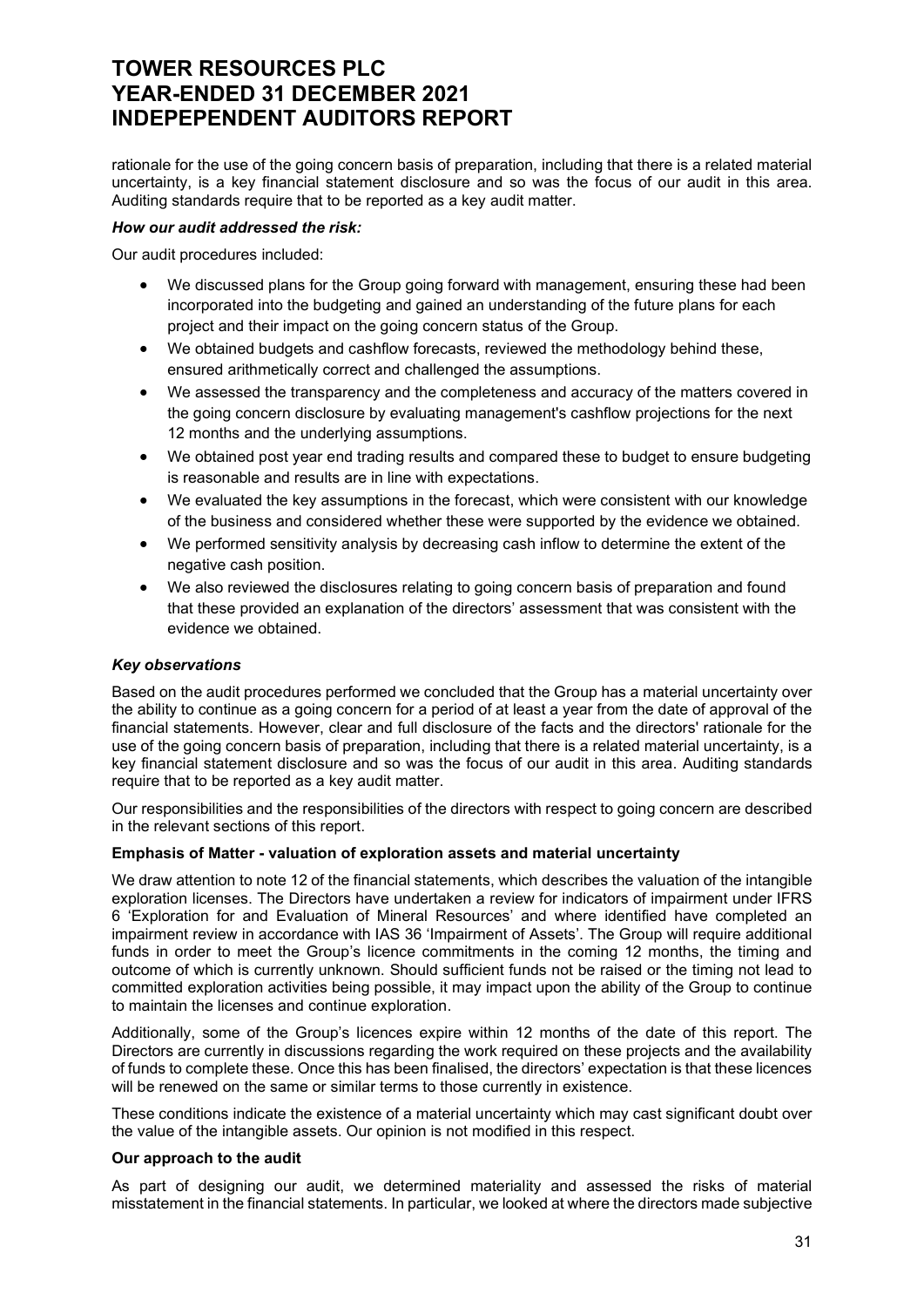rationale for the use of the going concern basis of preparation, including that there is a related material uncertainty, is a key financial statement disclosure and so was the focus of our audit in this area. Auditing standards require that to be reported as a key audit matter.

***How our audit addressed the risk:***

Our audit procedures included:

- We discussed plans for the Group going forward with management, ensuring these had been incorporated into the budgeting and gained an understanding of the future plans for each project and their impact on the going concern status of the Group.
- We obtained budgets and cashflow forecasts, reviewed the methodology behind these, ensured arithmetically correct and challenged the assumptions.
- We assessed the transparency and the completeness and accuracy of the matters covered in the going concern disclosure by evaluating management's cashflow projections for the next 12 months and the underlying assumptions.
- We obtained post year end trading results and compared these to budget to ensure budgeting is reasonable and results are in line with expectations.
- We evaluated the key assumptions in the forecast, which were consistent with our knowledge of the business and considered whether these were supported by the evidence we obtained.
- We performed sensitivity analysis by decreasing cash inflow to determine the extent of the negative cash position.
- We also reviewed the disclosures relating to going concern basis of preparation and found that these provided an explanation of the directors' assessment that was consistent with the evidence we obtained.

***Key observations***

Based on the audit procedures performed we concluded that the Group has a material uncertainty over the ability to continue as a going concern for a period of at least a year from the date of approval of the financial statements. However, clear and full disclosure of the facts and the directors' rationale for the use of the going concern basis of preparation, including that there is a related material uncertainty, is a key financial statement disclosure and so was the focus of our audit in this area. Auditing standards require that to be reported as a key audit matter.

Our responsibilities and the responsibilities of the directors with respect to going concern are described in the relevant sections of this report.

**Emphasis of Matter - valuation of exploration assets and material uncertainty**

We draw attention to note 12 of the financial statements, which describes the valuation of the intangible exploration licenses. The Directors have undertaken a review for indicators of impairment under IFRS 6 'Exploration for and Evaluation of Mineral Resources' and where identified have completed an impairment review in accordance with IAS 36 'Impairment of Assets'. The Group will require additional funds in order to meet the Group's licence commitments in the coming 12 months, the timing and outcome of which is currently unknown. Should sufficient funds not be raised or the timing not lead to committed exploration activities being possible, it may impact upon the ability of the Group to continue to maintain the licenses and continue exploration.

Additionally, some of the Group's licences expire within 12 months of the date of this report. The Directors are currently in discussions regarding the work required on these projects and the availability of funds to complete these. Once this has been finalised, the directors' expectation is that these licences will be renewed on the same or similar terms to those currently in existence.

These conditions indicate the existence of a material uncertainty which may cast significant doubt over the value of the intangible assets. Our opinion is not modified in this respect.

**Our approach to the audit**

As part of designing our audit, we determined materiality and assessed the risks of material misstatement in the financial statements. In particular, we looked at where the directors made subjective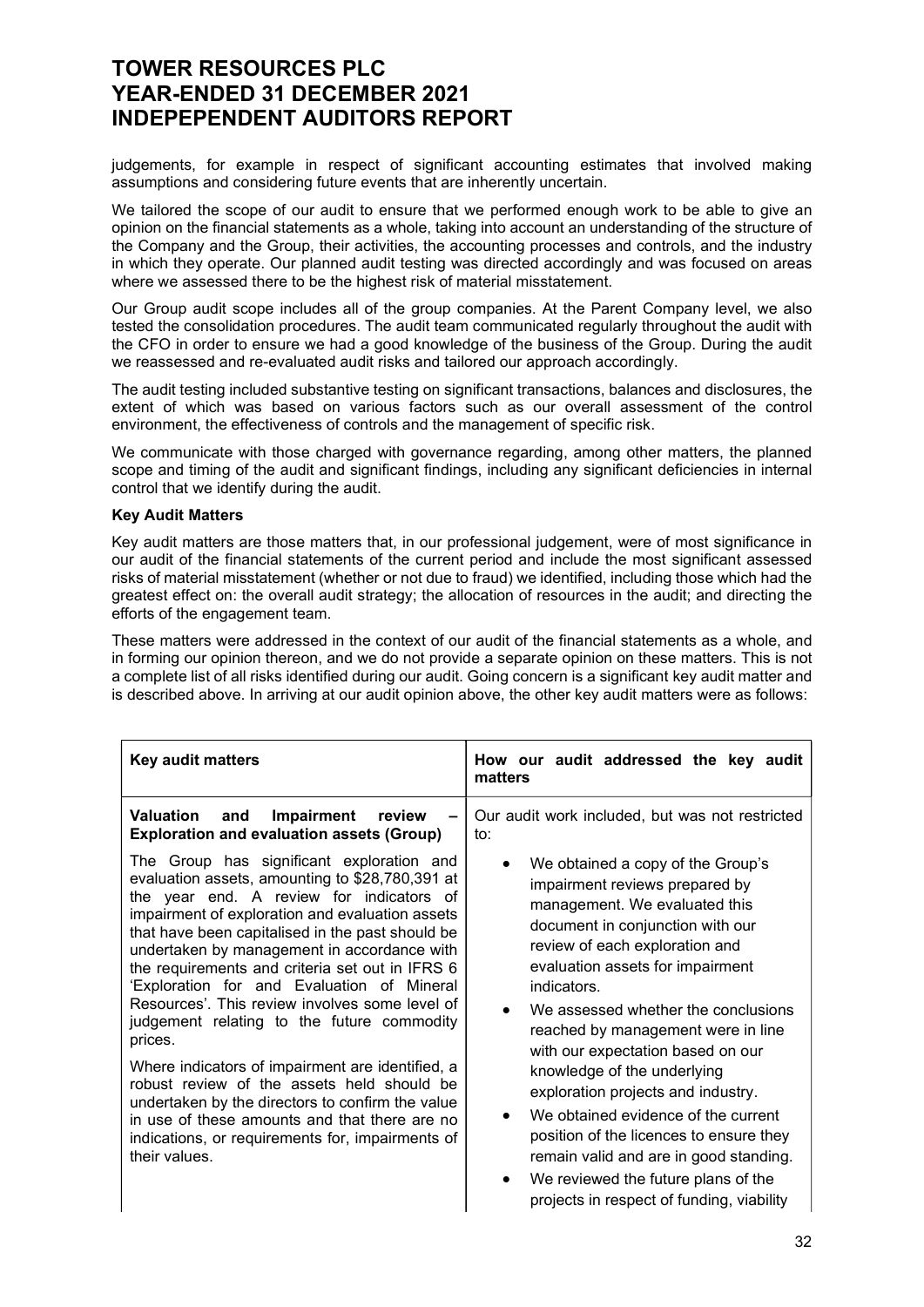judgements, for example in respect of significant accounting estimates that involved making assumptions and considering future events that are inherently uncertain.

We tailored the scope of our audit to ensure that we performed enough work to be able to give an opinion on the financial statements as a whole, taking into account an understanding of the structure of the Company and the Group, their activities, the accounting processes and controls, and the industry in which they operate. Our planned audit testing was directed accordingly and was focused on areas where we assessed there to be the highest risk of material misstatement.

Our Group audit scope includes all of the group companies. At the Parent Company level, we also tested the consolidation procedures. The audit team communicated regularly throughout the audit with the CFO in order to ensure we had a good knowledge of the business of the Group. During the audit we reassessed and re-evaluated audit risks and tailored our approach accordingly.

The audit testing included substantive testing on significant transactions, balances and disclosures, the extent of which was based on various factors such as our overall assessment of the control environment, the effectiveness of controls and the management of specific risk.

We communicate with those charged with governance regarding, among other matters, the planned scope and timing of the audit and significant findings, including any significant deficiencies in internal control that we identify during the audit.

**Key Audit Matters**

Key audit matters are those matters that, in our professional judgement, were of most significance in our audit of the financial statements of the current period and include the most significant assessed risks of material misstatement (whether or not due to fraud) we identified, including those which had the greatest effect on: the overall audit strategy; the allocation of resources in the audit; and directing the efforts of the engagement team.

These matters were addressed in the context of our audit of the financial statements as a whole, and in forming our opinion thereon, and we do not provide a separate opinion on these matters. This is not a complete list of all risks identified during our audit. Going concern is a significant key audit matter and is described above. In arriving at our audit opinion above, the other key audit matters were as follows:

| Key audit matters | How our audit addressed the key audit matters |
|---|---|
| **Valuation and Impairment review – Exploration and evaluation assets (Group)**<br><br>The Group has significant exploration and evaluation assets, amounting to $28,780,391 at the year end. A review for indicators of impairment of exploration and evaluation assets that have been capitalised in the past should be undertaken by management in accordance with the requirements and criteria set out in IFRS 6 'Exploration for and Evaluation of Mineral Resources'. This review involves some level of judgement relating to the future commodity prices.<br><br>Where indicators of impairment are identified, a robust review of the assets held should be undertaken by the directors to confirm the value in use of these amounts and that there are no indications, or requirements for, impairments of their values. | Our audit work included, but was not restricted to:<br><br>• We obtained a copy of the Group's impairment reviews prepared by management. We evaluated this document in conjunction with our review of each exploration and evaluation assets for impairment indicators.<br>• We assessed whether the conclusions reached by management were in line with our expectation based on our knowledge of the underlying exploration projects and industry.<br>• We obtained evidence of the current position of the licences to ensure they remain valid and are in good standing.<br>• We reviewed the future plans of the projects in respect of funding, viability |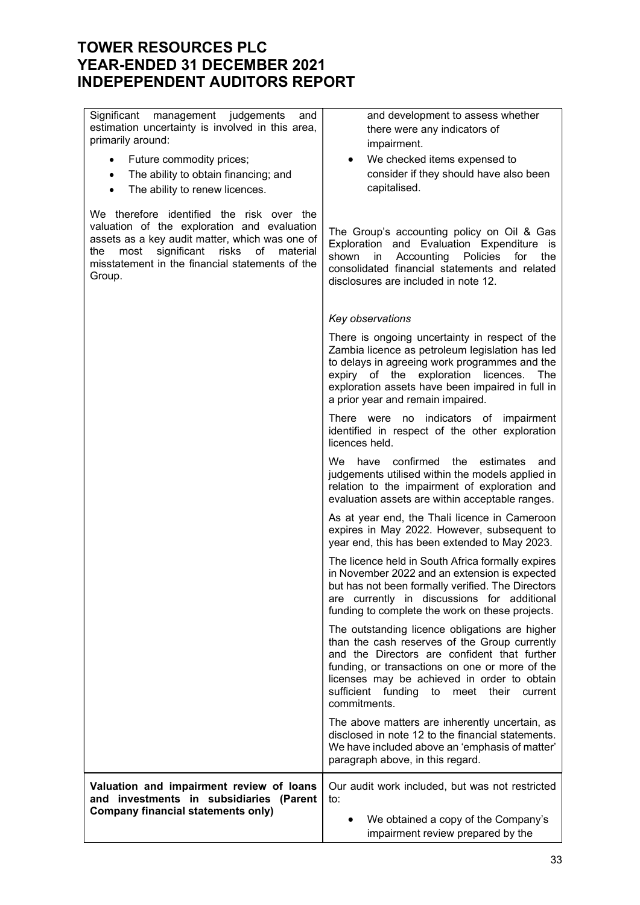# TOWER RESOURCES PLC
# YEAR-ENDED 31 DECEMBER 2021
# INDEPEPENDENT AUDITORS REPORT

| | |
|---|---|
| Significant management judgements and estimation uncertainty is involved in this area, primarily around:<br><br>• Future commodity prices;<br>• The ability to obtain financing; and<br>• The ability to renew licences.<br><br>We therefore identified the risk over the valuation of the exploration and evaluation assets as a key audit matter, which was one of the most significant risks of material misstatement in the financial statements of the Group. | and development to assess whether there were any indicators of impairment.<br>• We checked items expensed to consider if they should have also been capitalised.<br><br>The Group's accounting policy on Oil & Gas Exploration and Evaluation Expenditure is shown in Accounting Policies for the consolidated financial statements and related disclosures are included in note 12.<br><br>*Key observations*<br><br>There is ongoing uncertainty in respect of the Zambia licence as petroleum legislation has led to delays in agreeing work programmes and the expiry of the exploration licences. The exploration assets have been impaired in full in a prior year and remain impaired.<br><br>There were no indicators of impairment identified in respect of the other exploration licences held.<br><br>We have confirmed the estimates and judgements utilised within the models applied in relation to the impairment of exploration and evaluation assets are within acceptable ranges.<br><br>As at year end, the Thali licence in Cameroon expires in May 2022. However, subsequent to year end, this has been extended to May 2023.<br><br>The licence held in South Africa formally expires in November 2022 and an extension is expected but has not been formally verified. The Directors are currently in discussions for additional funding to complete the work on these projects.<br><br>The outstanding licence obligations are higher than the cash reserves of the Group currently and the Directors are confident that further funding, or transactions on one or more of the licenses may be achieved in order to obtain sufficient funding to meet their current commitments.<br><br>The above matters are inherently uncertain, as disclosed in note 12 to the financial statements. We have included above an 'emphasis of matter' paragraph above, in this regard. |
| **Valuation and impairment review of loans and investments in subsidiaries (Parent Company financial statements only)** | Our audit work included, but was not restricted to:<br><br>• We obtained a copy of the Company's impairment review prepared by the |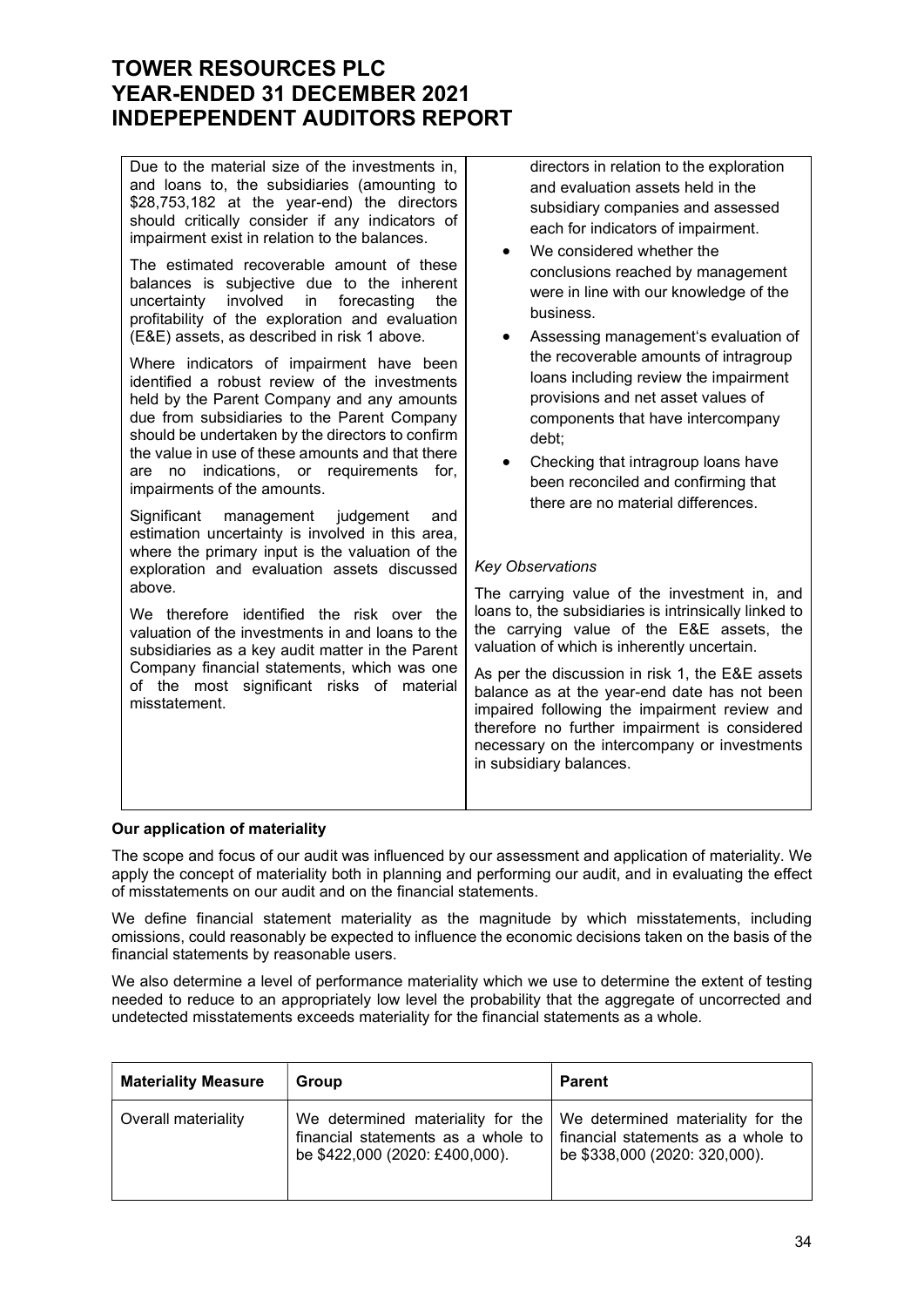| | |
|---|---|
| Due to the material size of the investments in, and loans to, the subsidiaries (amounting to $28,753,182 at the year-end) the directors should critically consider if any indicators of impairment exist in relation to the balances.<br><br>The estimated recoverable amount of these balances is subjective due to the inherent uncertainty involved in forecasting the profitability of the exploration and evaluation (E&E) assets, as described in risk 1 above.<br><br>Where indicators of impairment have been identified a robust review of the investments held by the Parent Company and any amounts due from subsidiaries to the Parent Company should be undertaken by the directors to confirm the value in use of these amounts and that there are no indications, or requirements for, impairments of the amounts.<br><br>Significant management judgement and estimation uncertainty is involved in this area, where the primary input is the valuation of the exploration and evaluation assets discussed above.<br><br>We therefore identified the risk over the valuation of the investments in and loans to the subsidiaries as a key audit matter in the Parent Company financial statements, which was one of the most significant risks of material misstatement. | directors in relation to the exploration and evaluation assets held in the subsidiary companies and assessed each for indicators of impairment.<br>• We considered whether the conclusions reached by management were in line with our knowledge of the business.<br>• Assessing management's evaluation of the recoverable amounts of intragroup loans including review the impairment provisions and net asset values of components that have intercompany debt;<br>• Checking that intragroup loans have been reconciled and confirming that there are no material differences.<br><br>*Key Observations*<br><br>The carrying value of the investment in, and loans to, the subsidiaries is intrinsically linked to the carrying value of the E&E assets, the valuation of which is inherently uncertain.<br><br>As per the discussion in risk 1, the E&E assets balance as at the year-end date has not been impaired following the impairment review and therefore no further impairment is considered necessary on the intercompany or investments in subsidiary balances. |

**Our application of materiality**

The scope and focus of our audit was influenced by our assessment and application of materiality. We apply the concept of materiality both in planning and performing our audit, and in evaluating the effect of misstatements on our audit and on the financial statements.

We define financial statement materiality as the magnitude by which misstatements, including omissions, could reasonably be expected to influence the economic decisions taken on the basis of the financial statements by reasonable users.

We also determine a level of performance materiality which we use to determine the extent of testing needed to reduce to an appropriately low level the probability that the aggregate of uncorrected and undetected misstatements exceeds materiality for the financial statements as a whole.

| Materiality Measure | Group | Parent |
|---|---|---|
| Overall materiality | We determined materiality for the financial statements as a whole to be $422,000 (2020: £400,000). | We determined materiality for the financial statements as a whole to be $338,000 (2020: 320,000). |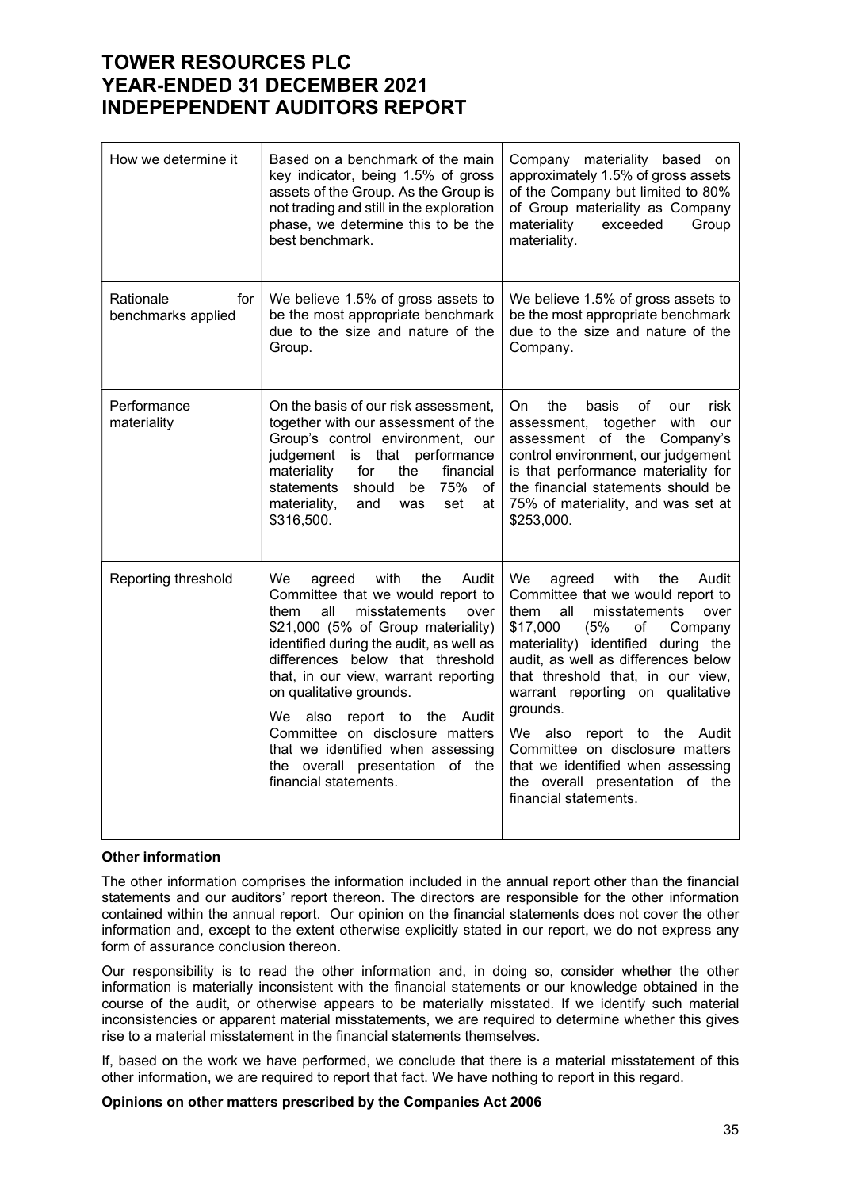| How we determine it | Based on a benchmark of the main key indicator, being 1.5% of gross assets of the Group. As the Group is not trading and still in the exploration phase, we determine this to be the best benchmark. | Company materiality based on approximately 1.5% of gross assets of the Company but limited to 80% of Group materiality as Company materiality exceeded Group materiality. |
|---|---|---|
| Rationale for benchmarks applied | We believe 1.5% of gross assets to be the most appropriate benchmark due to the size and nature of the Group. | We believe 1.5% of gross assets to be the most appropriate benchmark due to the size and nature of the Company. |
| Performance materiality | On the basis of our risk assessment, together with our assessment of the Group's control environment, our judgement is that performance materiality for the financial statements should be 75% of materiality, and was set at $316,500. | On the basis of our risk assessment, together with our assessment of the Company's control environment, our judgement is that performance materiality for the financial statements should be 75% of materiality, and was set at $253,000. |
| Reporting threshold | We agreed with the Audit Committee that we would report to them all misstatements over $21,000 (5% of Group materiality) identified during the audit, as well as differences below that threshold that, in our view, warrant reporting on qualitative grounds.<br><br>We also report to the Audit Committee on disclosure matters that we identified when assessing the overall presentation of the financial statements. | We agreed with the Audit Committee that we would report to them all misstatements over $17,000 (5% of Company materiality) identified during the audit, as well as differences below that threshold that, in our view, warrant reporting on qualitative grounds.<br><br>We also report to the Audit Committee on disclosure matters that we identified when assessing the overall presentation of the financial statements. |

**Other information**

The other information comprises the information included in the annual report other than the financial statements and our auditors' report thereon. The directors are responsible for the other information contained within the annual report. Our opinion on the financial statements does not cover the other information and, except to the extent otherwise explicitly stated in our report, we do not express any form of assurance conclusion thereon.

Our responsibility is to read the other information and, in doing so, consider whether the other information is materially inconsistent with the financial statements or our knowledge obtained in the course of the audit, or otherwise appears to be materially misstated. If we identify such material inconsistencies or apparent material misstatements, we are required to determine whether this gives rise to a material misstatement in the financial statements themselves.

If, based on the work we have performed, we conclude that there is a material misstatement of this other information, we are required to report that fact. We have nothing to report in this regard.

**Opinions on other matters prescribed by the Companies Act 2006**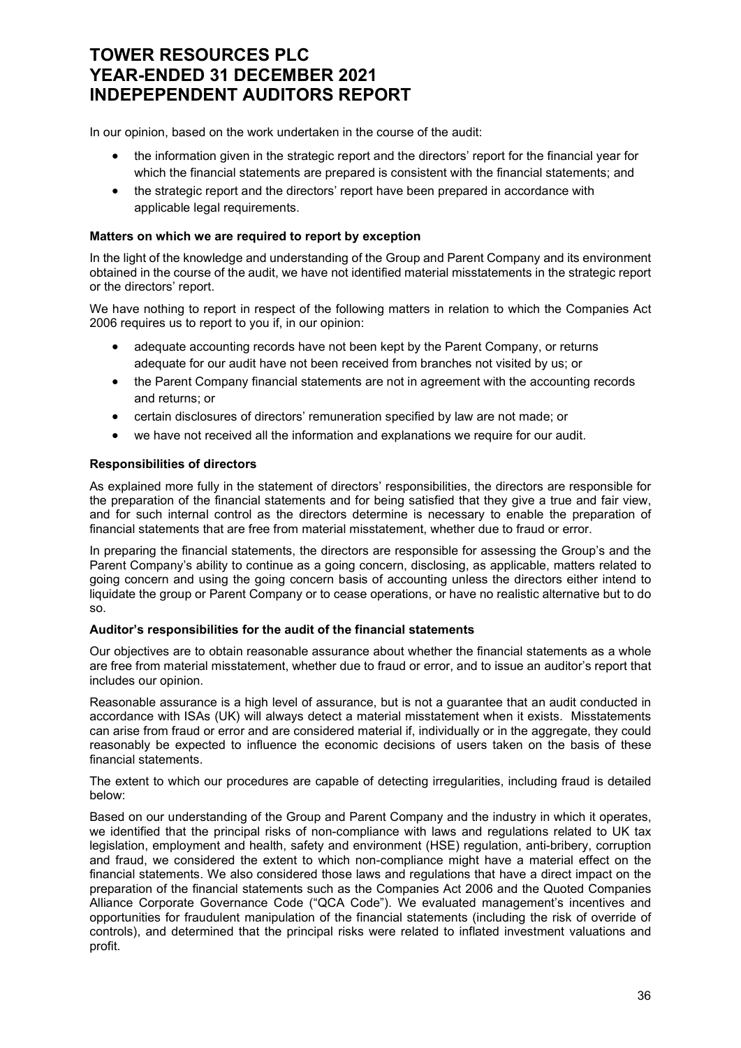In our opinion, based on the work undertaken in the course of the audit:

- the information given in the strategic report and the directors' report for the financial year for which the financial statements are prepared is consistent with the financial statements; and
- the strategic report and the directors' report have been prepared in accordance with applicable legal requirements.

**Matters on which we are required to report by exception**

In the light of the knowledge and understanding of the Group and Parent Company and its environment obtained in the course of the audit, we have not identified material misstatements in the strategic report or the directors' report.

We have nothing to report in respect of the following matters in relation to which the Companies Act 2006 requires us to report to you if, in our opinion:

- adequate accounting records have not been kept by the Parent Company, or returns adequate for our audit have not been received from branches not visited by us; or
- the Parent Company financial statements are not in agreement with the accounting records and returns; or
- certain disclosures of directors' remuneration specified by law are not made; or
- we have not received all the information and explanations we require for our audit.

**Responsibilities of directors**

As explained more fully in the statement of directors' responsibilities, the directors are responsible for the preparation of the financial statements and for being satisfied that they give a true and fair view, and for such internal control as the directors determine is necessary to enable the preparation of financial statements that are free from material misstatement, whether due to fraud or error.

In preparing the financial statements, the directors are responsible for assessing the Group's and the Parent Company's ability to continue as a going concern, disclosing, as applicable, matters related to going concern and using the going concern basis of accounting unless the directors either intend to liquidate the group or Parent Company or to cease operations, or have no realistic alternative but to do so.

**Auditor's responsibilities for the audit of the financial statements**

Our objectives are to obtain reasonable assurance about whether the financial statements as a whole are free from material misstatement, whether due to fraud or error, and to issue an auditor's report that includes our opinion.

Reasonable assurance is a high level of assurance, but is not a guarantee that an audit conducted in accordance with ISAs (UK) will always detect a material misstatement when it exists. Misstatements can arise from fraud or error and are considered material if, individually or in the aggregate, they could reasonably be expected to influence the economic decisions of users taken on the basis of these financial statements.

The extent to which our procedures are capable of detecting irregularities, including fraud is detailed below:

Based on our understanding of the Group and Parent Company and the industry in which it operates, we identified that the principal risks of non-compliance with laws and regulations related to UK tax legislation, employment and health, safety and environment (HSE) regulation, anti-bribery, corruption and fraud, we considered the extent to which non-compliance might have a material effect on the financial statements. We also considered those laws and regulations that have a direct impact on the preparation of the financial statements such as the Companies Act 2006 and the Quoted Companies Alliance Corporate Governance Code ("QCA Code"). We evaluated management's incentives and opportunities for fraudulent manipulation of the financial statements (including the risk of override of controls), and determined that the principal risks were related to inflated investment valuations and profit.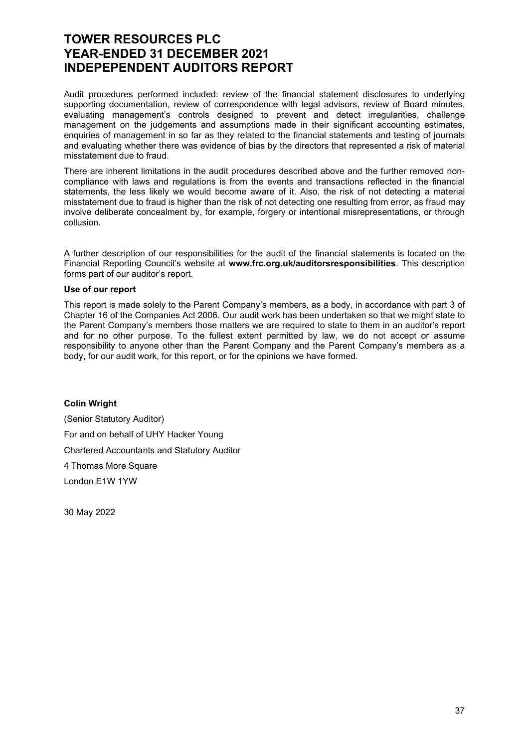Audit procedures performed included: review of the financial statement disclosures to underlying supporting documentation, review of correspondence with legal advisors, review of Board minutes, evaluating management's controls designed to prevent and detect irregularities, challenge management on the judgements and assumptions made in their significant accounting estimates, enquiries of management in so far as they related to the financial statements and testing of journals and evaluating whether there was evidence of bias by the directors that represented a risk of material misstatement due to fraud.

There are inherent limitations in the audit procedures described above and the further removed non-compliance with laws and regulations is from the events and transactions reflected in the financial statements, the less likely we would become aware of it. Also, the risk of not detecting a material misstatement due to fraud is higher than the risk of not detecting one resulting from error, as fraud may involve deliberate concealment by, for example, forgery or intentional misrepresentations, or through collusion.

A further description of our responsibilities for the audit of the financial statements is located on the Financial Reporting Council's website at **www.frc.org.uk/auditorsresponsibilities**. This description forms part of our auditor's report.

**Use of our report**

This report is made solely to the Parent Company's members, as a body, in accordance with part 3 of Chapter 16 of the Companies Act 2006. Our audit work has been undertaken so that we might state to the Parent Company's members those matters we are required to state to them in an auditor's report and for no other purpose. To the fullest extent permitted by law, we do not accept or assume responsibility to anyone other than the Parent Company and the Parent Company's members as a body, for our audit work, for this report, or for the opinions we have formed.

**Colin Wright**

(Senior Statutory Auditor)

For and on behalf of UHY Hacker Young

Chartered Accountants and Statutory Auditor

4 Thomas More Square

London E1W 1YW

30 May 2022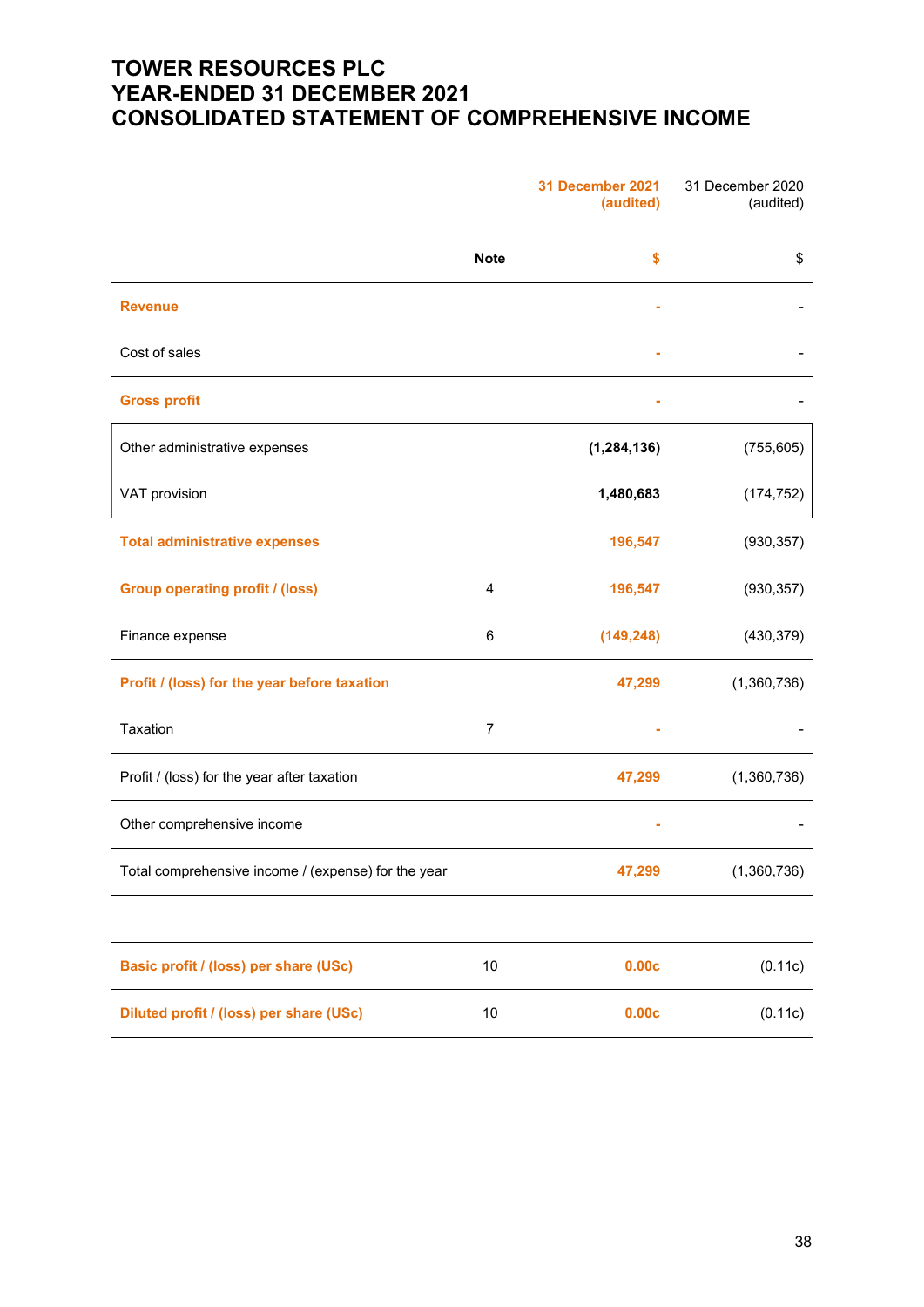# TOWER RESOURCES PLC
# YEAR-ENDED 31 DECEMBER 2021
# CONSOLIDATED STATEMENT OF COMPREHENSIVE INCOME

| | Note | 31 December 2021 (audited) | 31 December 2020 (audited) |
|---|---|---|---|
| | | $ | $ |
| **Revenue** | | - | - |
| Cost of sales | | - | - |
| **Gross profit** | | - | - |
| Other administrative expenses | | **(1,284,136)** | (755,605) |
| VAT provision | | **1,480,683** | (174,752) |
| **Total administrative expenses** | | **196,547** | (930,357) |
| **Group operating profit / (loss)** | 4 | **196,547** | (930,357) |
| Finance expense | 6 | **(149,248)** | (430,379) |
| **Profit / (loss) for the year before taxation** | | **47,299** | (1,360,736) |
| Taxation | 7 | - | - |
| Profit / (loss) for the year after taxation | | **47,299** | (1,360,736) |
| Other comprehensive income | | - | - |
| Total comprehensive income / (expense) for the year | | **47,299** | (1,360,736) |
| | | | |
| **Basic profit / (loss) per share (USc)** | 10 | **0.00c** | (0.11c) |
| **Diluted profit / (loss) per share (USc)** | 10 | **0.00c** | (0.11c) |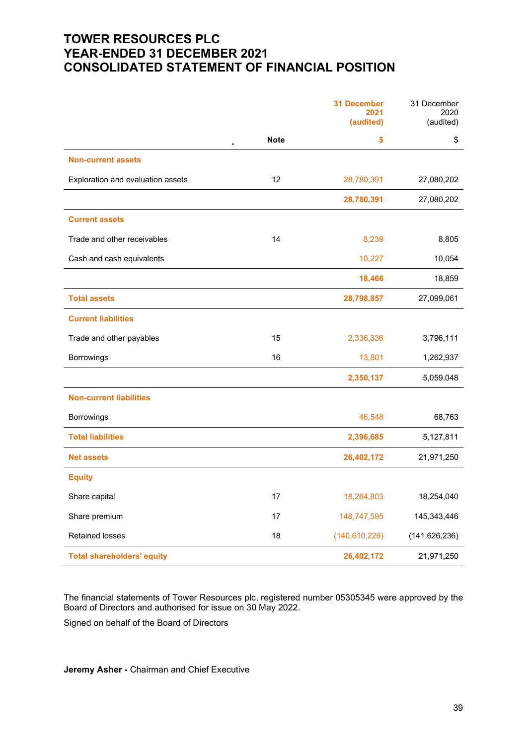# TOWER RESOURCES PLC
# YEAR-ENDED 31 DECEMBER 2021
# CONSOLIDATED STATEMENT OF FINANCIAL POSITION

| | Note | 31 December 2021 (audited) | 31 December 2020 (audited) |
|---|---|---|---|
| | | $ | $ |
| **Non-current assets** | | | |
| Exploration and evaluation assets | 12 | 28,780,391 | 27,080,202 |
| | | **28,780,391** | 27,080,202 |
| **Current assets** | | | |
| Trade and other receivables | 14 | 8,239 | 8,805 |
| Cash and cash equivalents | | 10,227 | 10,054 |
| | | **18,466** | 18,859 |
| **Total assets** | | **28,798,857** | 27,099,061 |
| **Current liabilities** | | | |
| Trade and other payables | 15 | 2,336,336 | 3,796,111 |
| Borrowings | 16 | 13,801 | 1,262,937 |
| | | **2,350,137** | 5,059,048 |
| **Non-current liabilities** | | | |
| Borrowings | | 46,548 | 68,763 |
| **Total liabilities** | | **2,396,685** | 5,127,811 |
| **Net assets** | | **26,402,172** | 21,971,250 |
| **Equity** | | | |
| Share capital | 17 | 18,264,803 | 18,254,040 |
| Share premium | 17 | 148,747,595 | 145,343,446 |
| Retained losses | 18 | (140,610,226) | (141,626,236) |
| **Total shareholders' equity** | | **26,402,172** | 21,971,250 |

The financial statements of Tower Resources plc, registered number 05305345 were approved by the Board of Directors and authorised for issue on 30 May 2022.

Signed on behalf of the Board of Directors

**Jeremy Asher -** Chairman and Chief Executive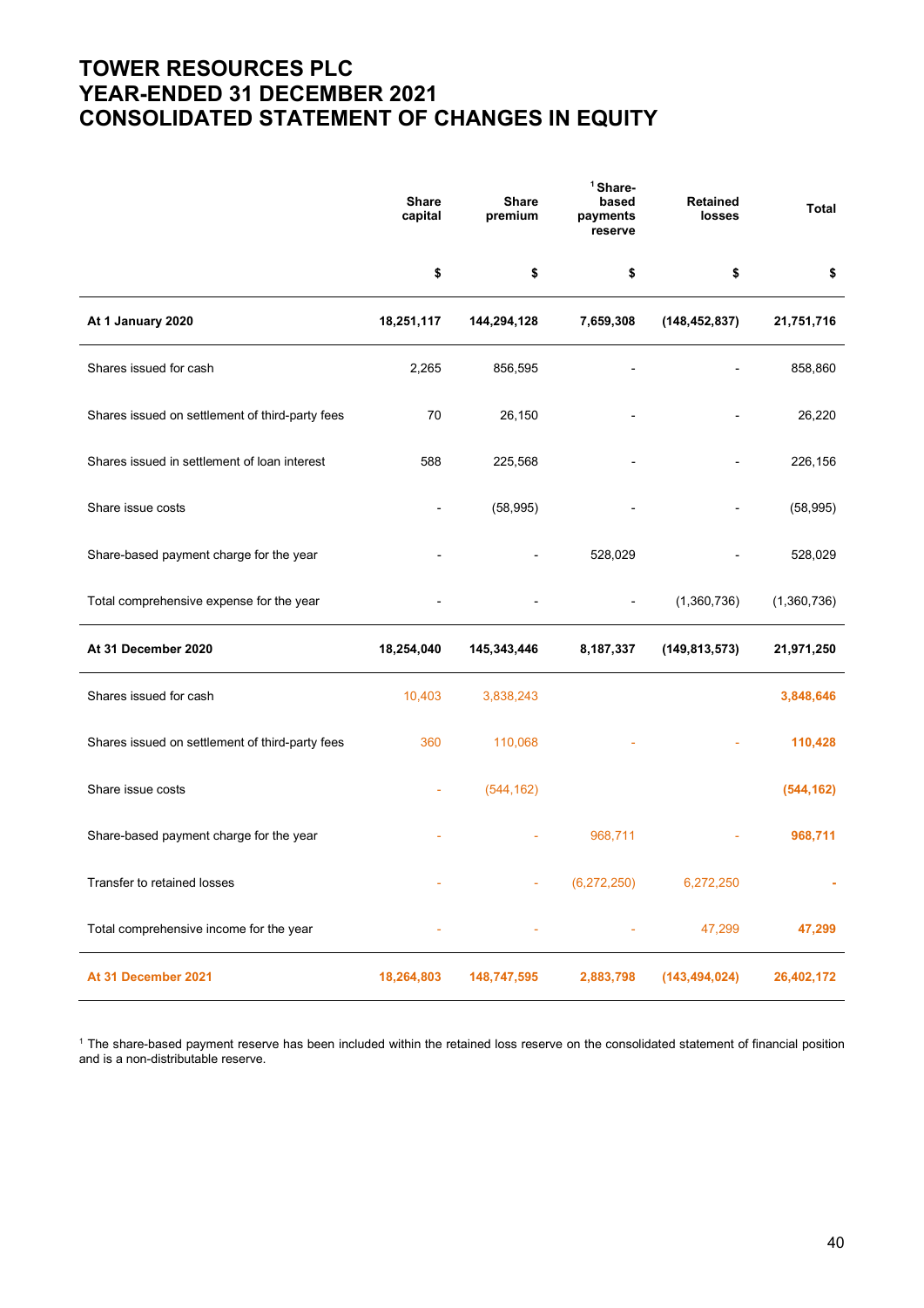# TOWER RESOURCES PLC
# YEAR-ENDED 31 DECEMBER 2021
# CONSOLIDATED STATEMENT OF CHANGES IN EQUITY

| | Share capital | Share premium | [1] Share-based payments reserve | Retained losses | Total |
|---|---|---|---|---|---|
| | $ | $ | $ | $ | $ |
| **At 1 January 2020** | **18,251,117** | **144,294,128** | **7,659,308** | **(148,452,837)** | **21,751,716** |
| Shares issued for cash | 2,265 | 856,595 | - | - | 858,860 |
| Shares issued on settlement of third-party fees | 70 | 26,150 | - | - | 26,220 |
| Shares issued in settlement of loan interest | 588 | 225,568 | - | - | 226,156 |
| Share issue costs | - | (58,995) | - | - | (58,995) |
| Share-based payment charge for the year | - | - | 528,029 | - | 528,029 |
| Total comprehensive expense for the year | - | - | - | (1,360,736) | (1,360,736) |
| **At 31 December 2020** | **18,254,040** | **145,343,446** | **8,187,337** | **(149,813,573)** | **21,971,250** |
| Shares issued for cash | 10,403 | 3,838,243 | | | **3,848,646** |
| Shares issued on settlement of third-party fees | 360 | 110,068 | - | - | **110,428** |
| Share issue costs | - | (544,162) | | | **(544,162)** |
| Share-based payment charge for the year | - | - | 968,711 | - | **968,711** |
| Transfer to retained losses | - | - | (6,272,250) | 6,272,250 | **-** |
| Total comprehensive income for the year | - | - | - | 47,299 | **47,299** |
| **At 31 December 2021** | **18,264,803** | **148,747,595** | **2,883,798** | **(143,494,024)** | **26,402,172** |

[1] The share-based payment reserve has been included within the retained loss reserve on the consolidated statement of financial position and is a non-distributable reserve.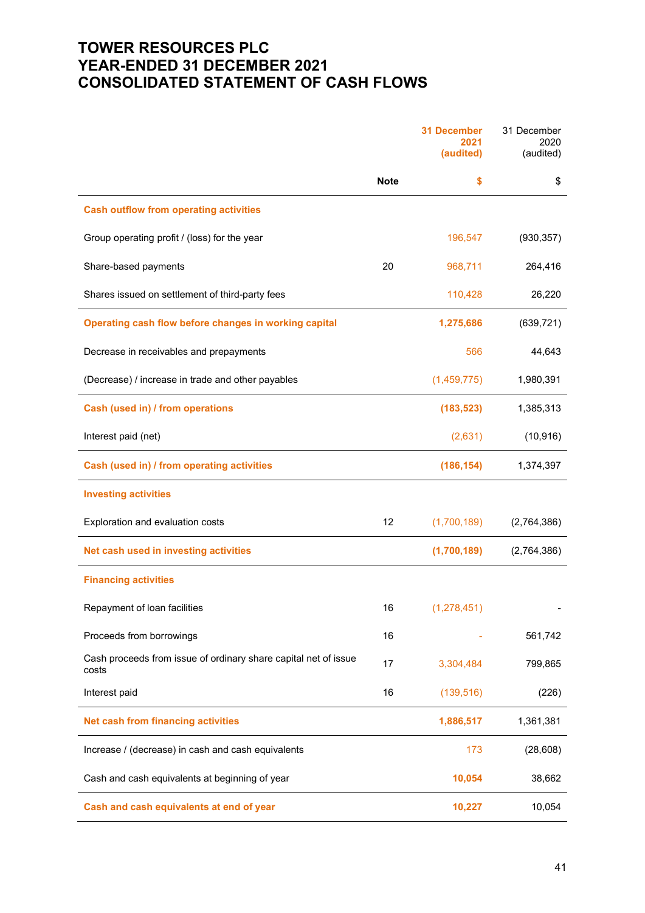# TOWER RESOURCES PLC
# YEAR-ENDED 31 DECEMBER 2021
# CONSOLIDATED STATEMENT OF CASH FLOWS

| | Note | 31 December 2021 (audited) | 31 December 2020 (audited) |
|---|---|---|---|
| | | $ | $ |
| **Cash outflow from operating activities** | | | |
| Group operating profit / (loss) for the year | | 196,547 | (930,357) |
| Share-based payments | 20 | 968,711 | 264,416 |
| Shares issued on settlement of third-party fees | | 110,428 | 26,220 |
| **Operating cash flow before changes in working capital** | | **1,275,686** | (639,721) |
| Decrease in receivables and prepayments | | 566 | 44,643 |
| (Decrease) / increase in trade and other payables | | (1,459,775) | 1,980,391 |
| **Cash (used in) / from operations** | | **(183,523)** | 1,385,313 |
| Interest paid (net) | | (2,631) | (10,916) |
| **Cash (used in) / from operating activities** | | **(186,154)** | 1,374,397 |
| **Investing activities** | | | |
| Exploration and evaluation costs | 12 | (1,700,189) | (2,764,386) |
| **Net cash used in investing activities** | | **(1,700,189)** | (2,764,386) |
| **Financing activities** | | | |
| Repayment of loan facilities | 16 | (1,278,451) | - |
| Proceeds from borrowings | 16 | - | 561,742 |
| Cash proceeds from issue of ordinary share capital net of issue costs | 17 | 3,304,484 | 799,865 |
| Interest paid | 16 | (139,516) | (226) |
| **Net cash from financing activities** | | **1,886,517** | 1,361,381 |
| Increase / (decrease) in cash and cash equivalents | | 173 | (28,608) |
| Cash and cash equivalents at beginning of year | | **10,054** | 38,662 |
| **Cash and cash equivalents at end of year** | | **10,227** | 10,054 |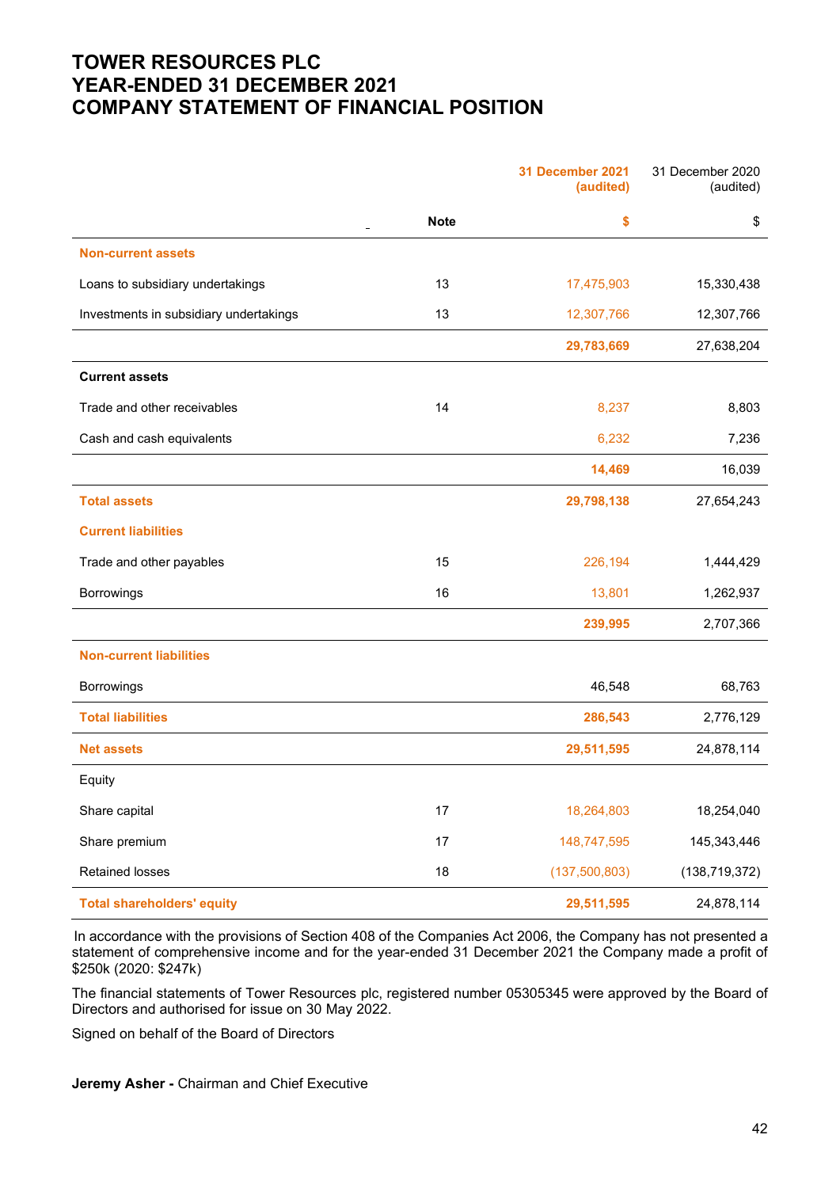# TOWER RESOURCES PLC
# YEAR-ENDED 31 DECEMBER 2021
# COMPANY STATEMENT OF FINANCIAL POSITION

| | Note | 31 December 2021 (audited) | 31 December 2020 (audited) |
|---|---|---|---|
| | | $ | $ |
| **Non-current assets** | | | |
| Loans to subsidiary undertakings | 13 | 17,475,903 | 15,330,438 |
| Investments in subsidiary undertakings | 13 | 12,307,766 | 12,307,766 |
| | | **29,783,669** | 27,638,204 |
| **Current assets** | | | |
| Trade and other receivables | 14 | 8,237 | 8,803 |
| Cash and cash equivalents | | 6,232 | 7,236 |
| | | **14,469** | 16,039 |
| **Total assets** | | **29,798,138** | 27,654,243 |
| **Current liabilities** | | | |
| Trade and other payables | 15 | 226,194 | 1,444,429 |
| Borrowings | 16 | 13,801 | 1,262,937 |
| | | **239,995** | 2,707,366 |
| **Non-current liabilities** | | | |
| Borrowings | | 46,548 | 68,763 |
| **Total liabilities** | | **286,543** | 2,776,129 |
| **Net assets** | | **29,511,595** | 24,878,114 |
| Equity | | | |
| Share capital | 17 | 18,264,803 | 18,254,040 |
| Share premium | 17 | 148,747,595 | 145,343,446 |
| Retained losses | 18 | (137,500,803) | (138,719,372) |
| **Total shareholders' equity** | | **29,511,595** | 24,878,114 |

In accordance with the provisions of Section 408 of the Companies Act 2006, the Company has not presented a statement of comprehensive income and for the year-ended 31 December 2021 the Company made a profit of $250k (2020: $247k)

The financial statements of Tower Resources plc, registered number 05305345 were approved by the Board of Directors and authorised for issue on 30 May 2022.

Signed on behalf of the Board of Directors

**Jeremy Asher -** Chairman and Chief Executive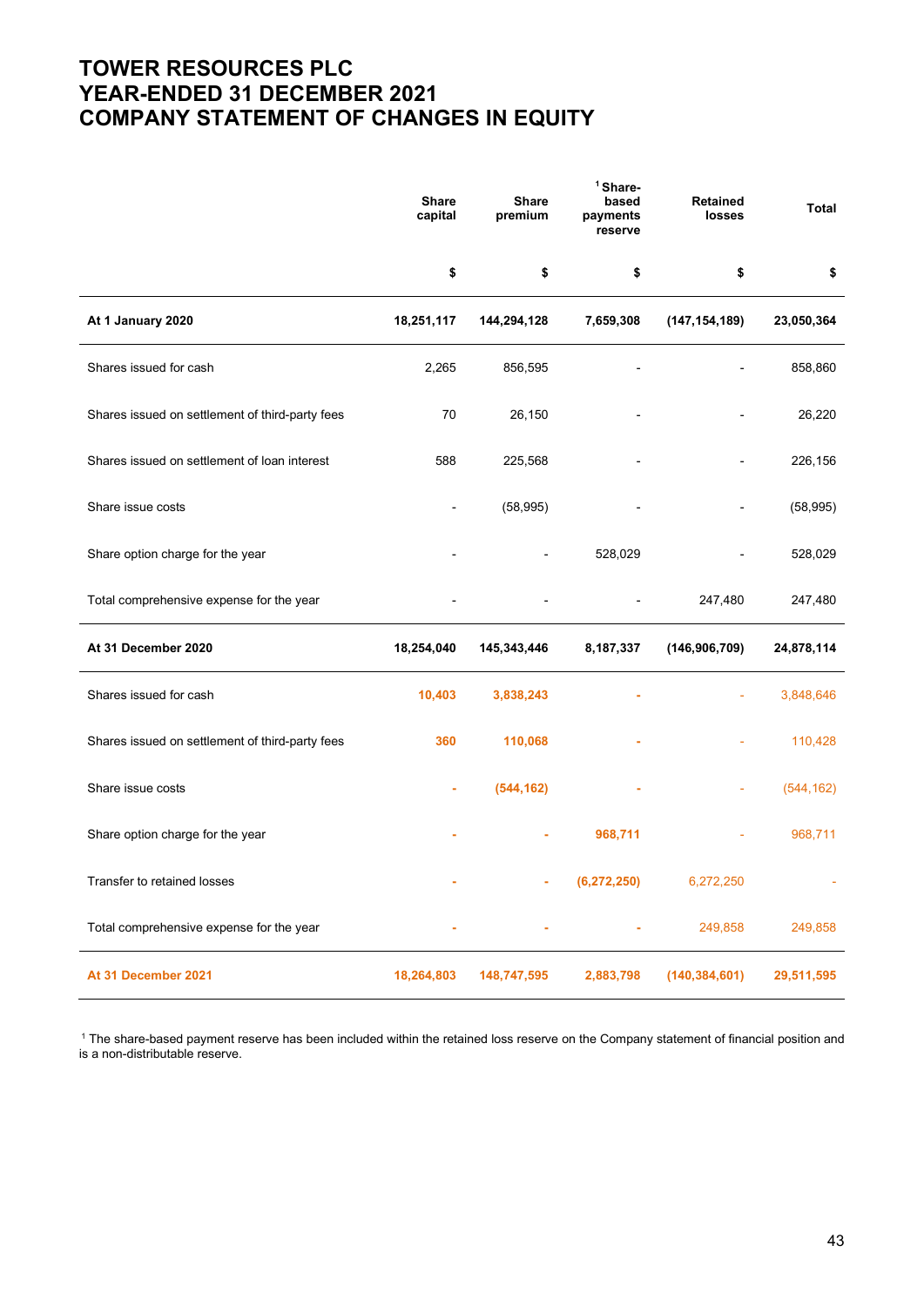# TOWER RESOURCES PLC
# YEAR-ENDED 31 DECEMBER 2021
# COMPANY STATEMENT OF CHANGES IN EQUITY

| | Share capital | Share premium | [1] Share-based payments reserve | Retained losses | Total |
|---|---|---|---|---|---|
| | $ | $ | $ | $ | $ |
| **At 1 January 2020** | **18,251,117** | **144,294,128** | **7,659,308** | **(147,154,189)** | **23,050,364** |
| Shares issued for cash | 2,265 | 856,595 | - | - | 858,860 |
| Shares issued on settlement of third-party fees | 70 | 26,150 | - | - | 26,220 |
| Shares issued on settlement of loan interest | 588 | 225,568 | - | - | 226,156 |
| Share issue costs | - | (58,995) | - | - | (58,995) |
| Share option charge for the year | - | - | 528,029 | - | 528,029 |
| Total comprehensive expense for the year | - | - | - | 247,480 | 247,480 |
| **At 31 December 2020** | **18,254,040** | **145,343,446** | **8,187,337** | **(146,906,709)** | **24,878,114** |
| Shares issued for cash | 10,403 | 3,838,243 | - | - | 3,848,646 |
| Shares issued on settlement of third-party fees | 360 | 110,068 | - | - | 110,428 |
| Share issue costs | - | (544,162) | - | - | (544,162) |
| Share option charge for the year | - | - | 968,711 | - | 968,711 |
| Transfer to retained losses | - | - | (6,272,250) | 6,272,250 | - |
| Total comprehensive expense for the year | - | - | - | 249,858 | 249,858 |
| **At 31 December 2021** | **18,264,803** | **148,747,595** | **2,883,798** | **(140,384,601)** | **29,511,595** |

[1] The share-based payment reserve has been included within the retained loss reserve on the Company statement of financial position and is a non-distributable reserve.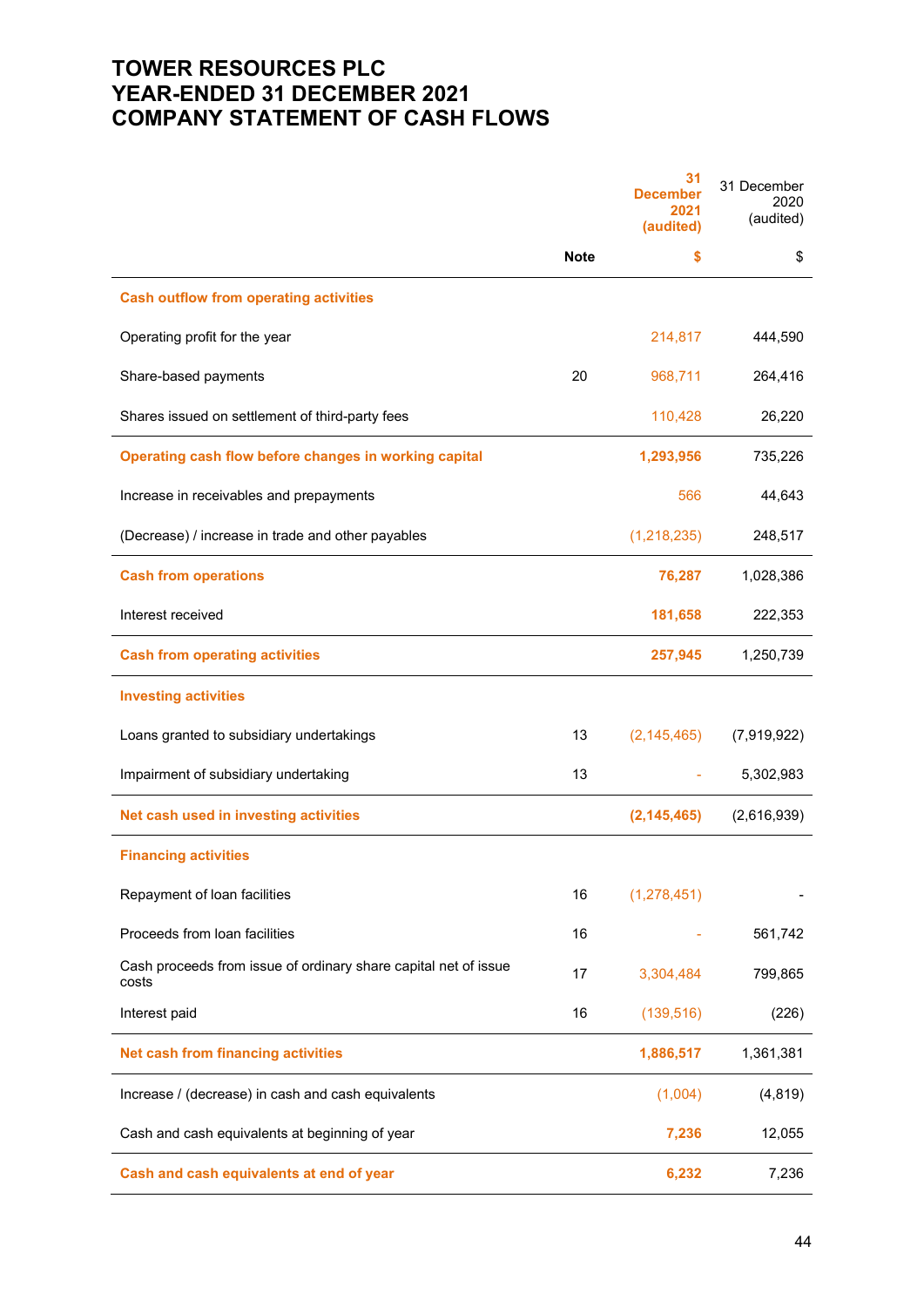# TOWER RESOURCES PLC
# YEAR-ENDED 31 DECEMBER 2021
# COMPANY STATEMENT OF CASH FLOWS

| | Note | 31 December 2021 (audited) | 31 December 2020 (audited) |
|---|---|---|---|
| | | $ | $ |
| **Cash outflow from operating activities** | | | |
| Operating profit for the year | | 214,817 | 444,590 |
| Share-based payments | 20 | 968,711 | 264,416 |
| Shares issued on settlement of third-party fees | | 110,428 | 26,220 |
| **Operating cash flow before changes in working capital** | | **1,293,956** | 735,226 |
| Increase in receivables and prepayments | | 566 | 44,643 |
| (Decrease) / increase in trade and other payables | | (1,218,235) | 248,517 |
| **Cash from operations** | | **76,287** | 1,028,386 |
| Interest received | | **181,658** | 222,353 |
| **Cash from operating activities** | | **257,945** | 1,250,739 |
| **Investing activities** | | | |
| Loans granted to subsidiary undertakings | 13 | (2,145,465) | (7,919,922) |
| Impairment of subsidiary undertaking | 13 | - | 5,302,983 |
| **Net cash used in investing activities** | | **(2,145,465)** | (2,616,939) |
| **Financing activities** | | | |
| Repayment of loan facilities | 16 | (1,278,451) | - |
| Proceeds from loan facilities | 16 | - | 561,742 |
| Cash proceeds from issue of ordinary share capital net of issue costs | 17 | 3,304,484 | 799,865 |
| Interest paid | 16 | (139,516) | (226) |
| **Net cash from financing activities** | | **1,886,517** | 1,361,381 |
| Increase / (decrease) in cash and cash equivalents | | (1,004) | (4,819) |
| Cash and cash equivalents at beginning of year | | **7,236** | 12,055 |
| **Cash and cash equivalents at end of year** | | **6,232** | 7,236 |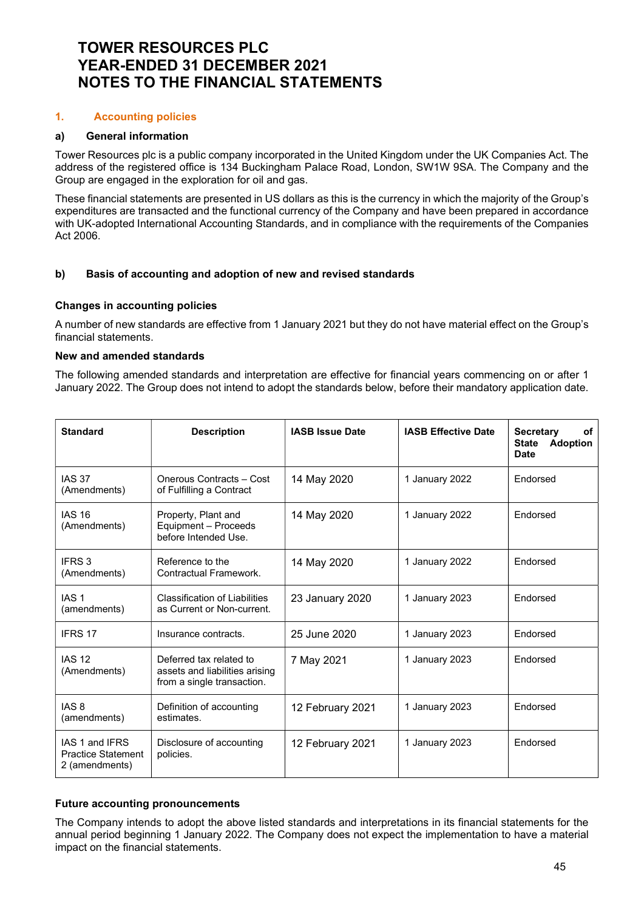# TOWER RESOURCES PLC
# YEAR-ENDED 31 DECEMBER 2021
# NOTES TO THE FINANCIAL STATEMENTS

## 1. Accounting policies

### a) General information

Tower Resources plc is a public company incorporated in the United Kingdom under the UK Companies Act. The address of the registered office is 134 Buckingham Palace Road, London, SW1W 9SA. The Company and the Group are engaged in the exploration for oil and gas.

These financial statements are presented in US dollars as this is the currency in which the majority of the Group's expenditures are transacted and the functional currency of the Company and have been prepared in accordance with UK-adopted International Accounting Standards, and in compliance with the requirements of the Companies Act 2006.

### b) Basis of accounting and adoption of new and revised standards

**Changes in accounting policies**

A number of new standards are effective from 1 January 2021 but they do not have material effect on the Group's financial statements.

**New and amended standards**

The following amended standards and interpretation are effective for financial years commencing on or after 1 January 2022. The Group does not intend to adopt the standards below, before their mandatory application date.

| Standard | Description | IASB Issue Date | IASB Effective Date | Secretary of State Adoption Date |
|---|---|---|---|---|
| IAS 37 (Amendments) | Onerous Contracts – Cost of Fulfilling a Contract | 14 May 2020 | 1 January 2022 | Endorsed |
| IAS 16 (Amendments) | Property, Plant and Equipment – Proceeds before Intended Use. | 14 May 2020 | 1 January 2022 | Endorsed |
| IFRS 3 (Amendments) | Reference to the Contractual Framework. | 14 May 2020 | 1 January 2022 | Endorsed |
| IAS 1 (amendments) | Classification of Liabilities as Current or Non-current. | 23 January 2020 | 1 January 2023 | Endorsed |
| IFRS 17 | Insurance contracts. | 25 June 2020 | 1 January 2023 | Endorsed |
| IAS 12 (Amendments) | Deferred tax related to assets and liabilities arising from a single transaction. | 7 May 2021 | 1 January 2023 | Endorsed |
| IAS 8 (amendments) | Definition of accounting estimates. | 12 February 2021 | 1 January 2023 | Endorsed |
| IAS 1 and IFRS Practice Statement 2 (amendments) | Disclosure of accounting policies. | 12 February 2021 | 1 January 2023 | Endorsed |

**Future accounting pronouncements**

The Company intends to adopt the above listed standards and interpretations in its financial statements for the annual period beginning 1 January 2022. The Company does not expect the implementation to have a material impact on the financial statements.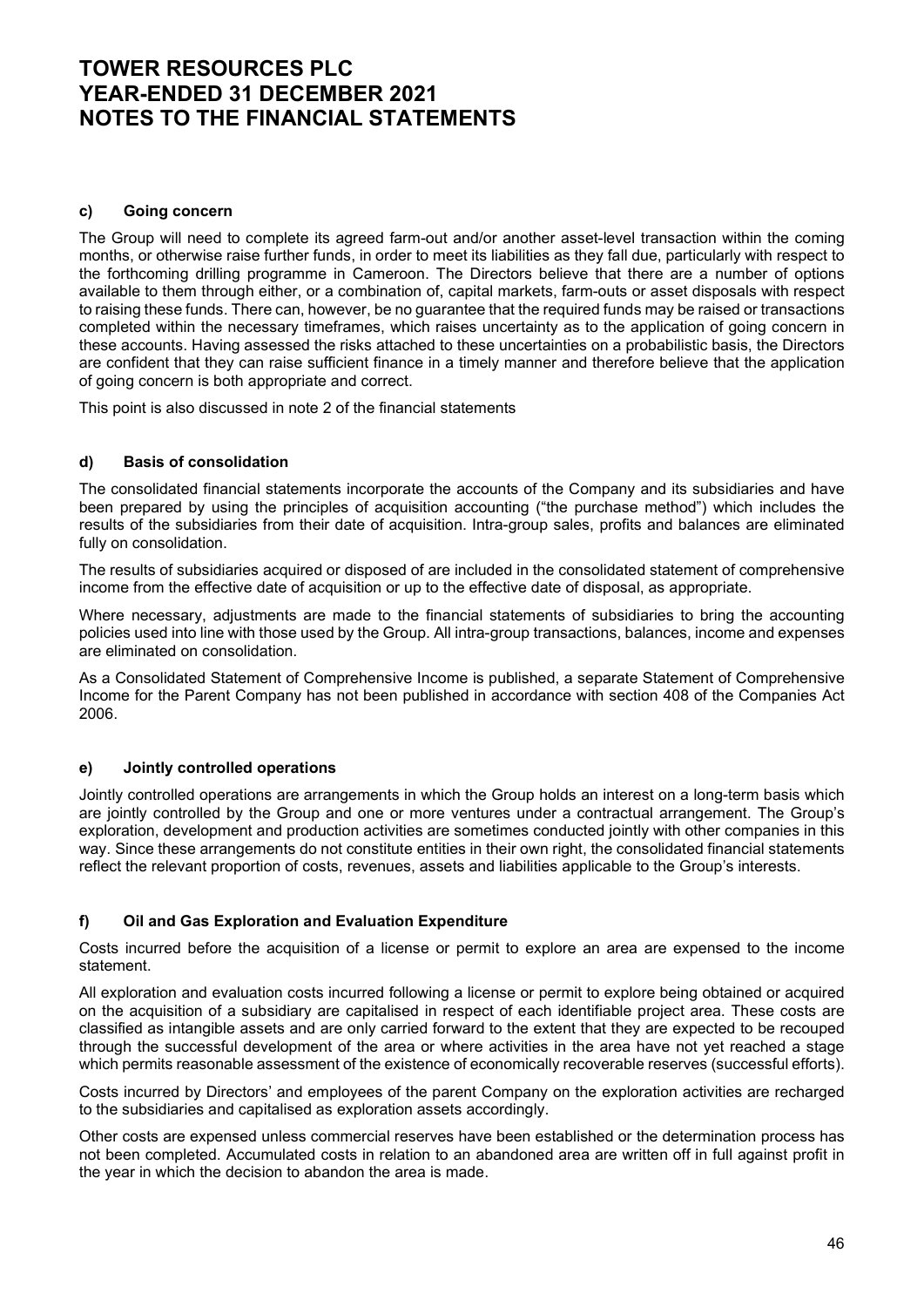### c) Going concern

The Group will need to complete its agreed farm-out and/or another asset-level transaction within the coming months, or otherwise raise further funds, in order to meet its liabilities as they fall due, particularly with respect to the forthcoming drilling programme in Cameroon. The Directors believe that there are a number of options available to them through either, or a combination of, capital markets, farm-outs or asset disposals with respect to raising these funds. There can, however, be no guarantee that the required funds may be raised or transactions completed within the necessary timeframes, which raises uncertainty as to the application of going concern in these accounts. Having assessed the risks attached to these uncertainties on a probabilistic basis, the Directors are confident that they can raise sufficient finance in a timely manner and therefore believe that the application of going concern is both appropriate and correct.

This point is also discussed in note 2 of the financial statements

### d) Basis of consolidation

The consolidated financial statements incorporate the accounts of the Company and its subsidiaries and have been prepared by using the principles of acquisition accounting ("the purchase method") which includes the results of the subsidiaries from their date of acquisition. Intra-group sales, profits and balances are eliminated fully on consolidation.

The results of subsidiaries acquired or disposed of are included in the consolidated statement of comprehensive income from the effective date of acquisition or up to the effective date of disposal, as appropriate.

Where necessary, adjustments are made to the financial statements of subsidiaries to bring the accounting policies used into line with those used by the Group. All intra-group transactions, balances, income and expenses are eliminated on consolidation.

As a Consolidated Statement of Comprehensive Income is published, a separate Statement of Comprehensive Income for the Parent Company has not been published in accordance with section 408 of the Companies Act 2006.

### e) Jointly controlled operations

Jointly controlled operations are arrangements in which the Group holds an interest on a long-term basis which are jointly controlled by the Group and one or more ventures under a contractual arrangement. The Group's exploration, development and production activities are sometimes conducted jointly with other companies in this way. Since these arrangements do not constitute entities in their own right, the consolidated financial statements reflect the relevant proportion of costs, revenues, assets and liabilities applicable to the Group's interests.

### f) Oil and Gas Exploration and Evaluation Expenditure

Costs incurred before the acquisition of a license or permit to explore an area are expensed to the income statement.

All exploration and evaluation costs incurred following a license or permit to explore being obtained or acquired on the acquisition of a subsidiary are capitalised in respect of each identifiable project area. These costs are classified as intangible assets and are only carried forward to the extent that they are expected to be recouped through the successful development of the area or where activities in the area have not yet reached a stage which permits reasonable assessment of the existence of economically recoverable reserves (successful efforts).

Costs incurred by Directors' and employees of the parent Company on the exploration activities are recharged to the subsidiaries and capitalised as exploration assets accordingly.

Other costs are expensed unless commercial reserves have been established or the determination process has not been completed. Accumulated costs in relation to an abandoned area are written off in full against profit in the year in which the decision to abandon the area is made.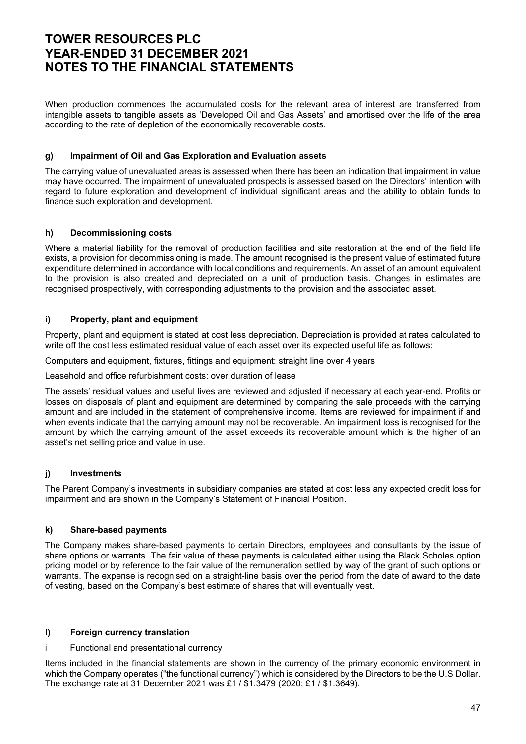When production commences the accumulated costs for the relevant area of interest are transferred from intangible assets to tangible assets as 'Developed Oil and Gas Assets' and amortised over the life of the area according to the rate of depletion of the economically recoverable costs.

#### g) Impairment of Oil and Gas Exploration and Evaluation assets

The carrying value of unevaluated areas is assessed when there has been an indication that impairment in value may have occurred. The impairment of unevaluated prospects is assessed based on the Directors' intention with regard to future exploration and development of individual significant areas and the ability to obtain funds to finance such exploration and development.

#### h) Decommissioning costs

Where a material liability for the removal of production facilities and site restoration at the end of the field life exists, a provision for decommissioning is made. The amount recognised is the present value of estimated future expenditure determined in accordance with local conditions and requirements. An asset of an amount equivalent to the provision is also created and depreciated on a unit of production basis. Changes in estimates are recognised prospectively, with corresponding adjustments to the provision and the associated asset.

#### i) Property, plant and equipment

Property, plant and equipment is stated at cost less depreciation. Depreciation is provided at rates calculated to write off the cost less estimated residual value of each asset over its expected useful life as follows:

Computers and equipment, fixtures, fittings and equipment: straight line over 4 years

Leasehold and office refurbishment costs: over duration of lease

The assets' residual values and useful lives are reviewed and adjusted if necessary at each year-end. Profits or losses on disposals of plant and equipment are determined by comparing the sale proceeds with the carrying amount and are included in the statement of comprehensive income. Items are reviewed for impairment if and when events indicate that the carrying amount may not be recoverable. An impairment loss is recognised for the amount by which the carrying amount of the asset exceeds its recoverable amount which is the higher of an asset's net selling price and value in use.

#### j) Investments

The Parent Company's investments in subsidiary companies are stated at cost less any expected credit loss for impairment and are shown in the Company's Statement of Financial Position.

#### k) Share-based payments

The Company makes share-based payments to certain Directors, employees and consultants by the issue of share options or warrants. The fair value of these payments is calculated either using the Black Scholes option pricing model or by reference to the fair value of the remuneration settled by way of the grant of such options or warrants. The expense is recognised on a straight-line basis over the period from the date of award to the date of vesting, based on the Company's best estimate of shares that will eventually vest.

#### l) Foreign currency translation

i Functional and presentational currency

Items included in the financial statements are shown in the currency of the primary economic environment in which the Company operates ("the functional currency") which is considered by the Directors to be the U.S Dollar. The exchange rate at 31 December 2021 was £1 / $1.3479 (2020: £1 / $1.3649).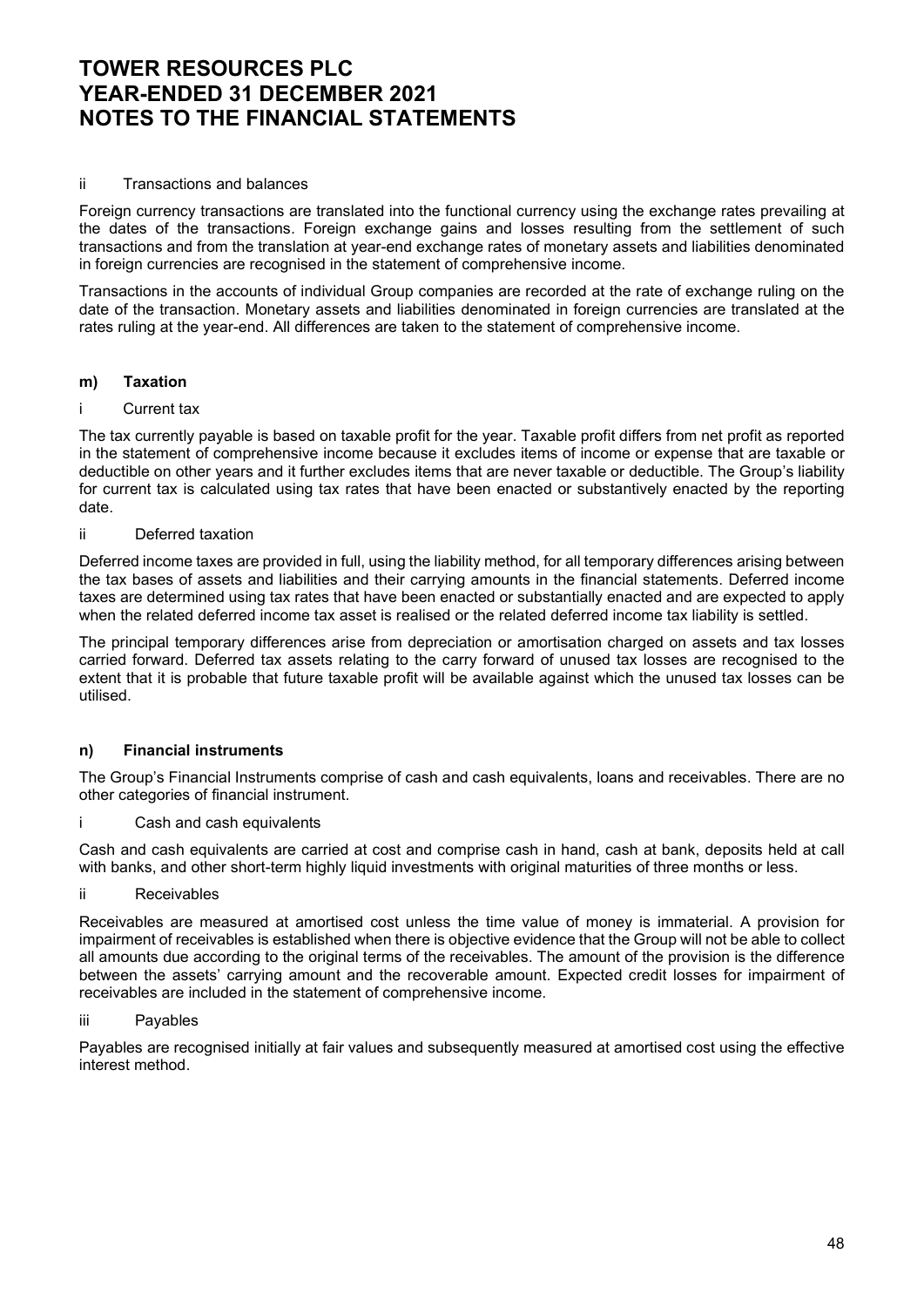ii Transactions and balances

Foreign currency transactions are translated into the functional currency using the exchange rates prevailing at the dates of the transactions. Foreign exchange gains and losses resulting from the settlement of such transactions and from the translation at year-end exchange rates of monetary assets and liabilities denominated in foreign currencies are recognised in the statement of comprehensive income.

Transactions in the accounts of individual Group companies are recorded at the rate of exchange ruling on the date of the transaction. Monetary assets and liabilities denominated in foreign currencies are translated at the rates ruling at the year-end. All differences are taken to the statement of comprehensive income.

### m) Taxation

i Current tax

The tax currently payable is based on taxable profit for the year. Taxable profit differs from net profit as reported in the statement of comprehensive income because it excludes items of income or expense that are taxable or deductible on other years and it further excludes items that are never taxable or deductible. The Group's liability for current tax is calculated using tax rates that have been enacted or substantively enacted by the reporting date.

ii Deferred taxation

Deferred income taxes are provided in full, using the liability method, for all temporary differences arising between the tax bases of assets and liabilities and their carrying amounts in the financial statements. Deferred income taxes are determined using tax rates that have been enacted or substantially enacted and are expected to apply when the related deferred income tax asset is realised or the related deferred income tax liability is settled.

The principal temporary differences arise from depreciation or amortisation charged on assets and tax losses carried forward. Deferred tax assets relating to the carry forward of unused tax losses are recognised to the extent that it is probable that future taxable profit will be available against which the unused tax losses can be utilised.

### n) Financial instruments

The Group's Financial Instruments comprise of cash and cash equivalents, loans and receivables. There are no other categories of financial instrument.

i Cash and cash equivalents

Cash and cash equivalents are carried at cost and comprise cash in hand, cash at bank, deposits held at call with banks, and other short-term highly liquid investments with original maturities of three months or less.

ii Receivables

Receivables are measured at amortised cost unless the time value of money is immaterial. A provision for impairment of receivables is established when there is objective evidence that the Group will not be able to collect all amounts due according to the original terms of the receivables. The amount of the provision is the difference between the assets' carrying amount and the recoverable amount. Expected credit losses for impairment of receivables are included in the statement of comprehensive income.

iii Payables

Payables are recognised initially at fair values and subsequently measured at amortised cost using the effective interest method.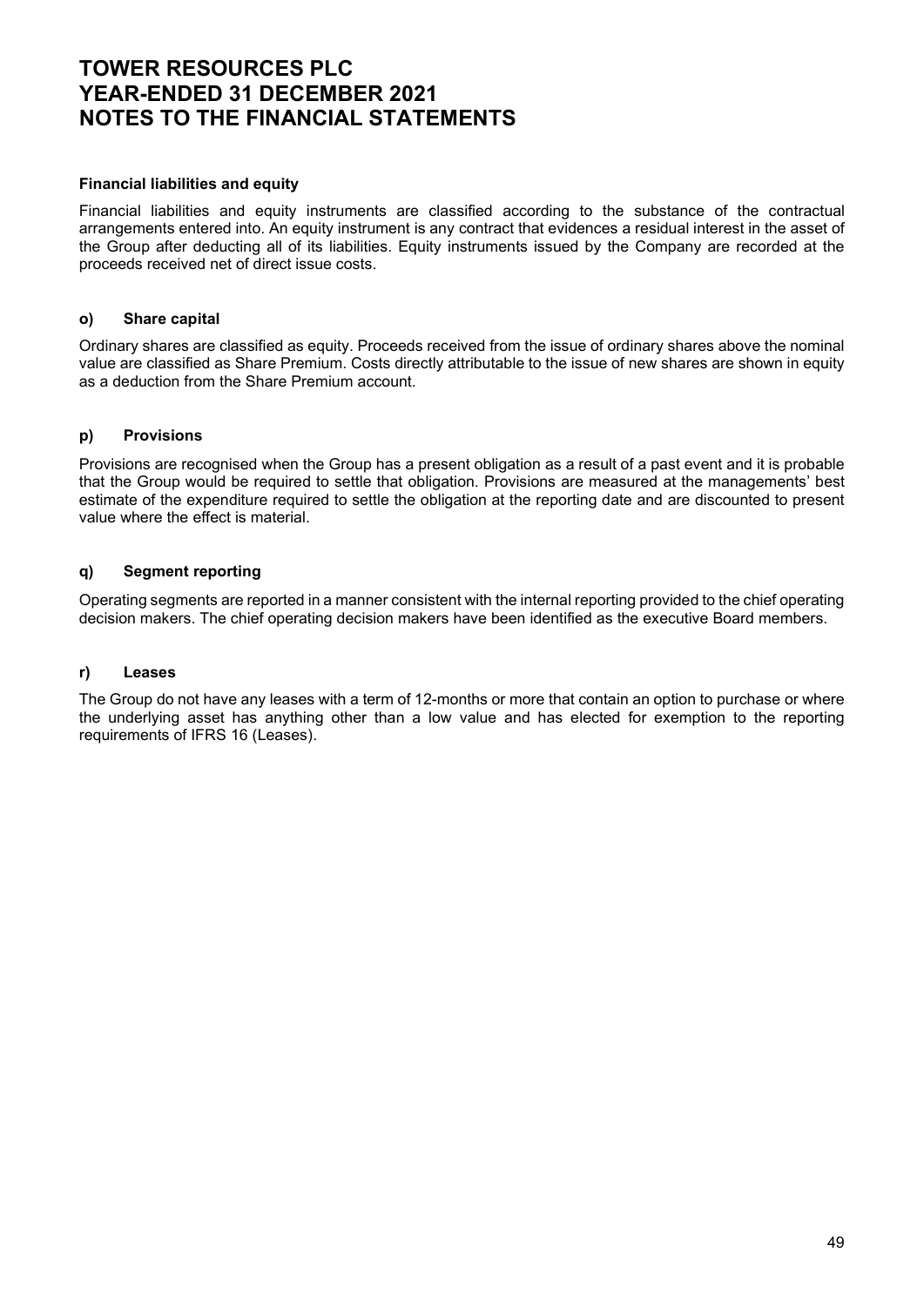**Financial liabilities and equity**

Financial liabilities and equity instruments are classified according to the substance of the contractual arrangements entered into. An equity instrument is any contract that evidences a residual interest in the asset of the Group after deducting all of its liabilities. Equity instruments issued by the Company are recorded at the proceeds received net of direct issue costs.

**o) Share capital**

Ordinary shares are classified as equity. Proceeds received from the issue of ordinary shares above the nominal value are classified as Share Premium. Costs directly attributable to the issue of new shares are shown in equity as a deduction from the Share Premium account.

**p) Provisions**

Provisions are recognised when the Group has a present obligation as a result of a past event and it is probable that the Group would be required to settle that obligation. Provisions are measured at the managements' best estimate of the expenditure required to settle the obligation at the reporting date and are discounted to present value where the effect is material.

**q) Segment reporting**

Operating segments are reported in a manner consistent with the internal reporting provided to the chief operating decision makers. The chief operating decision makers have been identified as the executive Board members.

**r) Leases**

The Group do not have any leases with a term of 12-months or more that contain an option to purchase or where the underlying asset has anything other than a low value and has elected for exemption to the reporting requirements of IFRS 16 (Leases).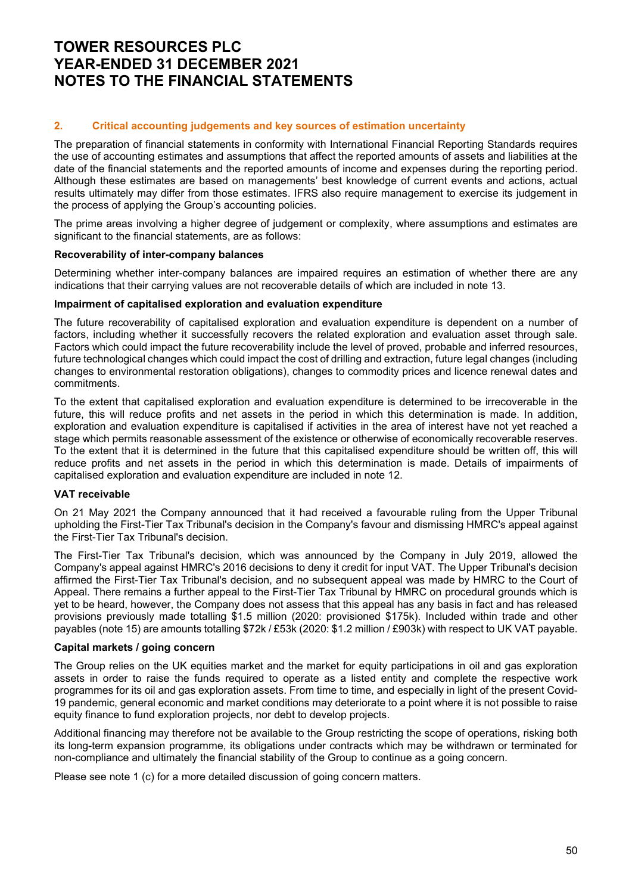# TOWER RESOURCES PLC
# YEAR-ENDED 31 DECEMBER 2021
# NOTES TO THE FINANCIAL STATEMENTS

## 2. Critical accounting judgements and key sources of estimation uncertainty

The preparation of financial statements in conformity with International Financial Reporting Standards requires the use of accounting estimates and assumptions that affect the reported amounts of assets and liabilities at the date of the financial statements and the reported amounts of income and expenses during the reporting period. Although these estimates are based on managements' best knowledge of current events and actions, actual results ultimately may differ from those estimates. IFRS also require management to exercise its judgement in the process of applying the Group's accounting policies.

The prime areas involving a higher degree of judgement or complexity, where assumptions and estimates are significant to the financial statements, are as follows:

**Recoverability of inter-company balances**

Determining whether inter-company balances are impaired requires an estimation of whether there are any indications that their carrying values are not recoverable details of which are included in note 13.

**Impairment of capitalised exploration and evaluation expenditure**

The future recoverability of capitalised exploration and evaluation expenditure is dependent on a number of factors, including whether it successfully recovers the related exploration and evaluation asset through sale. Factors which could impact the future recoverability include the level of proved, probable and inferred resources, future technological changes which could impact the cost of drilling and extraction, future legal changes (including changes to environmental restoration obligations), changes to commodity prices and licence renewal dates and commitments.

To the extent that capitalised exploration and evaluation expenditure is determined to be irrecoverable in the future, this will reduce profits and net assets in the period in which this determination is made. In addition, exploration and evaluation expenditure is capitalised if activities in the area of interest have not yet reached a stage which permits reasonable assessment of the existence or otherwise of economically recoverable reserves. To the extent that it is determined in the future that this capitalised expenditure should be written off, this will reduce profits and net assets in the period in which this determination is made. Details of impairments of capitalised exploration and evaluation expenditure are included in note 12.

**VAT receivable**

On 21 May 2021 the Company announced that it had received a favourable ruling from the Upper Tribunal upholding the First-Tier Tax Tribunal's decision in the Company's favour and dismissing HMRC's appeal against the First-Tier Tax Tribunal's decision.

The First-Tier Tax Tribunal's decision, which was announced by the Company in July 2019, allowed the Company's appeal against HMRC's 2016 decisions to deny it credit for input VAT. The Upper Tribunal's decision affirmed the First-Tier Tax Tribunal's decision, and no subsequent appeal was made by HMRC to the Court of Appeal. There remains a further appeal to the First-Tier Tax Tribunal by HMRC on procedural grounds which is yet to be heard, however, the Company does not assess that this appeal has any basis in fact and has released provisions previously made totalling $1.5 million (2020: provisioned $175k). Included within trade and other payables (note 15) are amounts totalling $72k / £53k (2020: $1.2 million / £903k) with respect to UK VAT payable.

**Capital markets / going concern**

The Group relies on the UK equities market and the market for equity participations in oil and gas exploration assets in order to raise the funds required to operate as a listed entity and complete the respective work programmes for its oil and gas exploration assets. From time to time, and especially in light of the present Covid-19 pandemic, general economic and market conditions may deteriorate to a point where it is not possible to raise equity finance to fund exploration projects, nor debt to develop projects.

Additional financing may therefore not be available to the Group restricting the scope of operations, risking both its long-term expansion programme, its obligations under contracts which may be withdrawn or terminated for non-compliance and ultimately the financial stability of the Group to continue as a going concern.

Please see note 1 (c) for a more detailed discussion of going concern matters.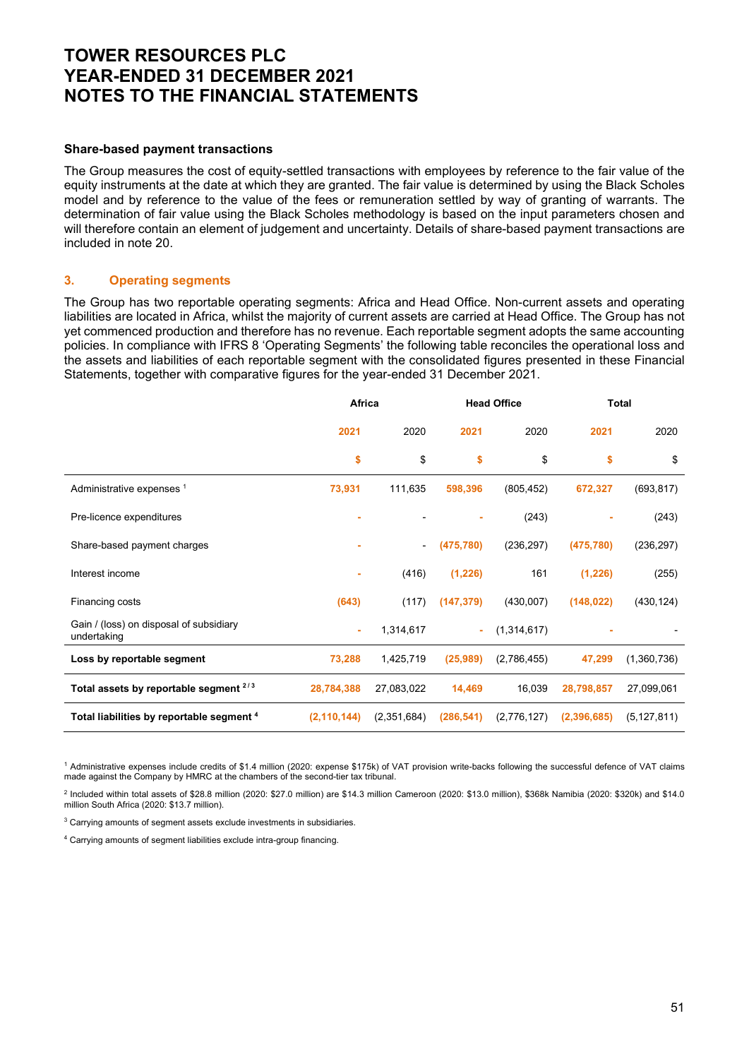# TOWER RESOURCES PLC
# YEAR-ENDED 31 DECEMBER 2021
# NOTES TO THE FINANCIAL STATEMENTS

**Share-based payment transactions**

The Group measures the cost of equity-settled transactions with employees by reference to the fair value of the equity instruments at the date at which they are granted. The fair value is determined by using the Black Scholes model and by reference to the value of the fees or remuneration settled by way of granting of warrants. The determination of fair value using the Black Scholes methodology is based on the input parameters chosen and will therefore contain an element of judgement and uncertainty. Details of share-based payment transactions are included in note 20.

## 3. Operating segments

The Group has two reportable operating segments: Africa and Head Office. Non-current assets and operating liabilities are located in Africa, whilst the majority of current assets are carried at Head Office. The Group has not yet commenced production and therefore has no revenue. Each reportable segment adopts the same accounting policies. In compliance with IFRS 8 'Operating Segments' the following table reconciles the operational loss and the assets and liabilities of each reportable segment with the consolidated figures presented in these Financial Statements, together with comparative figures for the year-ended 31 December 2021.

| | Africa | | Head Office | | Total | |
|---|---|---|---|---|---|---|
| | 2021 | 2020 | 2021 | 2020 | 2021 | 2020 |
| | $ | $ | $ | $ | $ | $ |
| Administrative expenses [1] | 73,931 | 111,635 | 598,396 | (805,452) | 672,327 | (693,817) |
| Pre-licence expenditures | - | - | - | (243) | - | (243) |
| Share-based payment charges | - | - | (475,780) | (236,297) | (475,780) | (236,297) |
| Interest income | - | (416) | (1,226) | 161 | (1,226) | (255) |
| Financing costs | (643) | (117) | (147,379) | (430,007) | (148,022) | (430,124) |
| Gain / (loss) on disposal of subsidiary undertaking | - | 1,314,617 | - | (1,314,617) | - | - |
| **Loss by reportable segment** | **73,288** | **1,425,719** | **(25,989)** | **(2,786,455)** | **47,299** | **(1,360,736)** |
| **Total assets by reportable segment [2/3]** | **28,784,388** | **27,083,022** | **14,469** | **16,039** | **28,798,857** | **27,099,061** |
| **Total liabilities by reportable segment [4]** | **(2,110,144)** | **(2,351,684)** | **(286,541)** | **(2,776,127)** | **(2,396,685)** | **(5,127,811)** |

[1] Administrative expenses include credits of $1.4 million (2020: expense $175k) of VAT provision write-backs following the successful defence of VAT claims made against the Company by HMRC at the chambers of the second-tier tax tribunal.

[2] Included within total assets of $28.8 million (2020: $27.0 million) are $14.3 million Cameroon (2020: $13.0 million), $368k Namibia (2020: $320k) and $14.0 million South Africa (2020: $13.7 million).

[3] Carrying amounts of segment assets exclude investments in subsidiaries.

[4] Carrying amounts of segment liabilities exclude intra-group financing.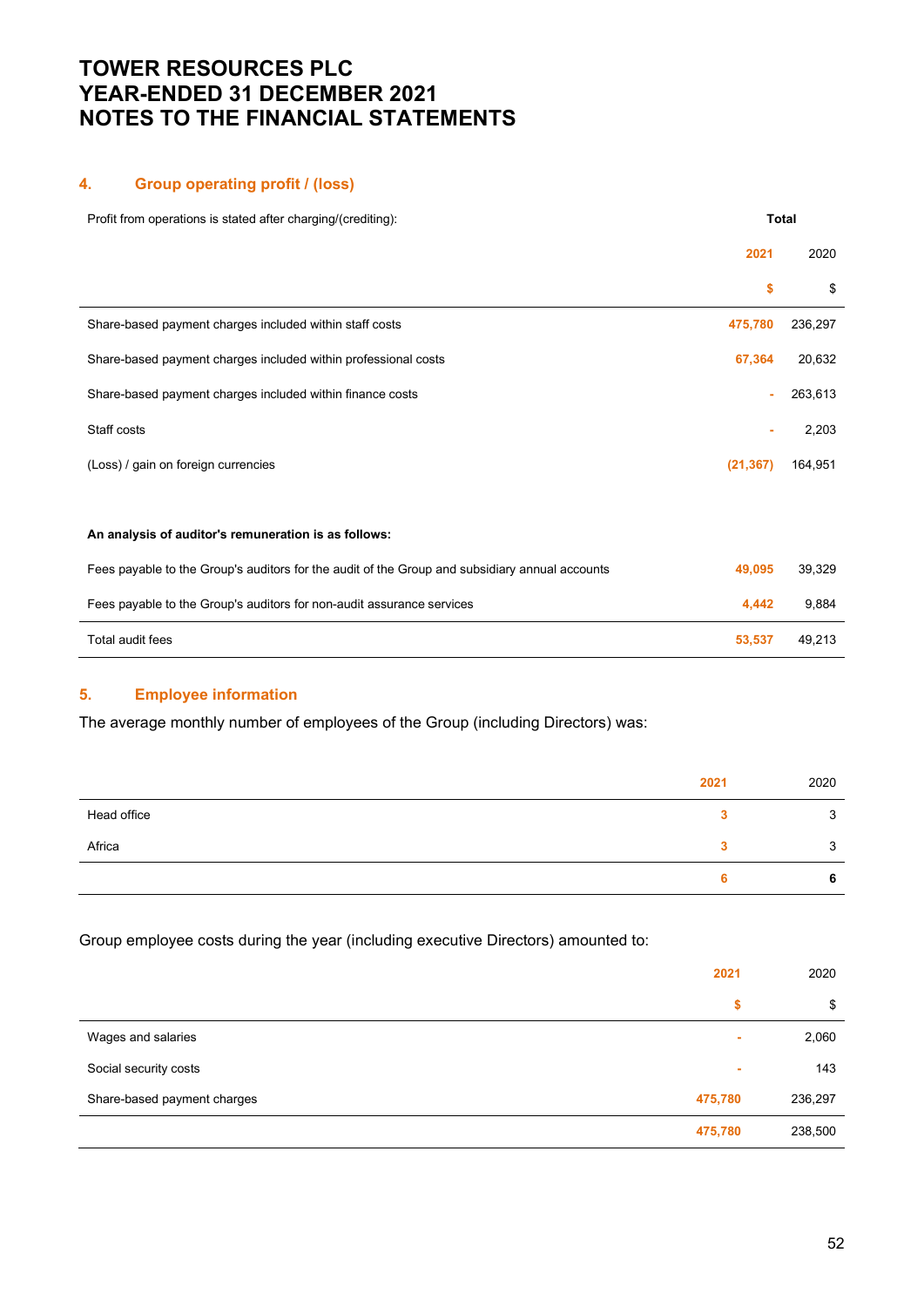# TOWER RESOURCES PLC
# YEAR-ENDED 31 DECEMBER 2021
# NOTES TO THE FINANCIAL STATEMENTS

## 4. Group operating profit / (loss)

| Profit from operations is stated after charging/(crediting): | Total | |
|---|---|---|
| | **2021** | 2020 |
| | **$** | $ |
| Share-based payment charges included within staff costs | **475,780** | 236,297 |
| Share-based payment charges included within professional costs | **67,364** | 20,632 |
| Share-based payment charges included within finance costs | **-** | 263,613 |
| Staff costs | **-** | 2,203 |
| (Loss) / gain on foreign currencies | **(21,367)** | 164,951 |
| | | |
| **An analysis of auditor's remuneration is as follows:** | | |
| Fees payable to the Group's auditors for the audit of the Group and subsidiary annual accounts | **49,095** | 39,329 |
| Fees payable to the Group's auditors for non-audit assurance services | **4,442** | 9,884 |
| Total audit fees | **53,537** | 49,213 |

## 5. Employee information

The average monthly number of employees of the Group (including Directors) was:

| | **2021** | 2020 |
|---|---|---|
| Head office | **3** | 3 |
| Africa | **3** | 3 |
| | **6** | **6** |

Group employee costs during the year (including executive Directors) amounted to:

| | **2021** | 2020 |
|---|---|---|
| | **$** | $ |
| Wages and salaries | **-** | 2,060 |
| Social security costs | **-** | 143 |
| Share-based payment charges | **475,780** | 236,297 |
| | **475,780** | 238,500 |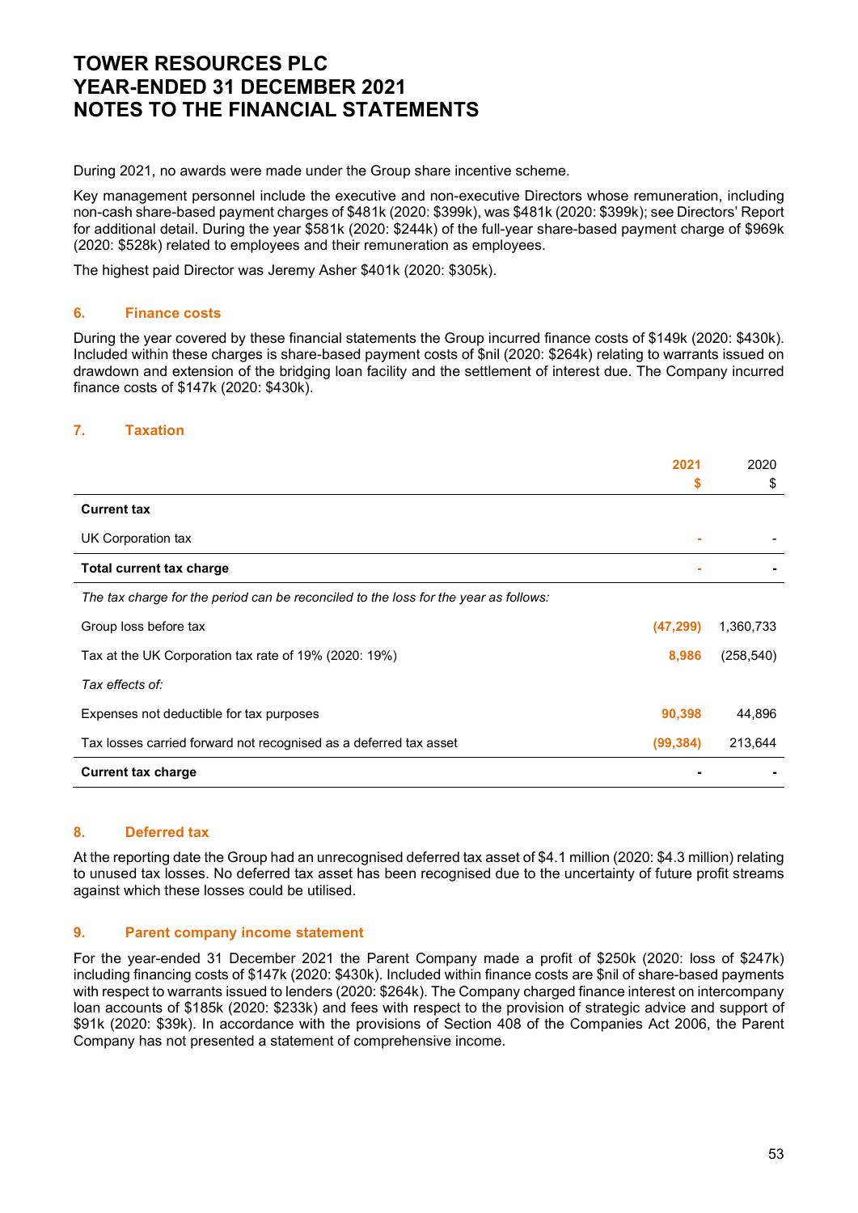During 2021, no awards were made under the Group share incentive scheme.

Key management personnel include the executive and non-executive Directors whose remuneration, including non-cash share-based payment charges of $481k (2020: $399k), was $481k (2020: $399k); see Directors' Report for additional detail. During the year $581k (2020: $244k) of the full-year share-based payment charge of $969k (2020: $528k) related to employees and their remuneration as employees.

The highest paid Director was Jeremy Asher $401k (2020: $305k).

## 6. Finance costs

During the year covered by these financial statements the Group incurred finance costs of $149k (2020: $430k). Included within these charges is share-based payment costs of $nil (2020: $264k) relating to warrants issued on drawdown and extension of the bridging loan facility and the settlement of interest due. The Company incurred finance costs of $147k (2020: $430k).

## 7. Taxation

| | 2021 | 2020 |
|---|---|---|
| | $ | $ |
| **Current tax** | | |
| UK Corporation tax | - | - |
| **Total current tax charge** | - | - |
| *The tax charge for the period can be reconciled to the loss for the year as follows:* | | |
| Group loss before tax | (47,299) | 1,360,733 |
| Tax at the UK Corporation tax rate of 19% (2020: 19%) | 8,986 | (258,540) |
| *Tax effects of:* | | |
| Expenses not deductible for tax purposes | 90,398 | 44,896 |
| Tax losses carried forward not recognised as a deferred tax asset | (99,384) | 213,644 |
| **Current tax charge** | - | - |

## 8. Deferred tax

At the reporting date the Group had an unrecognised deferred tax asset of $4.1 million (2020: $4.3 million) relating to unused tax losses. No deferred tax asset has been recognised due to the uncertainty of future profit streams against which these losses could be utilised.

## 9. Parent company income statement

For the year-ended 31 December 2021 the Parent Company made a profit of $250k (2020: loss of $247k) including financing costs of $147k (2020: $430k). Included within finance costs are $nil of share-based payments with respect to warrants issued to lenders (2020: $264k). The Company charged finance interest on intercompany loan accounts of $185k (2020: $233k) and fees with respect to the provision of strategic advice and support of $91k (2020: $39k). In accordance with the provisions of Section 408 of the Companies Act 2006, the Parent Company has not presented a statement of comprehensive income.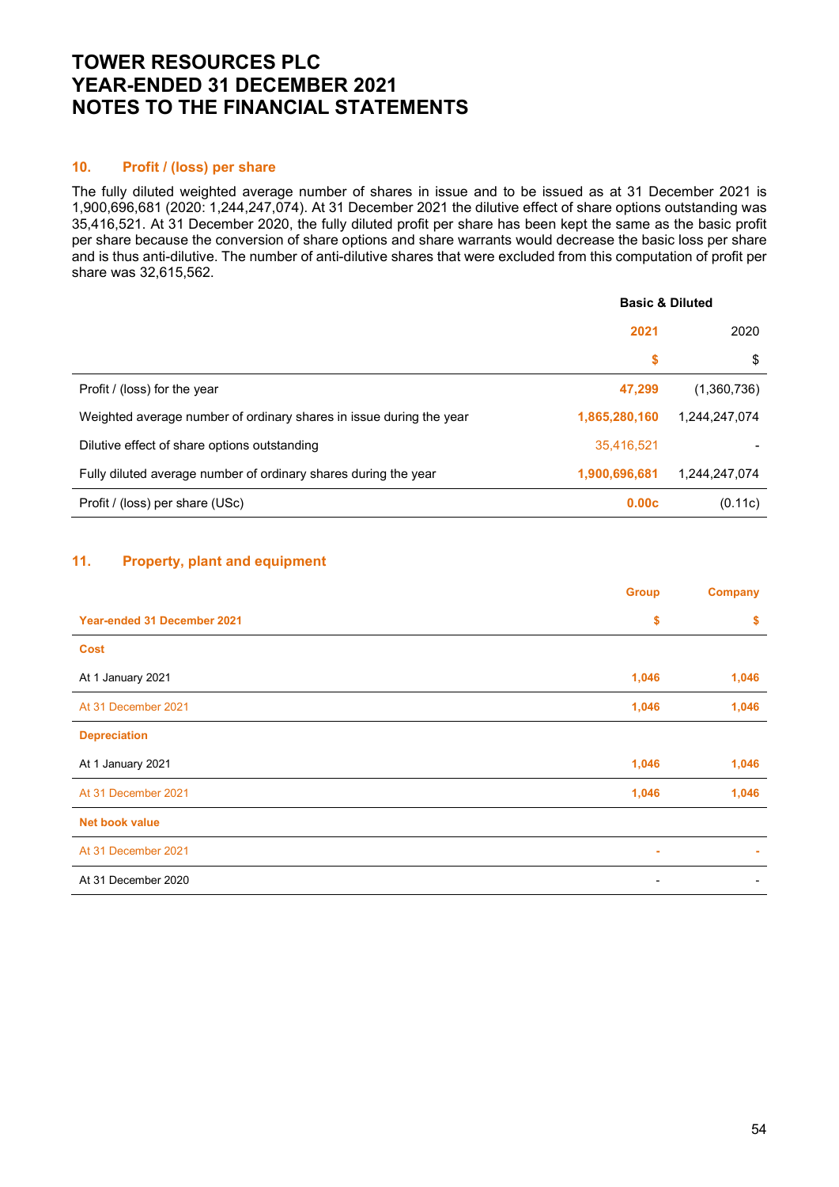# TOWER RESOURCES PLC
# YEAR-ENDED 31 DECEMBER 2021
# NOTES TO THE FINANCIAL STATEMENTS

## 10. Profit / (loss) per share

The fully diluted weighted average number of shares in issue and to be issued as at 31 December 2021 is 1,900,696,681 (2020: 1,244,247,074). At 31 December 2021 the dilutive effect of share options outstanding was 35,416,521. At 31 December 2020, the fully diluted profit per share has been kept the same as the basic profit per share because the conversion of share options and share warrants would decrease the basic loss per share and is thus anti-dilutive. The number of anti-dilutive shares that were excluded from this computation of profit per share was 32,615,562.

| | Basic & Diluted | |
|---|---|---|
| | **2021** | 2020 |
| | **$** | $ |
| Profit / (loss) for the year | **47,299** | (1,360,736) |
| Weighted average number of ordinary shares in issue during the year | **1,865,280,160** | 1,244,247,074 |
| Dilutive effect of share options outstanding | 35,416,521 | - |
| Fully diluted average number of ordinary shares during the year | **1,900,696,681** | 1,244,247,074 |
| Profit / (loss) per share (USc) | **0.00c** | (0.11c) |

## 11. Property, plant and equipment

| | **Group** | **Company** |
|---|---|---|
| **Year-ended 31 December 2021** | **$** | **$** |
| **Cost** | | |
| At 1 January 2021 | **1,046** | **1,046** |
| At 31 December 2021 | **1,046** | **1,046** |
| **Depreciation** | | |
| At 1 January 2021 | **1,046** | **1,046** |
| At 31 December 2021 | **1,046** | **1,046** |
| **Net book value** | | |
| At 31 December 2021 | **-** | **-** |
| At 31 December 2020 | - | - |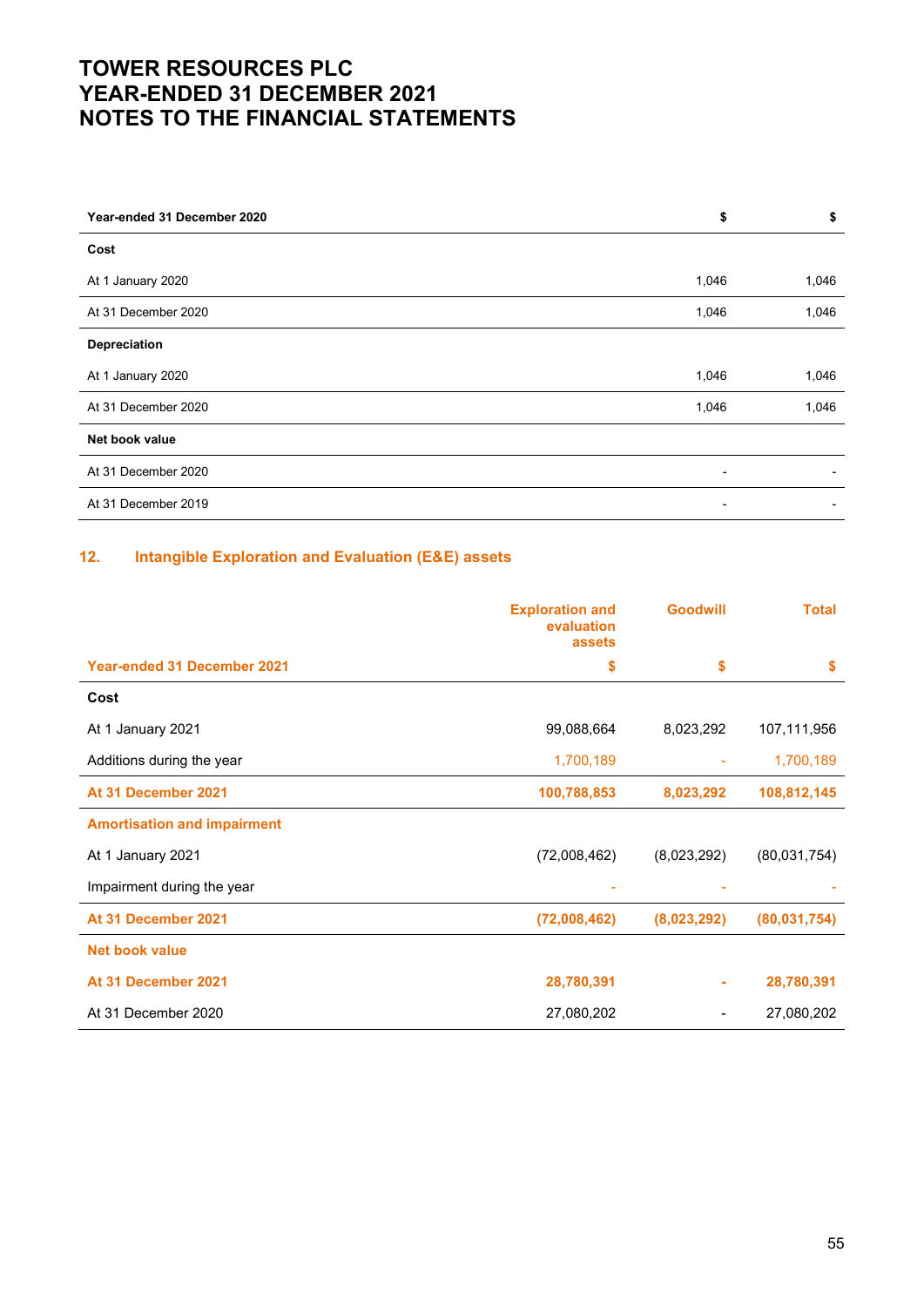| Year-ended 31 December 2020 | $ | $ |
|---|---|---|
| **Cost** | | |
| At 1 January 2020 | 1,046 | 1,046 |
| At 31 December 2020 | 1,046 | 1,046 |
| **Depreciation** | | |
| At 1 January 2020 | 1,046 | 1,046 |
| At 31 December 2020 | 1,046 | 1,046 |
| **Net book value** | | |
| At 31 December 2020 | - | - |
| At 31 December 2019 | - | - |

## 12. Intangible Exploration and Evaluation (E&E) assets

| | Exploration and evaluation assets | Goodwill | Total |
|---|---|---|---|
| **Year-ended 31 December 2021** | **$** | **$** | **$** |
| **Cost** | | | |
| At 1 January 2021 | 99,088,664 | 8,023,292 | 107,111,956 |
| Additions during the year | 1,700,189 | - | 1,700,189 |
| **At 31 December 2021** | **100,788,853** | **8,023,292** | **108,812,145** |
| **Amortisation and impairment** | | | |
| At 1 January 2021 | (72,008,462) | (8,023,292) | (80,031,754) |
| Impairment during the year | - | - | - |
| **At 31 December 2021** | **(72,008,462)** | **(8,023,292)** | **(80,031,754)** |
| **Net book value** | | | |
| **At 31 December 2021** | **28,780,391** | **-** | **28,780,391** |
| At 31 December 2020 | 27,080,202 | - | 27,080,202 |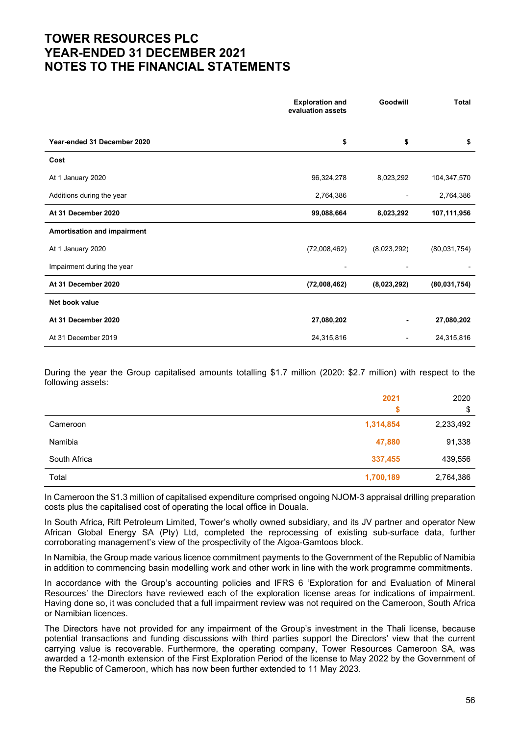# TOWER RESOURCES PLC
# YEAR-ENDED 31 DECEMBER 2021
# NOTES TO THE FINANCIAL STATEMENTS

| | Exploration and evaluation assets | Goodwill | Total |
|---|---|---|---|
| **Year-ended 31 December 2020** | **$** | **$** | **$** |
| **Cost** | | | |
| At 1 January 2020 | 96,324,278 | 8,023,292 | 104,347,570 |
| Additions during the year | 2,764,386 | - | 2,764,386 |
| **At 31 December 2020** | **99,088,664** | **8,023,292** | **107,111,956** |
| **Amortisation and impairment** | | | |
| At 1 January 2020 | (72,008,462) | (8,023,292) | (80,031,754) |
| Impairment during the year | - | - | - |
| **At 31 December 2020** | **(72,008,462)** | **(8,023,292)** | **(80,031,754)** |
| **Net book value** | | | |
| **At 31 December 2020** | **27,080,202** | **-** | **27,080,202** |
| At 31 December 2019 | 24,315,816 | - | 24,315,816 |

During the year the Group capitalised amounts totalling $1.7 million (2020: $2.7 million) with respect to the following assets:

| | 2021<br>$ | 2020<br>$ |
|---|---|---|
| Cameroon | 1,314,854 | 2,233,492 |
| Namibia | 47,880 | 91,338 |
| South Africa | 337,455 | 439,556 |
| Total | 1,700,189 | 2,764,386 |

In Cameroon the $1.3 million of capitalised expenditure comprised ongoing NJOM-3 appraisal drilling preparation costs plus the capitalised cost of operating the local office in Douala.

In South Africa, Rift Petroleum Limited, Tower's wholly owned subsidiary, and its JV partner and operator New African Global Energy SA (Pty) Ltd, completed the reprocessing of existing sub-surface data, further corroborating management's view of the prospectivity of the Algoa-Gamtoos block.

In Namibia, the Group made various licence commitment payments to the Government of the Republic of Namibia in addition to commencing basin modelling work and other work in line with the work programme commitments.

In accordance with the Group's accounting policies and IFRS 6 'Exploration for and Evaluation of Mineral Resources' the Directors have reviewed each of the exploration license areas for indications of impairment. Having done so, it was concluded that a full impairment review was not required on the Cameroon, South Africa or Namibian licences.

The Directors have not provided for any impairment of the Group's investment in the Thali license, because potential transactions and funding discussions with third parties support the Directors' view that the current carrying value is recoverable. Furthermore, the operating company, Tower Resources Cameroon SA, was awarded a 12-month extension of the First Exploration Period of the license to May 2022 by the Government of the Republic of Cameroon, which has now been further extended to 11 May 2023.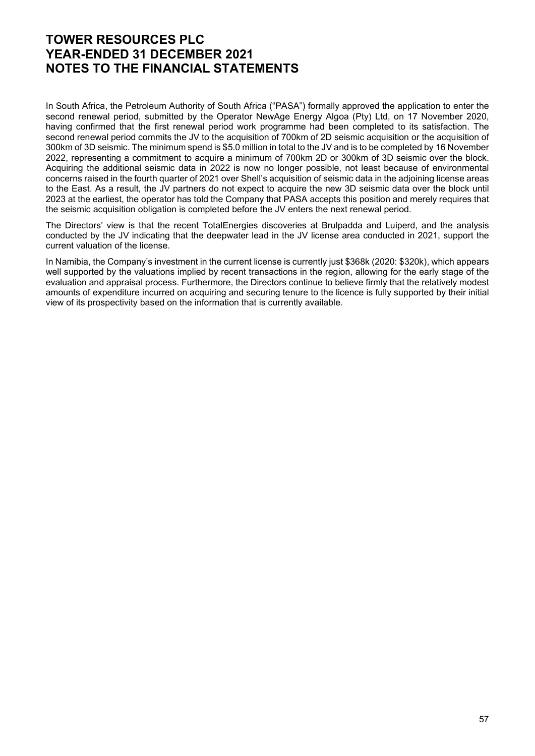In South Africa, the Petroleum Authority of South Africa ("PASA") formally approved the application to enter the second renewal period, submitted by the Operator NewAge Energy Algoa (Pty) Ltd, on 17 November 2020, having confirmed that the first renewal period work programme had been completed to its satisfaction. The second renewal period commits the JV to the acquisition of 700km of 2D seismic acquisition or the acquisition of 300km of 3D seismic. The minimum spend is $5.0 million in total to the JV and is to be completed by 16 November 2022, representing a commitment to acquire a minimum of 700km 2D or 300km of 3D seismic over the block. Acquiring the additional seismic data in 2022 is now no longer possible, not least because of environmental concerns raised in the fourth quarter of 2021 over Shell's acquisition of seismic data in the adjoining license areas to the East. As a result, the JV partners do not expect to acquire the new 3D seismic data over the block until 2023 at the earliest, the operator has told the Company that PASA accepts this position and merely requires that the seismic acquisition obligation is completed before the JV enters the next renewal period.

The Directors' view is that the recent TotalEnergies discoveries at Brulpadda and Luiperd, and the analysis conducted by the JV indicating that the deepwater lead in the JV license area conducted in 2021, support the current valuation of the license.

In Namibia, the Company's investment in the current license is currently just $368k (2020: $320k), which appears well supported by the valuations implied by recent transactions in the region, allowing for the early stage of the evaluation and appraisal process. Furthermore, the Directors continue to believe firmly that the relatively modest amounts of expenditure incurred on acquiring and securing tenure to the licence is fully supported by their initial view of its prospectivity based on the information that is currently available.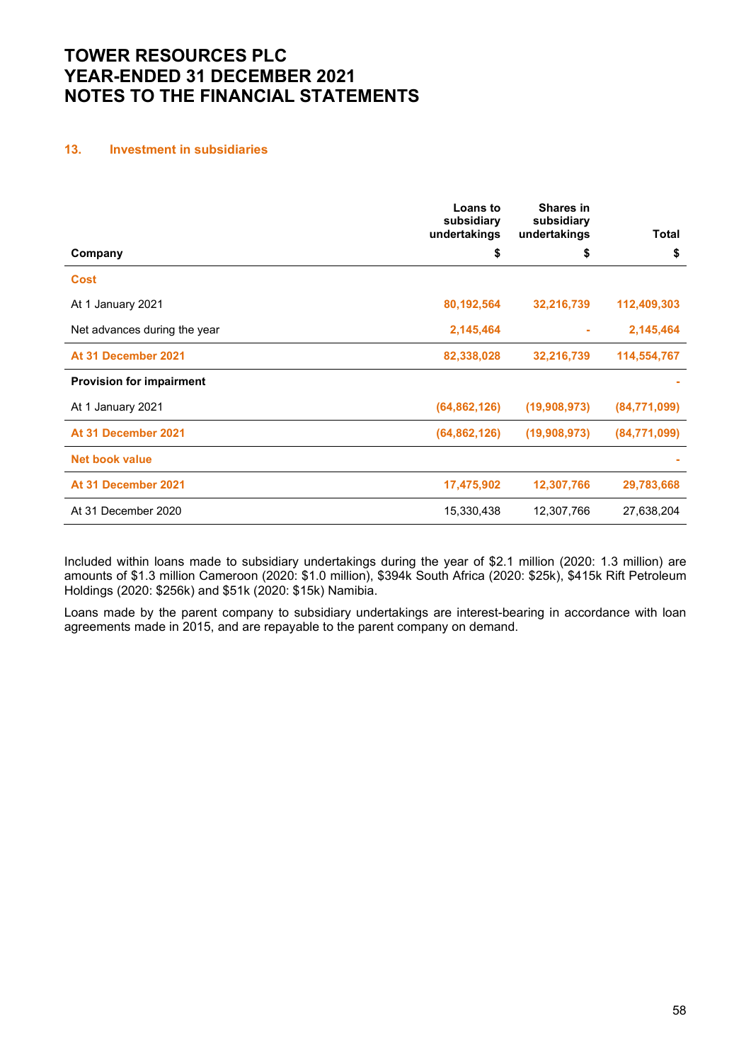# TOWER RESOURCES PLC
# YEAR-ENDED 31 DECEMBER 2021
# NOTES TO THE FINANCIAL STATEMENTS

## 13. Investment in subsidiaries

| Company | Loans to subsidiary undertakings $ | Shares in subsidiary undertakings $ | Total $ |
|---|---|---|---|
| **Cost** | | | |
| At 1 January 2021 | 80,192,564 | 32,216,739 | 112,409,303 |
| Net advances during the year | 2,145,464 | - | 2,145,464 |
| **At 31 December 2021** | 82,338,028 | 32,216,739 | 114,554,767 |
| **Provision for impairment** | | | - |
| At 1 January 2021 | (64,862,126) | (19,908,973) | (84,771,099) |
| **At 31 December 2021** | (64,862,126) | (19,908,973) | (84,771,099) |
| **Net book value** | | | - |
| **At 31 December 2021** | 17,475,902 | 12,307,766 | 29,783,668 |
| At 31 December 2020 | 15,330,438 | 12,307,766 | 27,638,204 |

Included within loans made to subsidiary undertakings during the year of $2.1 million (2020: 1.3 million) are amounts of $1.3 million Cameroon (2020: $1.0 million), $394k South Africa (2020: $25k), $415k Rift Petroleum Holdings (2020: $256k) and $51k (2020: $15k) Namibia.

Loans made by the parent company to subsidiary undertakings are interest-bearing in accordance with loan agreements made in 2015, and are repayable to the parent company on demand.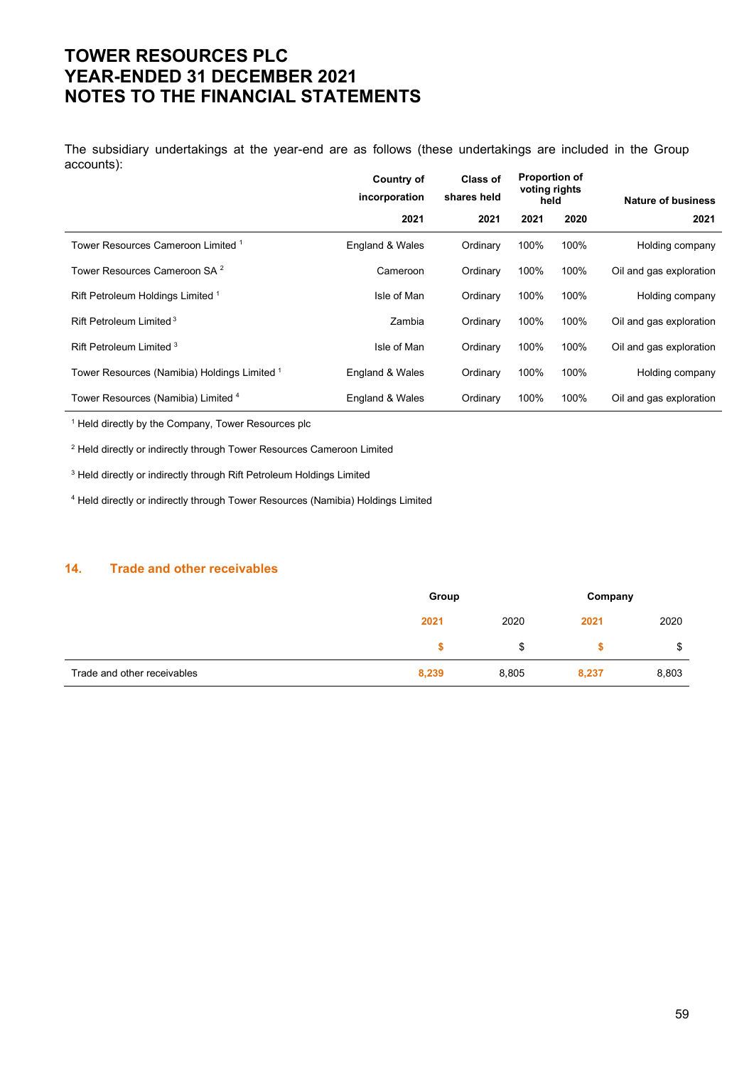The subsidiary undertakings at the year-end are as follows (these undertakings are included in the Group accounts):

| | Country of incorporation | Class of shares held | Proportion of voting rights held | | Nature of business |
|---|---|---|---|---|---|
| | 2021 | 2021 | 2021 | 2020 | 2021 |
| Tower Resources Cameroon Limited [1] | England & Wales | Ordinary | 100% | 100% | Holding company |
| Tower Resources Cameroon SA [2] | Cameroon | Ordinary | 100% | 100% | Oil and gas exploration |
| Rift Petroleum Holdings Limited [1] | Isle of Man | Ordinary | 100% | 100% | Holding company |
| Rift Petroleum Limited [3] | Zambia | Ordinary | 100% | 100% | Oil and gas exploration |
| Rift Petroleum Limited [3] | Isle of Man | Ordinary | 100% | 100% | Oil and gas exploration |
| Tower Resources (Namibia) Holdings Limited [1] | England & Wales | Ordinary | 100% | 100% | Holding company |
| Tower Resources (Namibia) Limited [4] | England & Wales | Ordinary | 100% | 100% | Oil and gas exploration |

[1] Held directly by the Company, Tower Resources plc

[2] Held directly or indirectly through Tower Resources Cameroon Limited

[3] Held directly or indirectly through Rift Petroleum Holdings Limited

[4] Held directly or indirectly through Tower Resources (Namibia) Holdings Limited

## 14. Trade and other receivables

| | Group | | Company | |
|---|---|---|---|---|
| | 2021 | 2020 | 2021 | 2020 |
| | $ | $ | $ | $ |
| Trade and other receivables | 8,239 | 8,805 | 8,237 | 8,803 |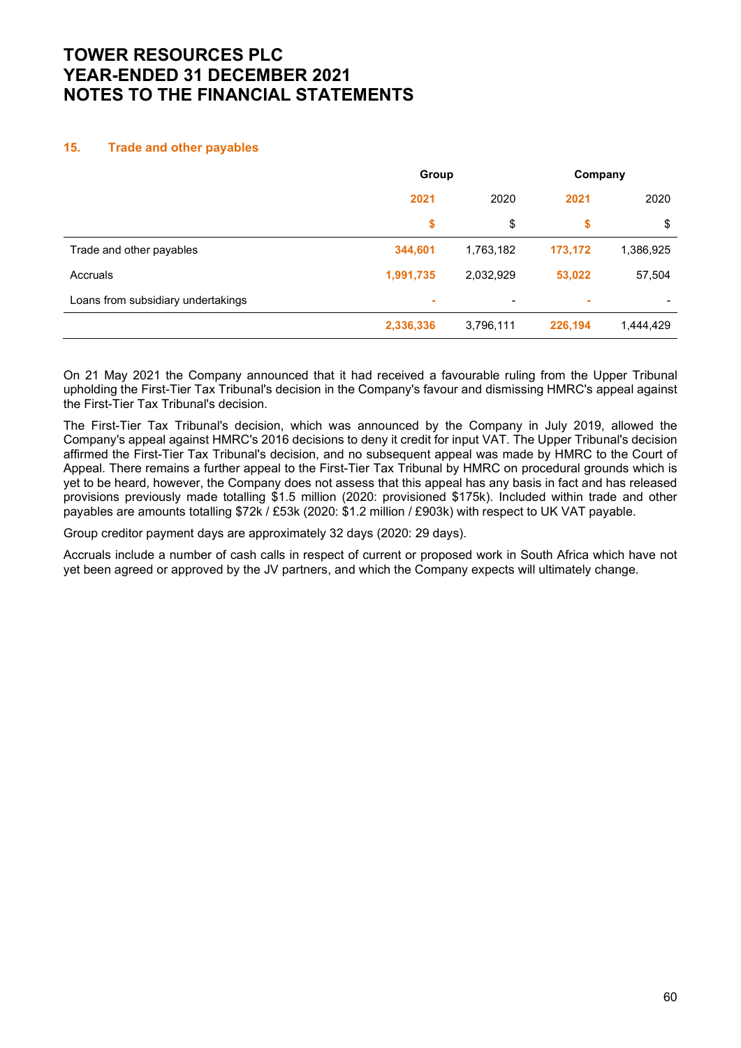# TOWER RESOURCES PLC
# YEAR-ENDED 31 DECEMBER 2021
# NOTES TO THE FINANCIAL STATEMENTS

## 15. Trade and other payables

| | Group | | Company | |
|---|---|---|---|---|
| | 2021 | 2020 | 2021 | 2020 |
| | $ | $ | $ | $ |
| Trade and other payables | 344,601 | 1,763,182 | 173,172 | 1,386,925 |
| Accruals | 1,991,735 | 2,032,929 | 53,022 | 57,504 |
| Loans from subsidiary undertakings | - | - | - | - |
| | 2,336,336 | 3,796,111 | 226,194 | 1,444,429 |

On 21 May 2021 the Company announced that it had received a favourable ruling from the Upper Tribunal upholding the First-Tier Tax Tribunal's decision in the Company's favour and dismissing HMRC's appeal against the First-Tier Tax Tribunal's decision.

The First-Tier Tax Tribunal's decision, which was announced by the Company in July 2019, allowed the Company's appeal against HMRC's 2016 decisions to deny it credit for input VAT. The Upper Tribunal's decision affirmed the First-Tier Tax Tribunal's decision, and no subsequent appeal was made by HMRC to the Court of Appeal. There remains a further appeal to the First-Tier Tax Tribunal by HMRC on procedural grounds which is yet to be heard, however, the Company does not assess that this appeal has any basis in fact and has released provisions previously made totalling $1.5 million (2020: provisioned $175k). Included within trade and other payables are amounts totalling $72k / £53k (2020: $1.2 million / £903k) with respect to UK VAT payable.

Group creditor payment days are approximately 32 days (2020: 29 days).

Accruals include a number of cash calls in respect of current or proposed work in South Africa which have not yet been agreed or approved by the JV partners, and which the Company expects will ultimately change.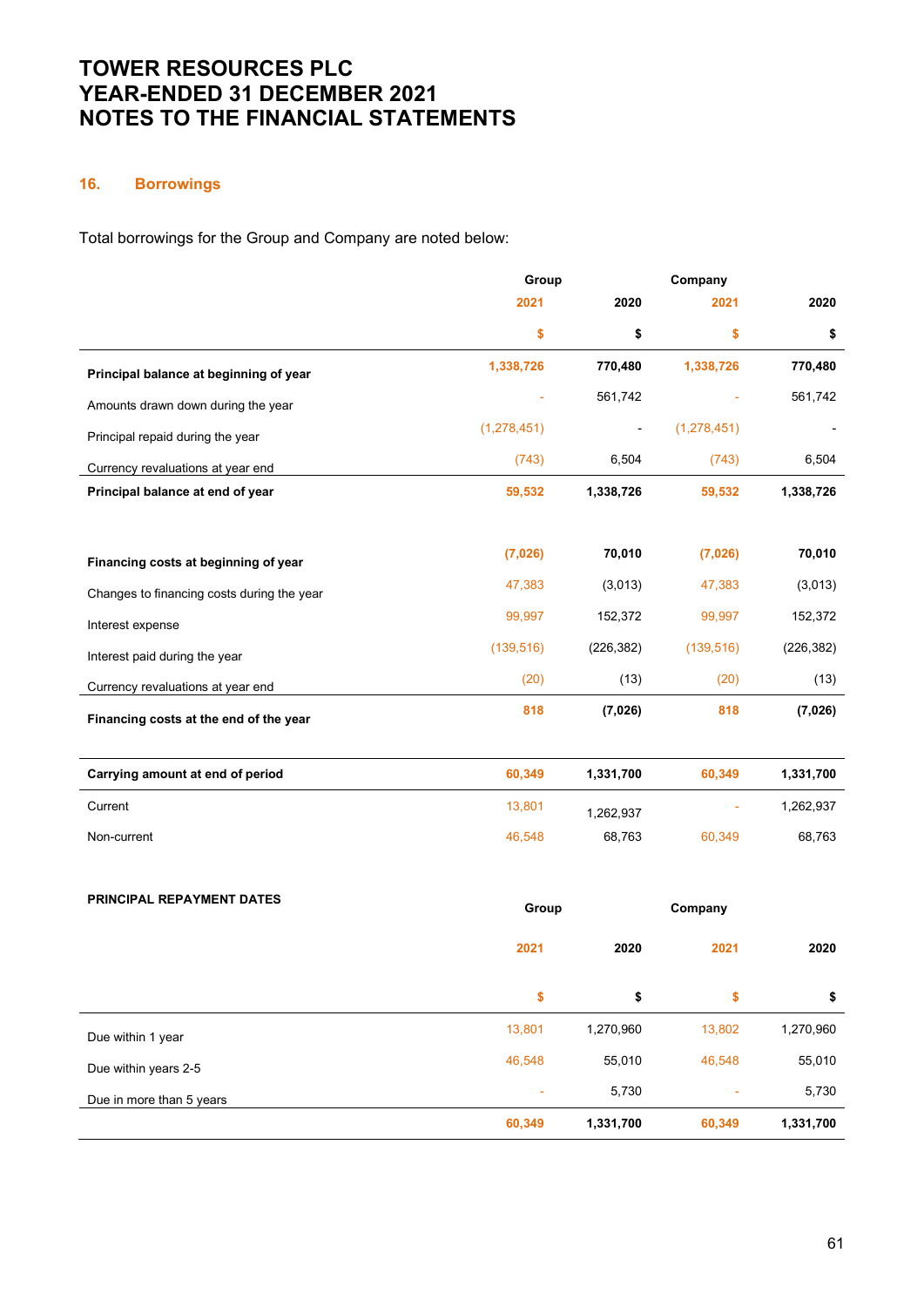# TOWER RESOURCES PLC
# YEAR-ENDED 31 DECEMBER 2021
# NOTES TO THE FINANCIAL STATEMENTS

## 16. Borrowings

Total borrowings for the Group and Company are noted below:

| | Group | | Company | |
|---|---|---|---|---|
| | 2021 | 2020 | 2021 | 2020 |
| | $ | $ | $ | $ |
| **Principal balance at beginning of year** | **1,338,726** | **770,480** | **1,338,726** | **770,480** |
| Amounts drawn down during the year | - | 561,742 | - | 561,742 |
| Principal repaid during the year | (1,278,451) | - | (1,278,451) | - |
| Currency revaluations at year end | (743) | 6,504 | (743) | 6,504 |
| **Principal balance at end of year** | **59,532** | **1,338,726** | **59,532** | **1,338,726** |
| | | | | |
| **Financing costs at beginning of year** | **(7,026)** | **70,010** | **(7,026)** | **70,010** |
| Changes to financing costs during the year | 47,383 | (3,013) | 47,383 | (3,013) |
| Interest expense | 99,997 | 152,372 | 99,997 | 152,372 |
| Interest paid during the year | (139,516) | (226,382) | (139,516) | (226,382) |
| Currency revaluations at year end | (20) | (13) | (20) | (13) |
| **Financing costs at the end of the year** | **818** | **(7,026)** | **818** | **(7,026)** |
| | | | | |
| **Carrying amount at end of period** | **60,349** | **1,331,700** | **60,349** | **1,331,700** |
| Current | 13,801 | 1,262,937 | - | 1,262,937 |
| Non-current | 46,548 | 68,763 | 60,349 | 68,763 |

| PRINCIPAL REPAYMENT DATES | Group | | Company | |
|---|---|---|---|---|
| | 2021 | 2020 | 2021 | 2020 |
| | $ | $ | $ | $ |
| Due within 1 year | 13,801 | 1,270,960 | 13,802 | 1,270,960 |
| Due within years 2-5 | 46,548 | 55,010 | 46,548 | 55,010 |
| Due in more than 5 years | - | 5,730 | - | 5,730 |
| | **60,349** | **1,331,700** | **60,349** | **1,331,700** |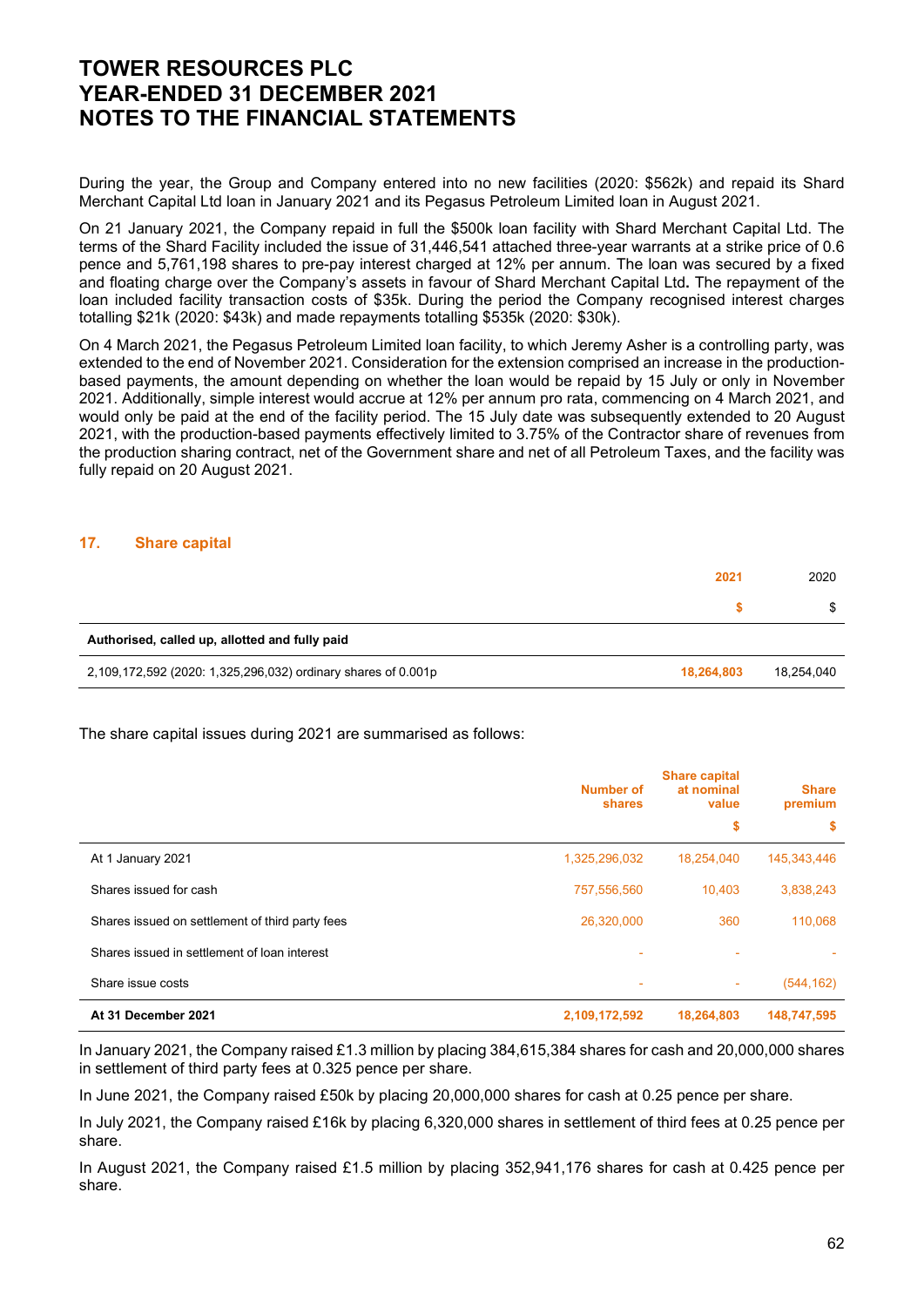During the year, the Group and Company entered into no new facilities (2020: $562k) and repaid its Shard Merchant Capital Ltd loan in January 2021 and its Pegasus Petroleum Limited loan in August 2021.

On 21 January 2021, the Company repaid in full the $500k loan facility with Shard Merchant Capital Ltd. The terms of the Shard Facility included the issue of 31,446,541 attached three-year warrants at a strike price of 0.6 pence and 5,761,198 shares to pre-pay interest charged at 12% per annum. The loan was secured by a fixed and floating charge over the Company's assets in favour of Shard Merchant Capital Ltd**.** The repayment of the loan included facility transaction costs of $35k. During the period the Company recognised interest charges totalling $21k (2020: $43k) and made repayments totalling $535k (2020: $30k).

On 4 March 2021, the Pegasus Petroleum Limited loan facility, to which Jeremy Asher is a controlling party, was extended to the end of November 2021. Consideration for the extension comprised an increase in the production-based payments, the amount depending on whether the loan would be repaid by 15 July or only in November 2021. Additionally, simple interest would accrue at 12% per annum pro rata, commencing on 4 March 2021, and would only be paid at the end of the facility period. The 15 July date was subsequently extended to 20 August 2021, with the production-based payments effectively limited to 3.75% of the Contractor share of revenues from the production sharing contract, net of the Government share and net of all Petroleum Taxes, and the facility was fully repaid on 20 August 2021.

## 17. Share capital

| | 2021 | 2020 |
|---|---|---|
| | $ | $ |
| **Authorised, called up, allotted and fully paid** | | |
| 2,109,172,592 (2020: 1,325,296,032) ordinary shares of 0.001p | **18,264,803** | 18,254,040 |

The share capital issues during 2021 are summarised as follows:

| | Number of shares | Share capital at nominal value | Share premium |
|---|---|---|---|
| | | $ | $ |
| At 1 January 2021 | 1,325,296,032 | 18,254,040 | 145,343,446 |
| Shares issued for cash | 757,556,560 | 10,403 | 3,838,243 |
| Shares issued on settlement of third party fees | 26,320,000 | 360 | 110,068 |
| Shares issued in settlement of loan interest | - | - | - |
| Share issue costs | - | - | (544,162) |
| **At 31 December 2021** | **2,109,172,592** | **18,264,803** | **148,747,595** |

In January 2021, the Company raised £1.3 million by placing 384,615,384 shares for cash and 20,000,000 shares in settlement of third party fees at 0.325 pence per share.

In June 2021, the Company raised £50k by placing 20,000,000 shares for cash at 0.25 pence per share.

In July 2021, the Company raised £16k by placing 6,320,000 shares in settlement of third fees at 0.25 pence per share.

In August 2021, the Company raised £1.5 million by placing 352,941,176 shares for cash at 0.425 pence per share.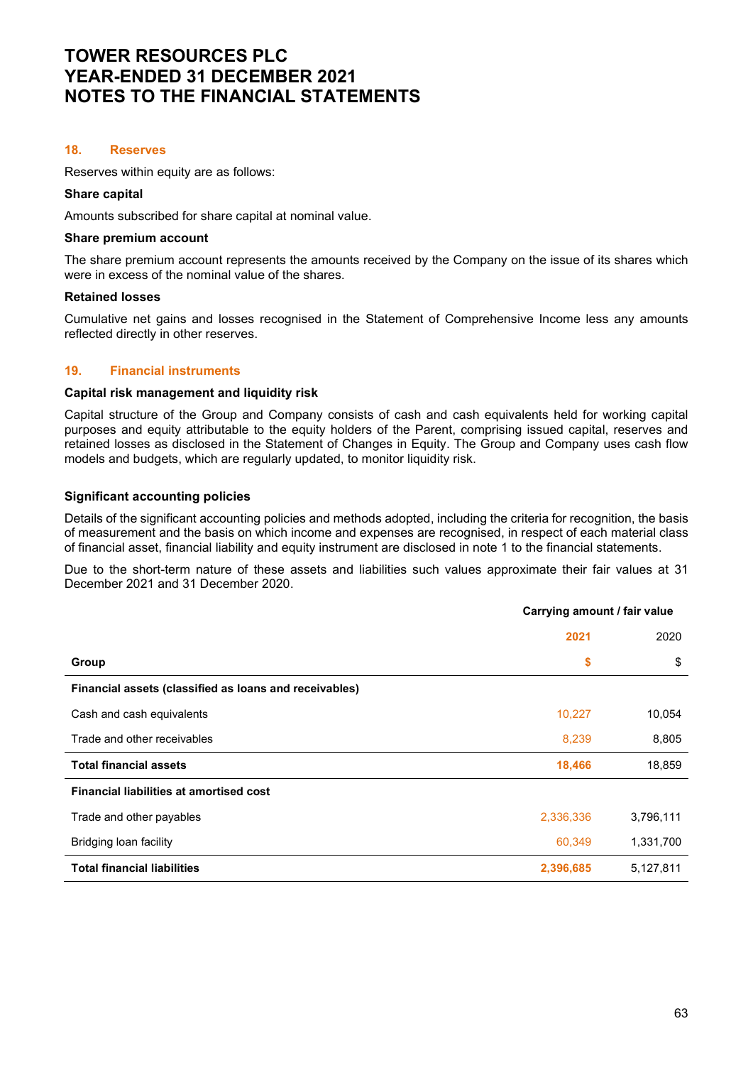# TOWER RESOURCES PLC
# YEAR-ENDED 31 DECEMBER 2021
# NOTES TO THE FINANCIAL STATEMENTS

## 18. Reserves

Reserves within equity are as follows:

**Share capital**

Amounts subscribed for share capital at nominal value.

**Share premium account**

The share premium account represents the amounts received by the Company on the issue of its shares which were in excess of the nominal value of the shares.

**Retained losses**

Cumulative net gains and losses recognised in the Statement of Comprehensive Income less any amounts reflected directly in other reserves.

## 19. Financial instruments

**Capital risk management and liquidity risk**

Capital structure of the Group and Company consists of cash and cash equivalents held for working capital purposes and equity attributable to the equity holders of the Parent, comprising issued capital, reserves and retained losses as disclosed in the Statement of Changes in Equity. The Group and Company uses cash flow models and budgets, which are regularly updated, to monitor liquidity risk.

**Significant accounting policies**

Details of the significant accounting policies and methods adopted, including the criteria for recognition, the basis of measurement and the basis on which income and expenses are recognised, in respect of each material class of financial asset, financial liability and equity instrument are disclosed in note 1 to the financial statements.

Due to the short-term nature of these assets and liabilities such values approximate their fair values at 31 December 2021 and 31 December 2020.

| | Carrying amount / fair value | |
|---|---|---|
| | **2021** | 2020 |
| **Group** | **$** | $ |
| **Financial assets (classified as loans and receivables)** | | |
| Cash and cash equivalents | 10,227 | 10,054 |
| Trade and other receivables | 8,239 | 8,805 |
| **Total financial assets** | **18,466** | 18,859 |
| **Financial liabilities at amortised cost** | | |
| Trade and other payables | 2,336,336 | 3,796,111 |
| Bridging loan facility | 60,349 | 1,331,700 |
| **Total financial liabilities** | **2,396,685** | 5,127,811 |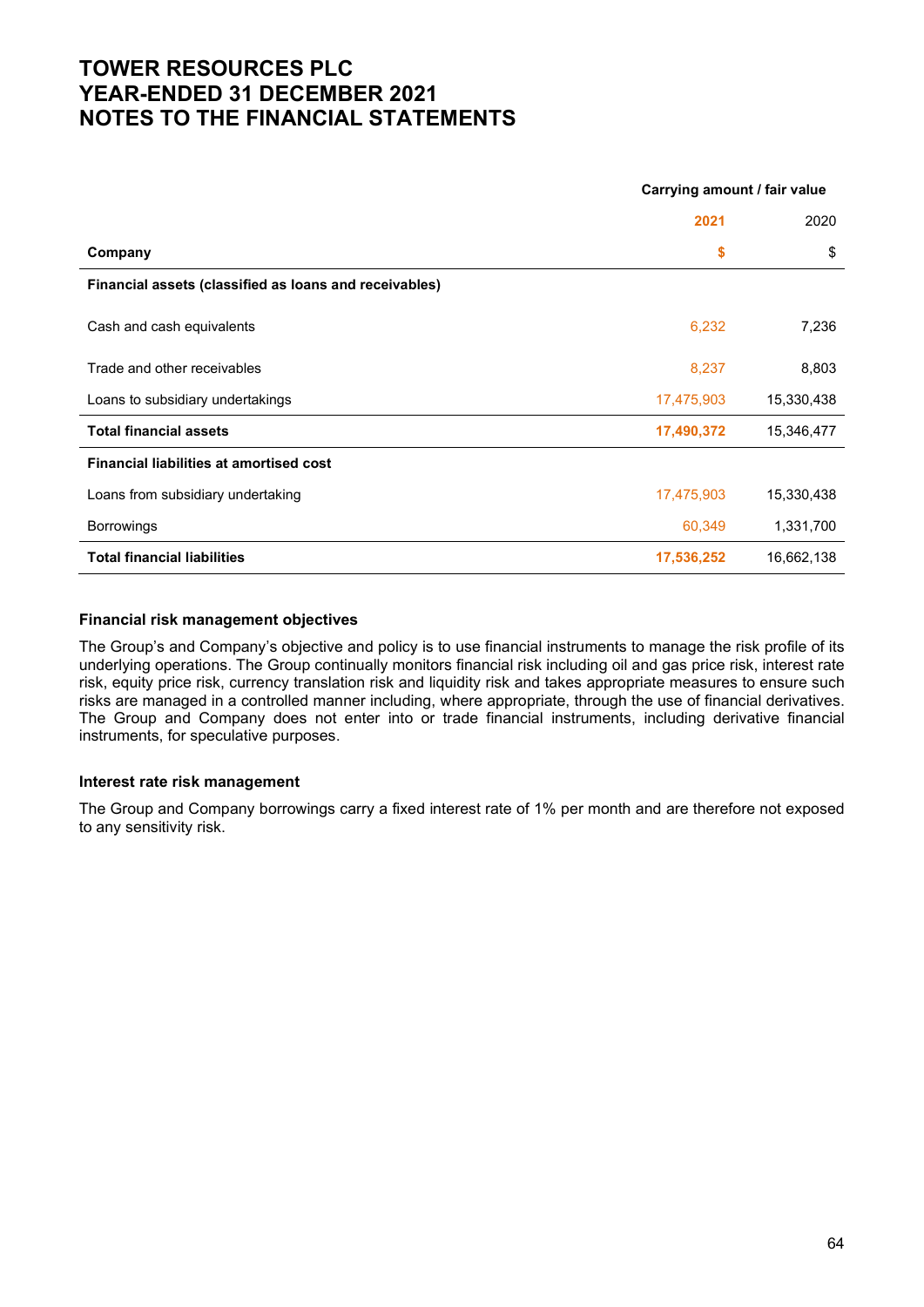|  | Carrying amount / fair value |  |
|---|---|---|
|  | **2021** | 2020 |
| **Company** | **$** | $ |
| **Financial assets (classified as loans and receivables)** |  |  |
| Cash and cash equivalents | 6,232 | 7,236 |
| Trade and other receivables | 8,237 | 8,803 |
| Loans to subsidiary undertakings | 17,475,903 | 15,330,438 |
| **Total financial assets** | **17,490,372** | 15,346,477 |
| **Financial liabilities at amortised cost** |  |  |
| Loans from subsidiary undertaking | 17,475,903 | 15,330,438 |
| Borrowings | 60,349 | 1,331,700 |
| **Total financial liabilities** | **17,536,252** | 16,662,138 |

### Financial risk management objectives

The Group's and Company's objective and policy is to use financial instruments to manage the risk profile of its underlying operations. The Group continually monitors financial risk including oil and gas price risk, interest rate risk, equity price risk, currency translation risk and liquidity risk and takes appropriate measures to ensure such risks are managed in a controlled manner including, where appropriate, through the use of financial derivatives. The Group and Company does not enter into or trade financial instruments, including derivative financial instruments, for speculative purposes.

### Interest rate risk management

The Group and Company borrowings carry a fixed interest rate of 1% per month and are therefore not exposed to any sensitivity risk.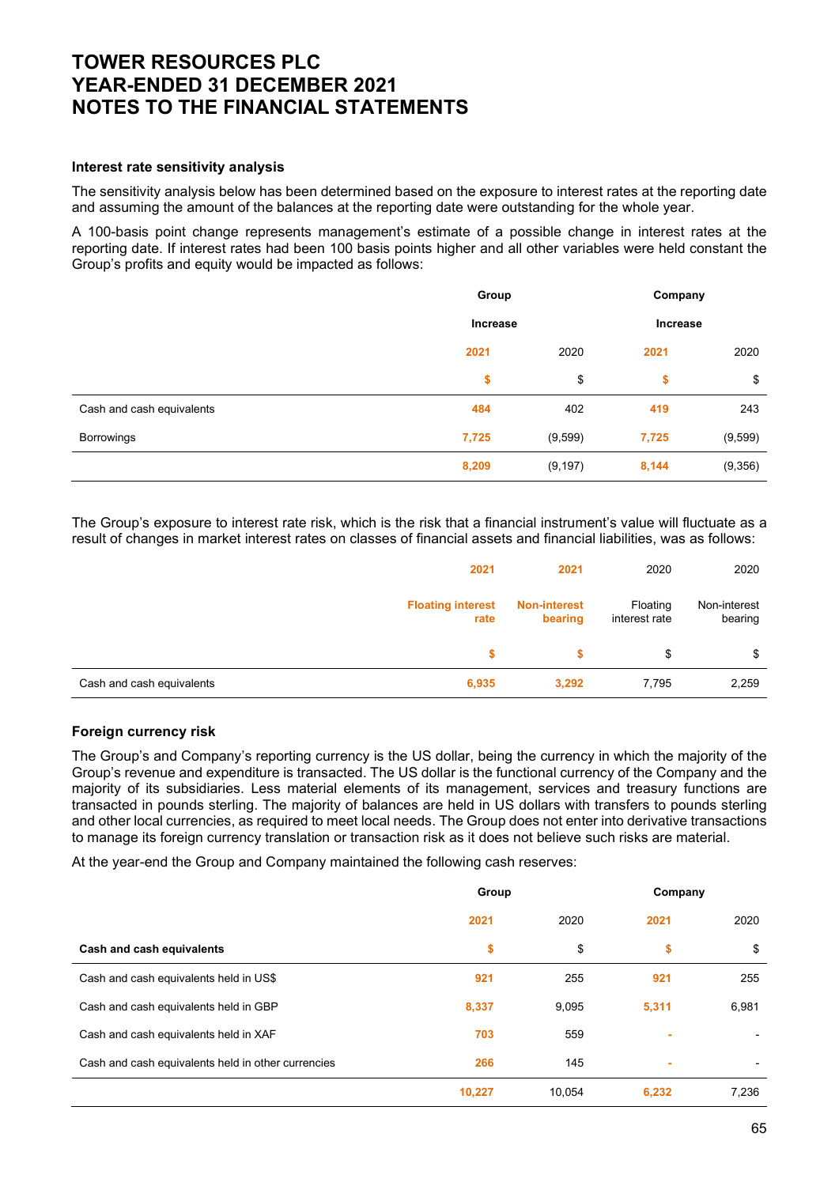# TOWER RESOURCES PLC
# YEAR-ENDED 31 DECEMBER 2021
# NOTES TO THE FINANCIAL STATEMENTS

**Interest rate sensitivity analysis**

The sensitivity analysis below has been determined based on the exposure to interest rates at the reporting date and assuming the amount of the balances at the reporting date were outstanding for the whole year.

A 100-basis point change represents management's estimate of a possible change in interest rates at the reporting date. If interest rates had been 100 basis points higher and all other variables were held constant the Group's profits and equity would be impacted as follows:

| | Group | | Company | |
|---|---|---|---|---|
| | Increase | | Increase | |
| | 2021 | 2020 | 2021 | 2020 |
| | $ | $ | $ | $ |
| Cash and cash equivalents | 484 | 402 | 419 | 243 |
| Borrowings | 7,725 | (9,599) | 7,725 | (9,599) |
| | 8,209 | (9,197) | 8,144 | (9,356) |

The Group's exposure to interest rate risk, which is the risk that a financial instrument's value will fluctuate as a result of changes in market interest rates on classes of financial assets and financial liabilities, was as follows:

| | 2021 | 2021 | 2020 | 2020 |
|---|---|---|---|---|
| | Floating interest rate | Non-interest bearing | Floating interest rate | Non-interest bearing |
| | $ | $ | $ | $ |
| Cash and cash equivalents | 6,935 | 3,292 | 7,795 | 2,259 |

**Foreign currency risk**

The Group's and Company's reporting currency is the US dollar, being the currency in which the majority of the Group's revenue and expenditure is transacted. The US dollar is the functional currency of the Company and the majority of its subsidiaries. Less material elements of its management, services and treasury functions are transacted in pounds sterling. The majority of balances are held in US dollars with transfers to pounds sterling and other local currencies, as required to meet local needs. The Group does not enter into derivative transactions to manage its foreign currency translation or transaction risk as it does not believe such risks are material.

At the year-end the Group and Company maintained the following cash reserves:

| | Group | | Company | |
|---|---|---|---|---|
| | 2021 | 2020 | 2021 | 2020 |
| **Cash and cash equivalents** | $ | $ | $ | $ |
| Cash and cash equivalents held in US$ | 921 | 255 | 921 | 255 |
| Cash and cash equivalents held in GBP | 8,337 | 9,095 | 5,311 | 6,981 |
| Cash and cash equivalents held in XAF | 703 | 559 | - | - |
| Cash and cash equivalents held in other currencies | 266 | 145 | - | - |
| | 10,227 | 10,054 | 6,232 | 7,236 |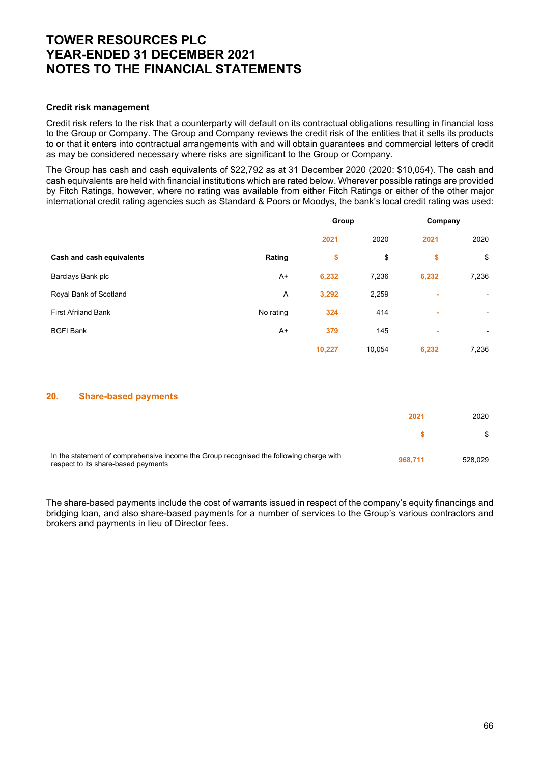### Credit risk management

Credit risk refers to the risk that a counterparty will default on its contractual obligations resulting in financial loss to the Group or Company. The Group and Company reviews the credit risk of the entities that it sells its products to or that it enters into contractual arrangements with and will obtain guarantees and commercial letters of credit as may be considered necessary where risks are significant to the Group or Company.

The Group has cash and cash equivalents of $22,792 as at 31 December 2020 (2020: $10,054). The cash and cash equivalents are held with financial institutions which are rated below. Wherever possible ratings are provided by Fitch Ratings, however, where no rating was available from either Fitch Ratings or either of the other major international credit rating agencies such as Standard & Poors or Moodys, the bank's local credit rating was used:

| | | Group | | Company | |
|---|---|---|---|---|---|
| | | 2021 | 2020 | 2021 | 2020 |
| **Cash and cash equivalents** | **Rating** | $ | $ | $ | $ |
| Barclays Bank plc | A+ | 6,232 | 7,236 | 6,232 | 7,236 |
| Royal Bank of Scotland | A | 3,292 | 2,259 | - | - |
| First Afriland Bank | No rating | 324 | 414 | - | - |
| BGFI Bank | A+ | 379 | 145 | - | - |
| | | 10,227 | 10,054 | 6,232 | 7,236 |

## 20. Share-based payments

| | 2021 | 2020 |
|---|---|---|
| | $ | $ |
| In the statement of comprehensive income the Group recognised the following charge with respect to its share-based payments | 968,711 | 528,029 |

The share-based payments include the cost of warrants issued in respect of the company's equity financings and bridging loan, and also share-based payments for a number of services to the Group's various contractors and brokers and payments in lieu of Director fees.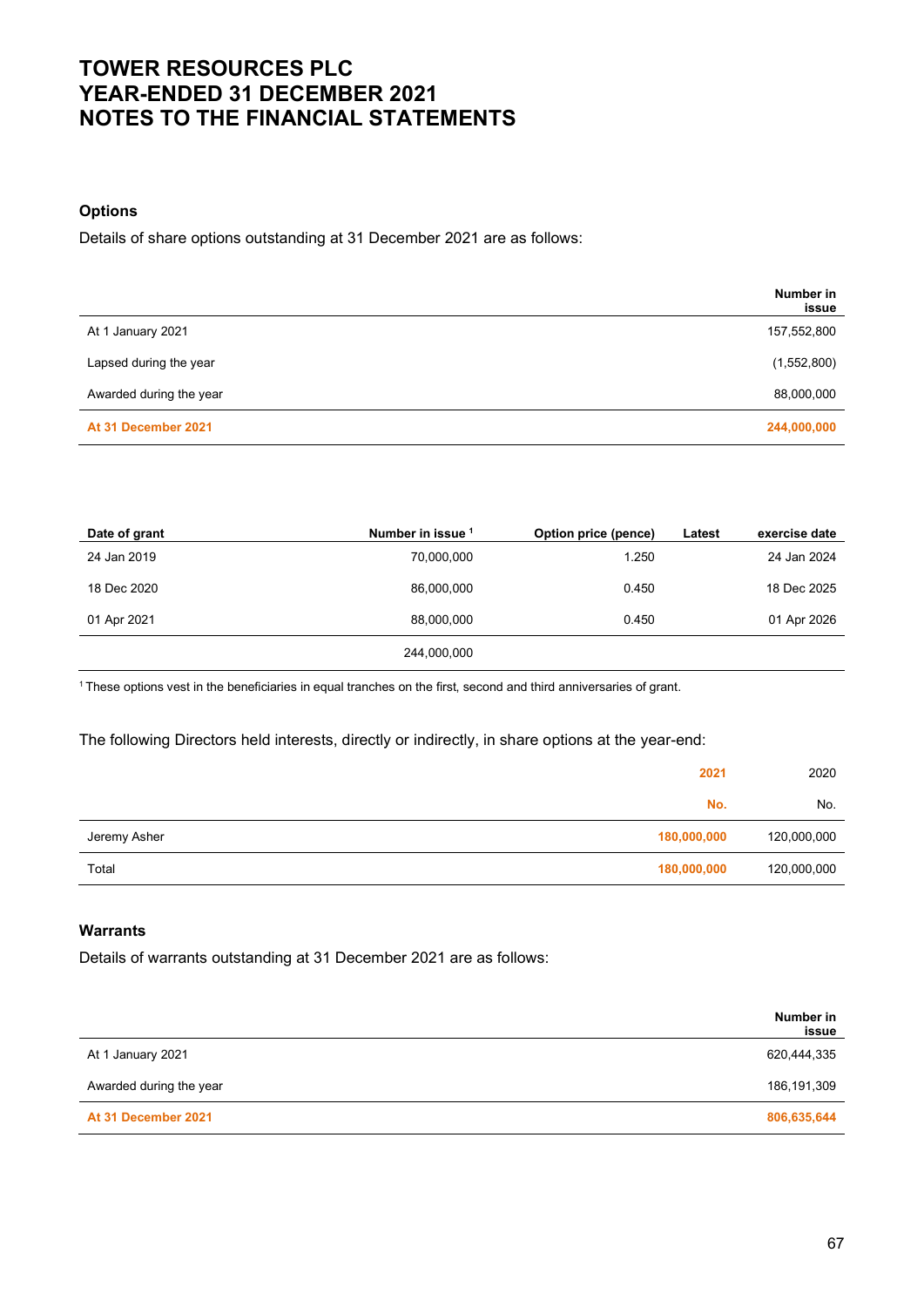# TOWER RESOURCES PLC
# YEAR-ENDED 31 DECEMBER 2021
# NOTES TO THE FINANCIAL STATEMENTS

### Options

Details of share options outstanding at 31 December 2021 are as follows:

| | Number in issue |
|---|---|
| At 1 January 2021 | 157,552,800 |
| Lapsed during the year | (1,552,800) |
| Awarded during the year | 88,000,000 |
| **At 31 December 2021** | **244,000,000** |

| Date of grant | Number in issue [1] | Option price (pence) | Latest exercise date |
|---|---|---|---|
| 24 Jan 2019 | 70,000,000 | 1.250 | 24 Jan 2024 |
| 18 Dec 2020 | 86,000,000 | 0.450 | 18 Dec 2025 |
| 01 Apr 2021 | 88,000,000 | 0.450 | 01 Apr 2026 |
| | 244,000,000 | | |

[1] These options vest in the beneficiaries in equal tranches on the first, second and third anniversaries of grant.

The following Directors held interests, directly or indirectly, in share options at the year-end:

| | 2021 | 2020 |
|---|---|---|
| | No. | No. |
| Jeremy Asher | 180,000,000 | 120,000,000 |
| Total | 180,000,000 | 120,000,000 |

### Warrants

Details of warrants outstanding at 31 December 2021 are as follows:

| | Number in issue |
|---|---|
| At 1 January 2021 | 620,444,335 |
| Awarded during the year | 186,191,309 |
| **At 31 December 2021** | **806,635,644** |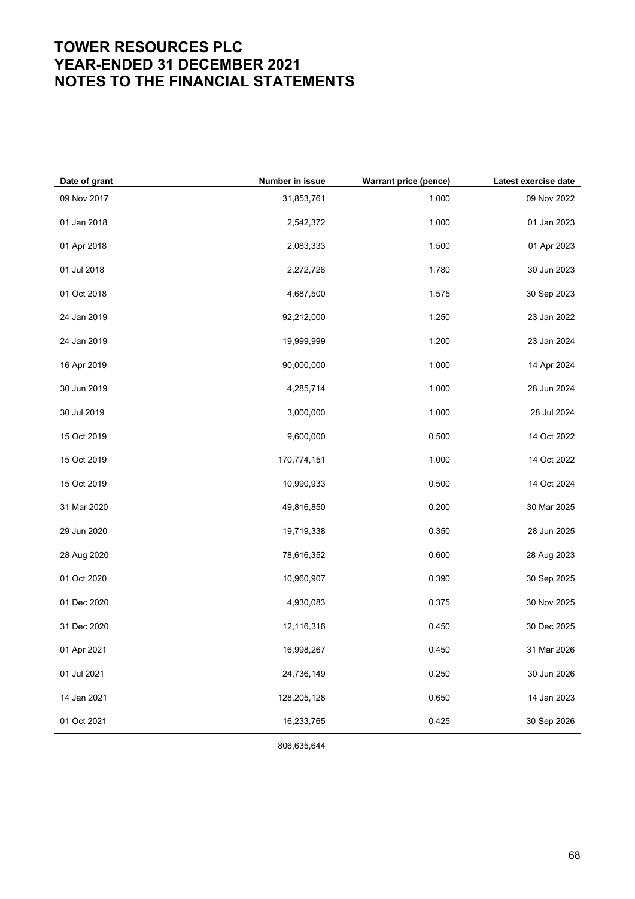# TOWER RESOURCES PLC
# YEAR-ENDED 31 DECEMBER 2021
# NOTES TO THE FINANCIAL STATEMENTS

| Date of grant | Number in issue | Warrant price (pence) | Latest exercise date |
|---|---|---|---|
| 09 Nov 2017 | 31,853,761 | 1.000 | 09 Nov 2022 |
| 01 Jan 2018 | 2,542,372 | 1.000 | 01 Jan 2023 |
| 01 Apr 2018 | 2,083,333 | 1.500 | 01 Apr 2023 |
| 01 Jul 2018 | 2,272,726 | 1.780 | 30 Jun 2023 |
| 01 Oct 2018 | 4,687,500 | 1.575 | 30 Sep 2023 |
| 24 Jan 2019 | 92,212,000 | 1.250 | 23 Jan 2022 |
| 24 Jan 2019 | 19,999,999 | 1.200 | 23 Jan 2024 |
| 16 Apr 2019 | 90,000,000 | 1.000 | 14 Apr 2024 |
| 30 Jun 2019 | 4,285,714 | 1.000 | 28 Jun 2024 |
| 30 Jul 2019 | 3,000,000 | 1.000 | 28 Jul 2024 |
| 15 Oct 2019 | 9,600,000 | 0.500 | 14 Oct 2022 |
| 15 Oct 2019 | 170,774,151 | 1.000 | 14 Oct 2022 |
| 15 Oct 2019 | 10,990,933 | 0.500 | 14 Oct 2024 |
| 31 Mar 2020 | 49,816,850 | 0.200 | 30 Mar 2025 |
| 29 Jun 2020 | 19,719,338 | 0.350 | 28 Jun 2025 |
| 28 Aug 2020 | 78,616,352 | 0.600 | 28 Aug 2023 |
| 01 Oct 2020 | 10,960,907 | 0.390 | 30 Sep 2025 |
| 01 Dec 2020 | 4,930,083 | 0.375 | 30 Nov 2025 |
| 31 Dec 2020 | 12,116,316 | 0.450 | 30 Dec 2025 |
| 01 Apr 2021 | 16,998,267 | 0.450 | 31 Mar 2026 |
| 01 Jul 2021 | 24,736,149 | 0.250 | 30 Jun 2026 |
| 14 Jan 2021 | 128,205,128 | 0.650 | 14 Jan 2023 |
| 01 Oct 2021 | 16,233,765 | 0.425 | 30 Sep 2026 |
| | 806,635,644 | | |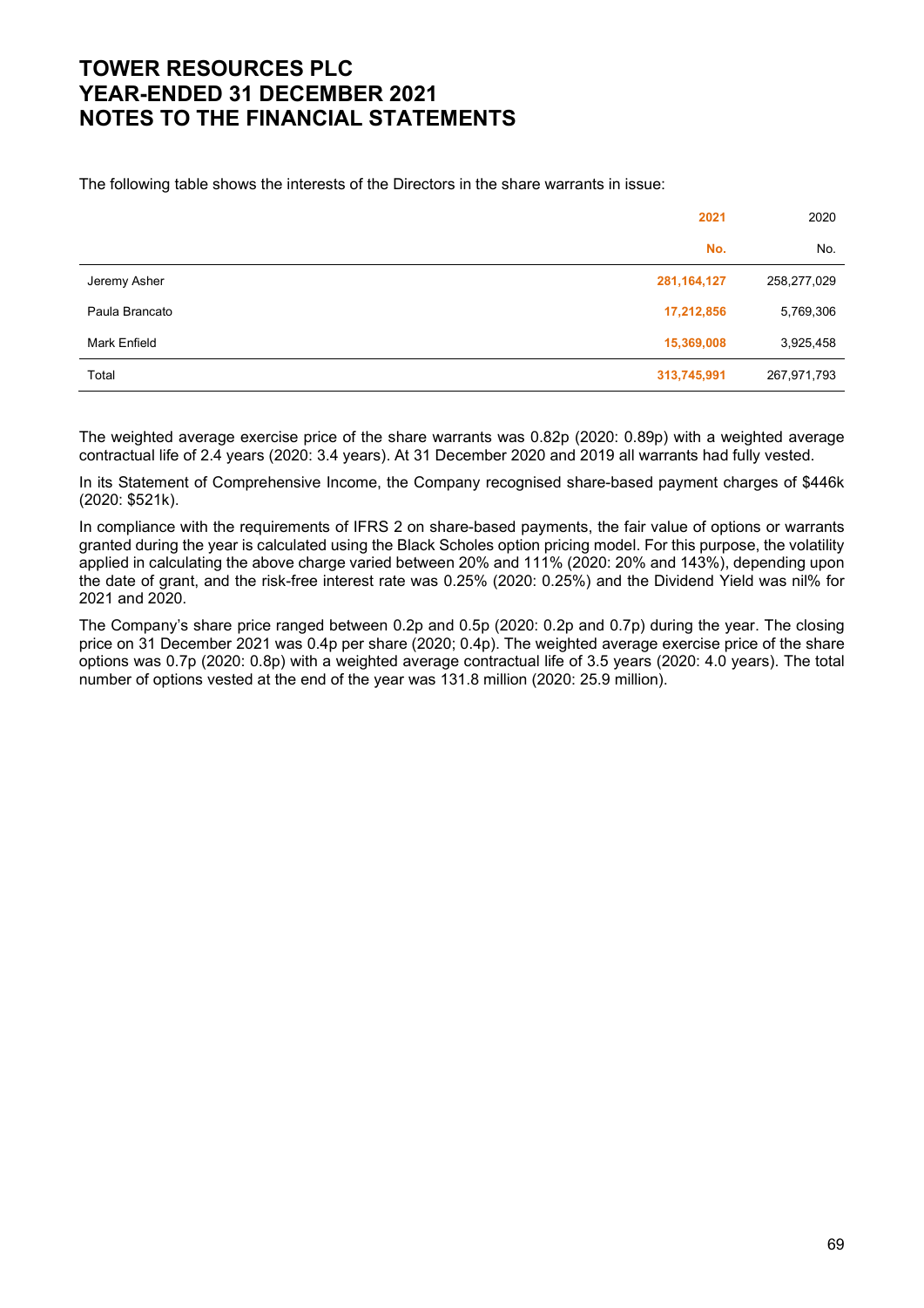# TOWER RESOURCES PLC
# YEAR-ENDED 31 DECEMBER 2021
# NOTES TO THE FINANCIAL STATEMENTS

The following table shows the interests of the Directors in the share warrants in issue:

| | 2021 | 2020 |
|---|---|---|
| | No. | No. |
| Jeremy Asher | 281,164,127 | 258,277,029 |
| Paula Brancato | 17,212,856 | 5,769,306 |
| Mark Enfield | 15,369,008 | 3,925,458 |
| Total | 313,745,991 | 267,971,793 |

The weighted average exercise price of the share warrants was 0.82p (2020: 0.89p) with a weighted average contractual life of 2.4 years (2020: 3.4 years). At 31 December 2020 and 2019 all warrants had fully vested.

In its Statement of Comprehensive Income, the Company recognised share-based payment charges of $446k (2020: $521k).

In compliance with the requirements of IFRS 2 on share-based payments, the fair value of options or warrants granted during the year is calculated using the Black Scholes option pricing model. For this purpose, the volatility applied in calculating the above charge varied between 20% and 111% (2020: 20% and 143%), depending upon the date of grant, and the risk-free interest rate was 0.25% (2020: 0.25%) and the Dividend Yield was nil% for 2021 and 2020.

The Company's share price ranged between 0.2p and 0.5p (2020: 0.2p and 0.7p) during the year. The closing price on 31 December 2021 was 0.4p per share (2020; 0.4p). The weighted average exercise price of the share options was 0.7p (2020: 0.8p) with a weighted average contractual life of 3.5 years (2020: 4.0 years). The total number of options vested at the end of the year was 131.8 million (2020: 25.9 million).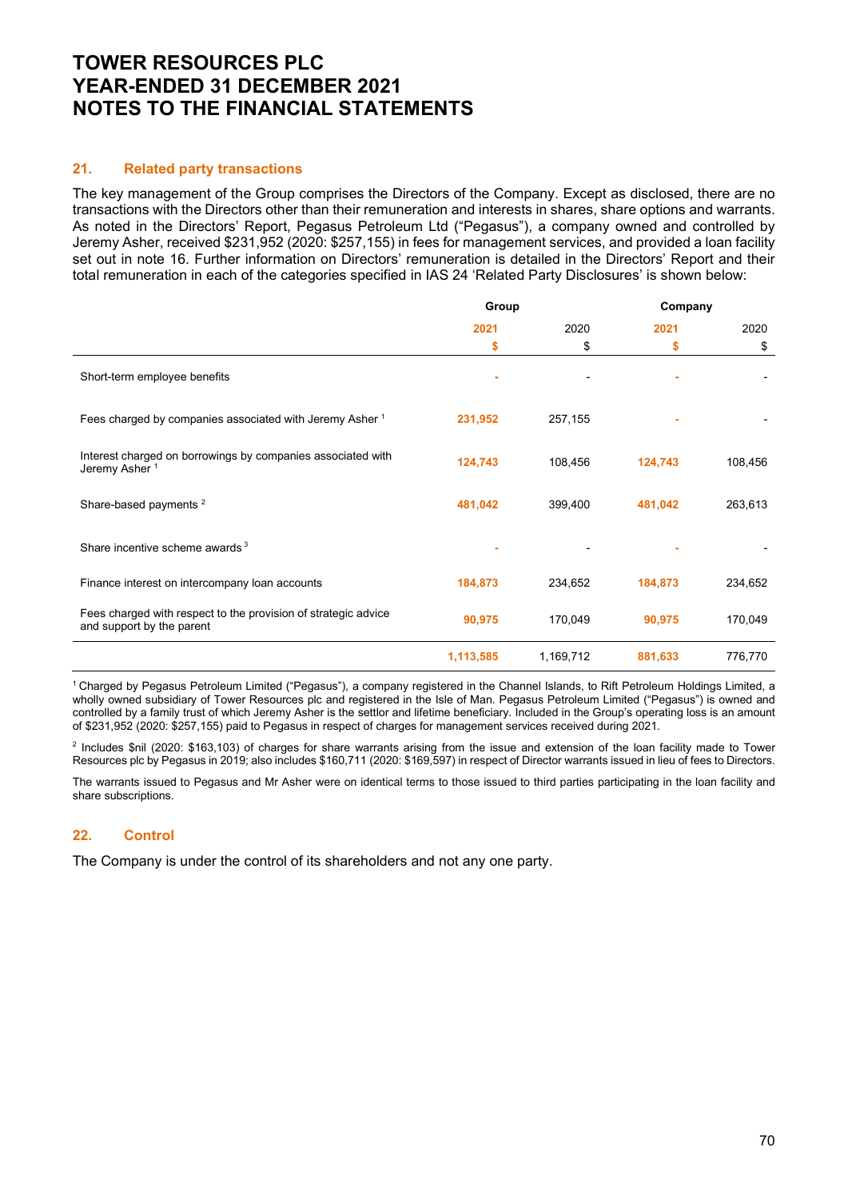# TOWER RESOURCES PLC
# YEAR-ENDED 31 DECEMBER 2021
# NOTES TO THE FINANCIAL STATEMENTS

## 21. Related party transactions

The key management of the Group comprises the Directors of the Company. Except as disclosed, there are no transactions with the Directors other than their remuneration and interests in shares, share options and warrants. As noted in the Directors' Report, Pegasus Petroleum Ltd ("Pegasus"), a company owned and controlled by Jeremy Asher, received $231,952 (2020: $257,155) in fees for management services, and provided a loan facility set out in note 16. Further information on Directors' remuneration is detailed in the Directors' Report and their total remuneration in each of the categories specified in IAS 24 'Related Party Disclosures' is shown below:

| | Group | | Company | |
|---|---|---|---|---|
| | 2021 | 2020 | 2021 | 2020 |
| | $ | $ | $ | $ |
| Short-term employee benefits | - | - | - | - |
| Fees charged by companies associated with Jeremy Asher [1] | 231,952 | 257,155 | - | - |
| Interest charged on borrowings by companies associated with Jeremy Asher [1] | 124,743 | 108,456 | 124,743 | 108,456 |
| Share-based payments [2] | 481,042 | 399,400 | 481,042 | 263,613 |
| Share incentive scheme awards [3] | - | - | - | - |
| Finance interest on intercompany loan accounts | 184,873 | 234,652 | 184,873 | 234,652 |
| Fees charged with respect to the provision of strategic advice and support by the parent | 90,975 | 170,049 | 90,975 | 170,049 |
| | 1,113,585 | 1,169,712 | 881,633 | 776,770 |

[1] Charged by Pegasus Petroleum Limited ("Pegasus"), a company registered in the Channel Islands, to Rift Petroleum Holdings Limited, a wholly owned subsidiary of Tower Resources plc and registered in the Isle of Man. Pegasus Petroleum Limited ("Pegasus") is owned and controlled by a family trust of which Jeremy Asher is the settlor and lifetime beneficiary. Included in the Group's operating loss is an amount of $231,952 (2020: $257,155) paid to Pegasus in respect of charges for management services received during 2021.

[2] Includes $nil (2020: $163,103) of charges for share warrants arising from the issue and extension of the loan facility made to Tower Resources plc by Pegasus in 2019; also includes $160,711 (2020: $169,597) in respect of Director warrants issued in lieu of fees to Directors.

The warrants issued to Pegasus and Mr Asher were on identical terms to those issued to third parties participating in the loan facility and share subscriptions.

## 22. Control

The Company is under the control of its shareholders and not any one party.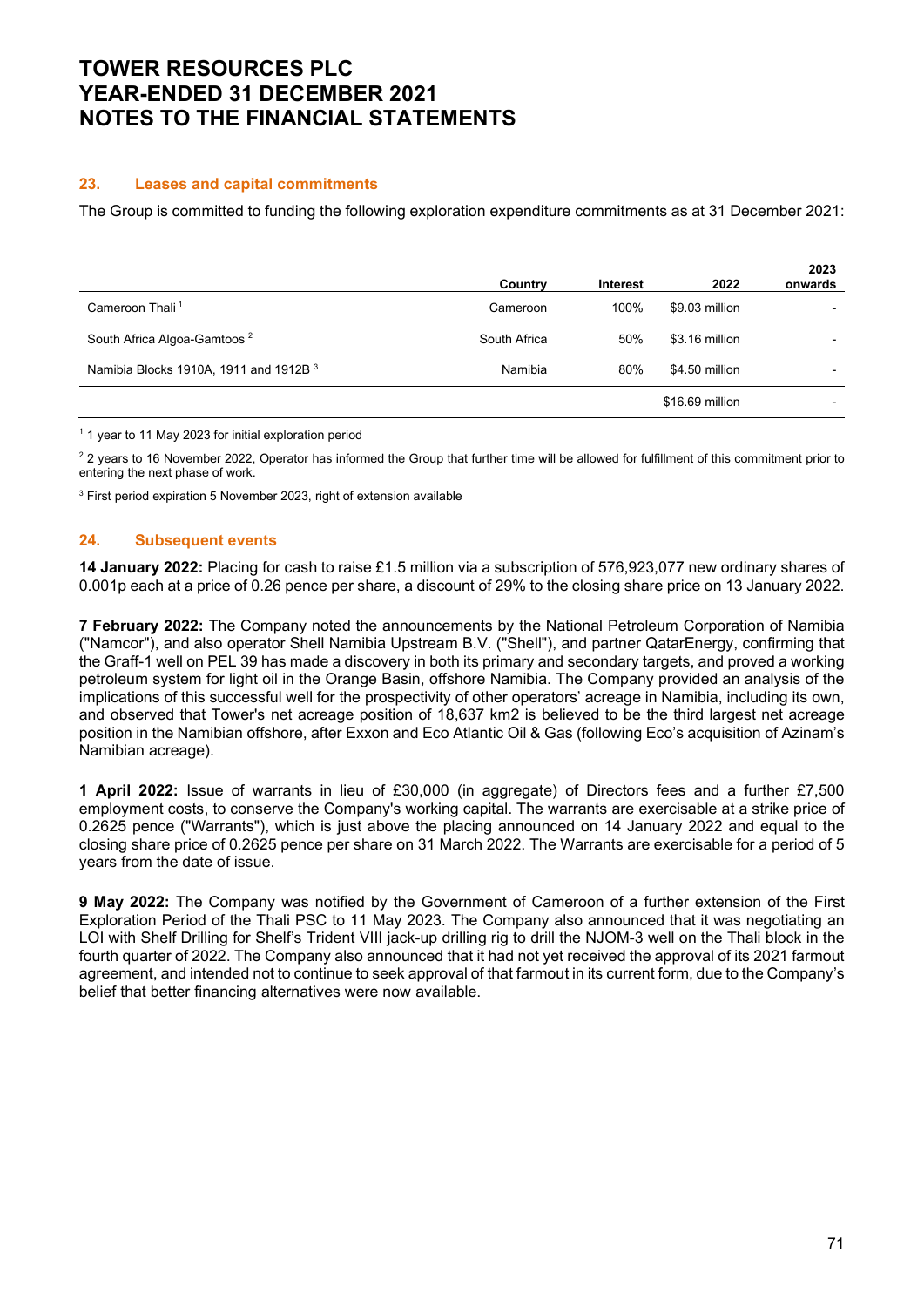# TOWER RESOURCES PLC
# YEAR-ENDED 31 DECEMBER 2021
# NOTES TO THE FINANCIAL STATEMENTS

### 23. Leases and capital commitments

The Group is committed to funding the following exploration expenditure commitments as at 31 December 2021:

| | Country | Interest | 2022 | 2023 onwards |
|---|---|---|---|---|
| Cameroon Thali [1] | Cameroon | 100% | \$9.03 million | - |
| South Africa Algoa-Gamtoos [2] | South Africa | 50% | \$3.16 million | - |
| Namibia Blocks 1910A, 1911 and 1912B [3] | Namibia | 80% | \$4.50 million | - |
| | | | \$16.69 million | - |

[1] 1 year to 11 May 2023 for initial exploration period

[2] 2 years to 16 November 2022, Operator has informed the Group that further time will be allowed for fulfillment of this commitment prior to entering the next phase of work.

[3] First period expiration 5 November 2023, right of extension available

### 24. Subsequent events

**14 January 2022:** Placing for cash to raise £1.5 million via a subscription of 576,923,077 new ordinary shares of 0.001p each at a price of 0.26 pence per share, a discount of 29% to the closing share price on 13 January 2022.

**7 February 2022:** The Company noted the announcements by the National Petroleum Corporation of Namibia ("Namcor"), and also operator Shell Namibia Upstream B.V. ("Shell"), and partner QatarEnergy, confirming that the Graff-1 well on PEL 39 has made a discovery in both its primary and secondary targets, and proved a working petroleum system for light oil in the Orange Basin, offshore Namibia. The Company provided an analysis of the implications of this successful well for the prospectivity of other operators' acreage in Namibia, including its own, and observed that Tower's net acreage position of 18,637 km2 is believed to be the third largest net acreage position in the Namibian offshore, after Exxon and Eco Atlantic Oil & Gas (following Eco's acquisition of Azinam's Namibian acreage).

**1 April 2022:** Issue of warrants in lieu of £30,000 (in aggregate) of Directors fees and a further £7,500 employment costs, to conserve the Company's working capital. The warrants are exercisable at a strike price of 0.2625 pence ("Warrants"), which is just above the placing announced on 14 January 2022 and equal to the closing share price of 0.2625 pence per share on 31 March 2022. The Warrants are exercisable for a period of 5 years from the date of issue.

**9 May 2022:** The Company was notified by the Government of Cameroon of a further extension of the First Exploration Period of the Thali PSC to 11 May 2023. The Company also announced that it was negotiating an LOI with Shelf Drilling for Shelf's Trident VIII jack-up drilling rig to drill the NJOM-3 well on the Thali block in the fourth quarter of 2022. The Company also announced that it had not yet received the approval of its 2021 farmout agreement, and intended not to continue to seek approval of that farmout in its current form, due to the Company's belief that better financing alternatives were now available.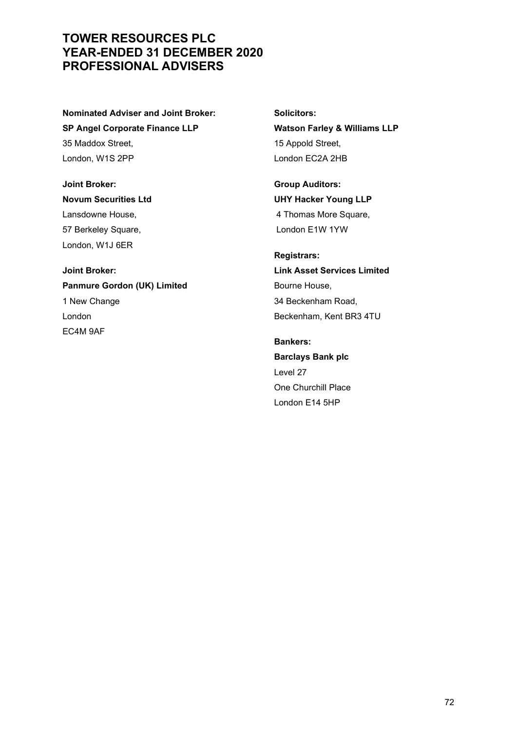# TOWER RESOURCES PLC
# YEAR-ENDED 31 DECEMBER 2020
# PROFESSIONAL ADVISERS

**Nominated Adviser and Joint Broker:**
**SP Angel Corporate Finance LLP**
35 Maddox Street,
London, W1S 2PP

**Joint Broker:**
**Novum Securities Ltd**
Lansdowne House,
57 Berkeley Square,
London, W1J 6ER

**Joint Broker:**
**Panmure Gordon (UK) Limited**
1 New Change
London
EC4M 9AF

**Solicitors:**
**Watson Farley & Williams LLP**
15 Appold Street,
London EC2A 2HB

**Group Auditors:**
**UHY Hacker Young LLP**
4 Thomas More Square,
London E1W 1YW

**Registrars:**
**Link Asset Services Limited**
Bourne House,
34 Beckenham Road,
Beckenham, Kent BR3 4TU

**Bankers:**
**Barclays Bank plc**
Level 27
One Churchill Place
London E14 5HP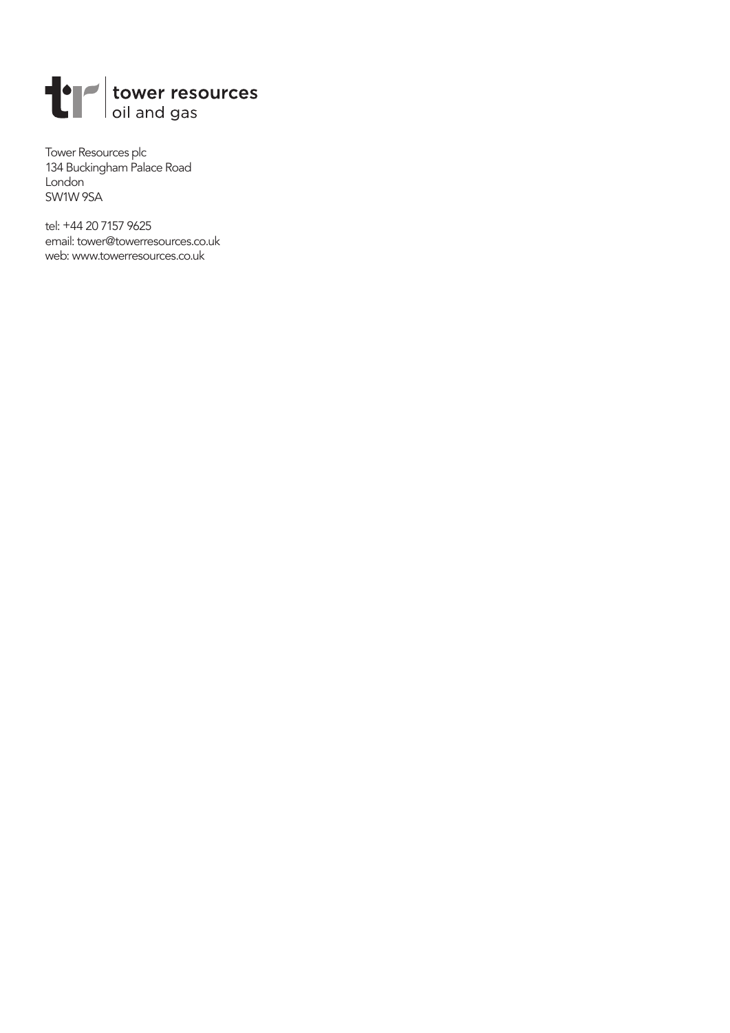tower resources
oil and gas

Tower Resources plc
134 Buckingham Palace Road
London
SW1W 9SA

tel: +44 20 7157 9625
email: tower@towerresources.co.uk
web: www.towerresources.co.uk